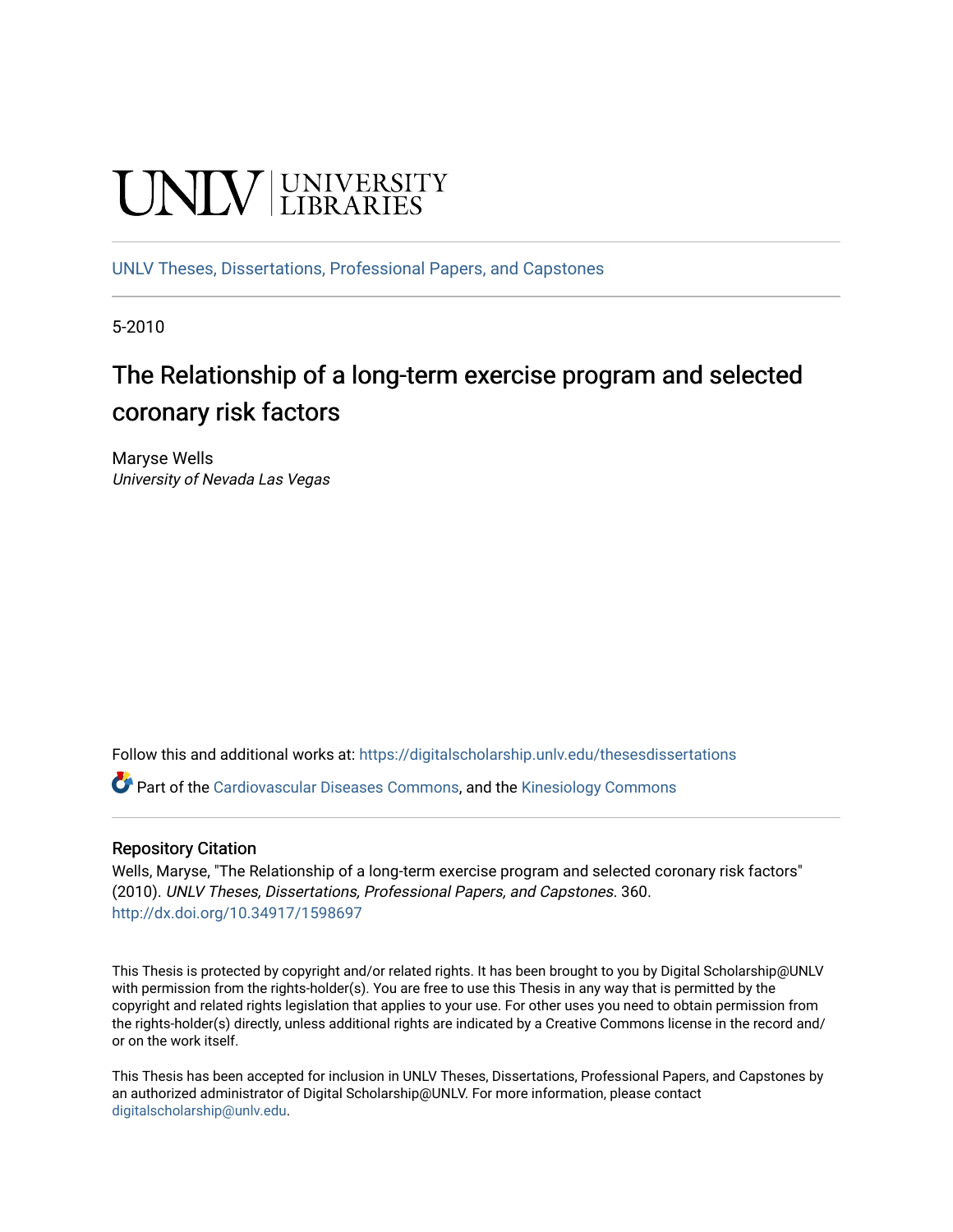UNLV | UNIVERSITY LIBRARIES

UNLV Theses, Dissertations, Professional Papers, and Capstones

5-2010

# The Relationship of a long-term exercise program and selected coronary risk factors

Maryse Wells
*University of Nevada Las Vegas*

Follow this and additional works at: https://digitalscholarship.unlv.edu/thesesdissertations

Part of the Cardiovascular Diseases Commons, and the Kinesiology Commons

## Repository Citation

Wells, Maryse, "The Relationship of a long-term exercise program and selected coronary risk factors" (2010). *UNLV Theses, Dissertations, Professional Papers, and Capstones*. 360.
http://dx.doi.org/10.34917/1598697

This Thesis is protected by copyright and/or related rights. It has been brought to you by Digital Scholarship@UNLV with permission from the rights-holder(s). You are free to use this Thesis in any way that is permitted by the copyright and related rights legislation that applies to your use. For other uses you need to obtain permission from the rights-holder(s) directly, unless additional rights are indicated by a Creative Commons license in the record and/or on the work itself.

This Thesis has been accepted for inclusion in UNLV Theses, Dissertations, Professional Papers, and Capstones by an authorized administrator of Digital Scholarship@UNLV. For more information, please contact digitalscholarship@unlv.edu.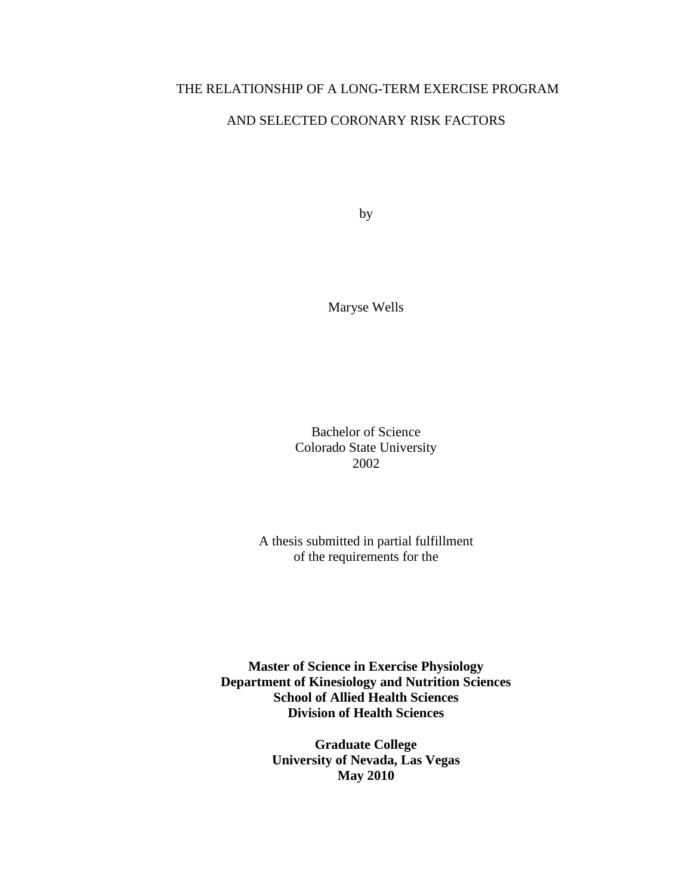THE RELATIONSHIP OF A LONG-TERM EXERCISE PROGRAM

AND SELECTED CORONARY RISK FACTORS

by

Maryse Wells

Bachelor of Science
Colorado State University
2002

A thesis submitted in partial fulfillment
of the requirements for the

**Master of Science in Exercise Physiology**
**Department of Kinesiology and Nutrition Sciences**
**School of Allied Health Sciences**
**Division of Health Sciences**

**Graduate College**
**University of Nevada, Las Vegas**
**May 2010**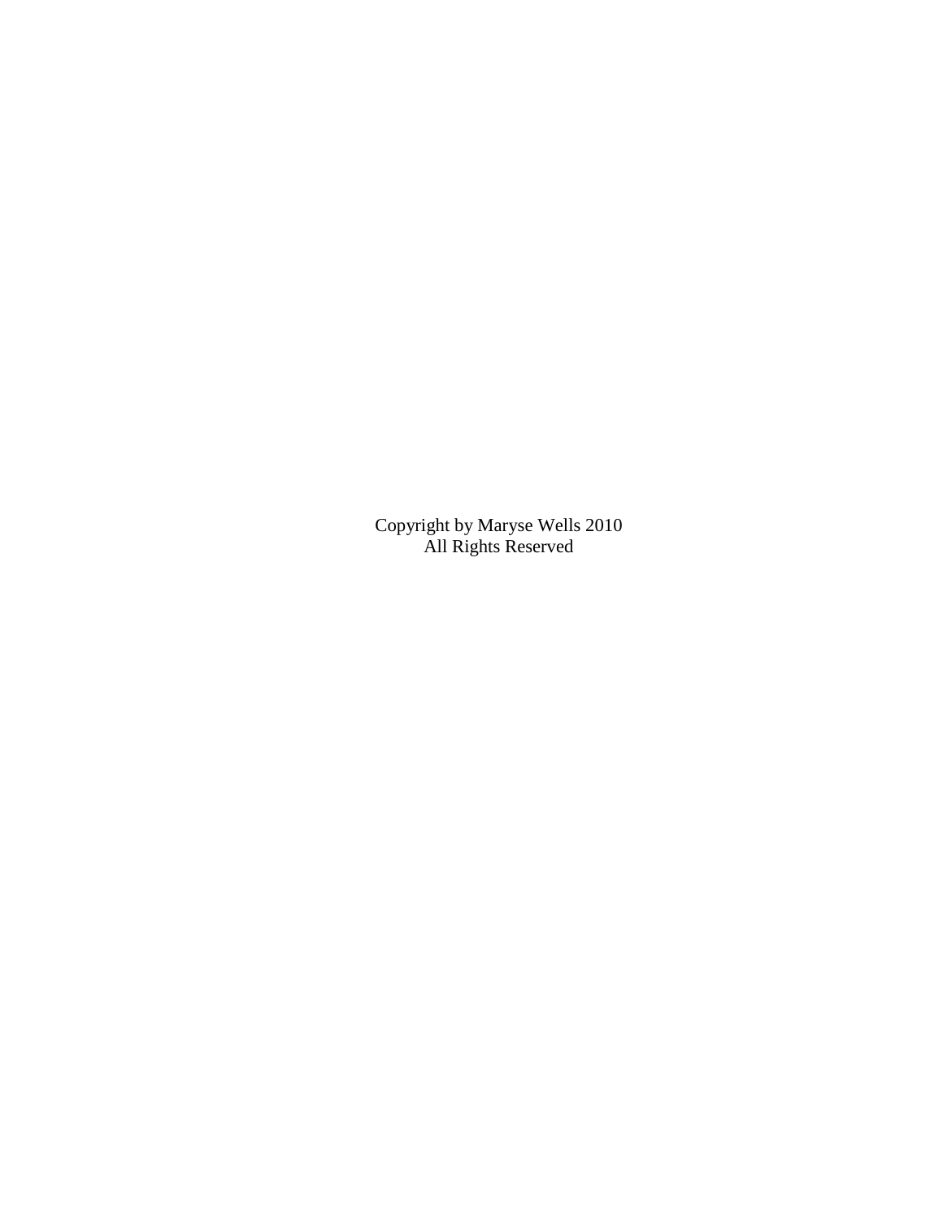Copyright by Maryse Wells 2010
All Rights Reserved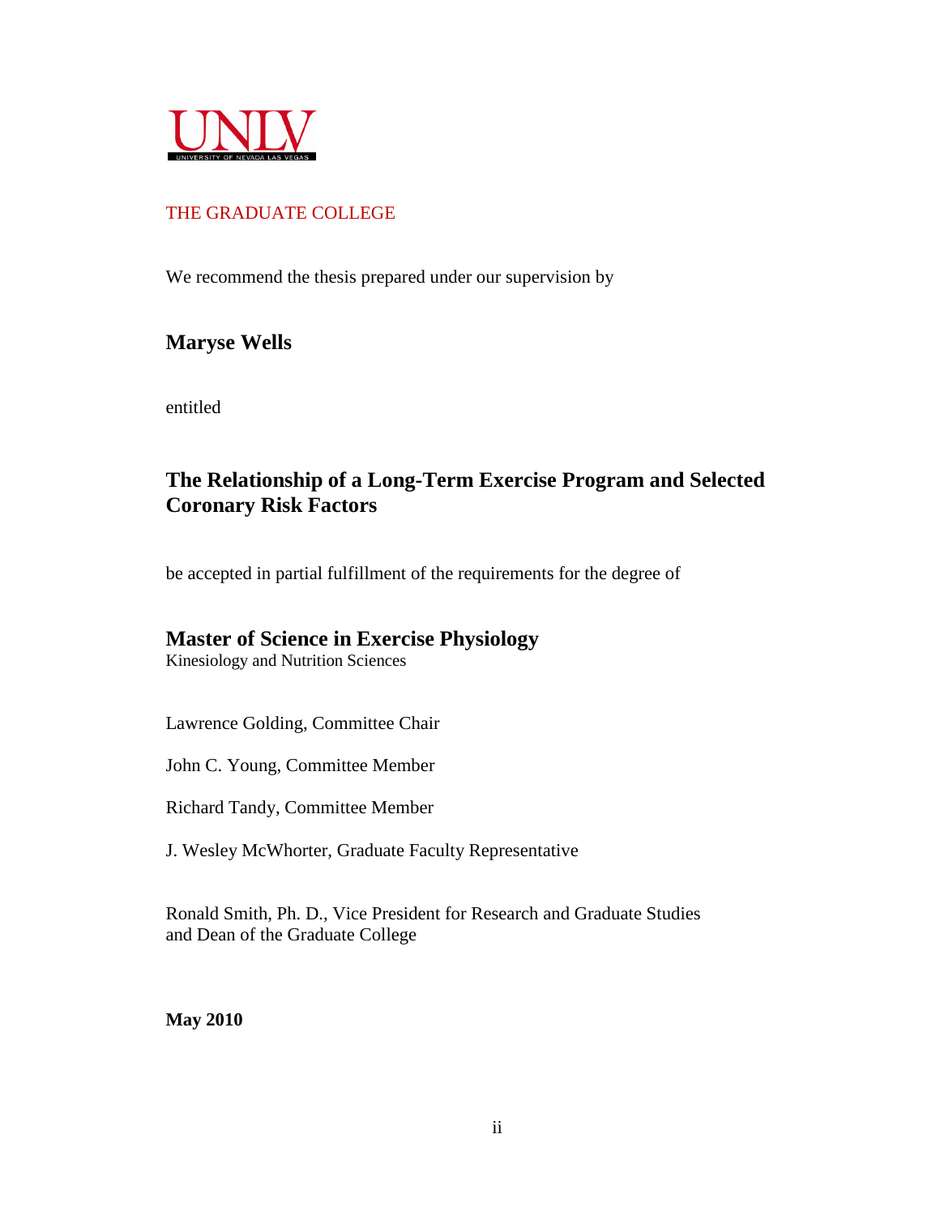UNLV
UNIVERSITY OF NEVADA LAS VEGAS

THE GRADUATE COLLEGE

We recommend the thesis prepared under our supervision by

**Maryse Wells**

entitled

**The Relationship of a Long-Term Exercise Program and Selected Coronary Risk Factors**

be accepted in partial fulfillment of the requirements for the degree of

**Master of Science in Exercise Physiology**
Kinesiology and Nutrition Sciences

Lawrence Golding, Committee Chair

John C. Young, Committee Member

Richard Tandy, Committee Member

J. Wesley McWhorter, Graduate Faculty Representative

Ronald Smith, Ph. D., Vice President for Research and Graduate Studies
and Dean of the Graduate College

**May 2010**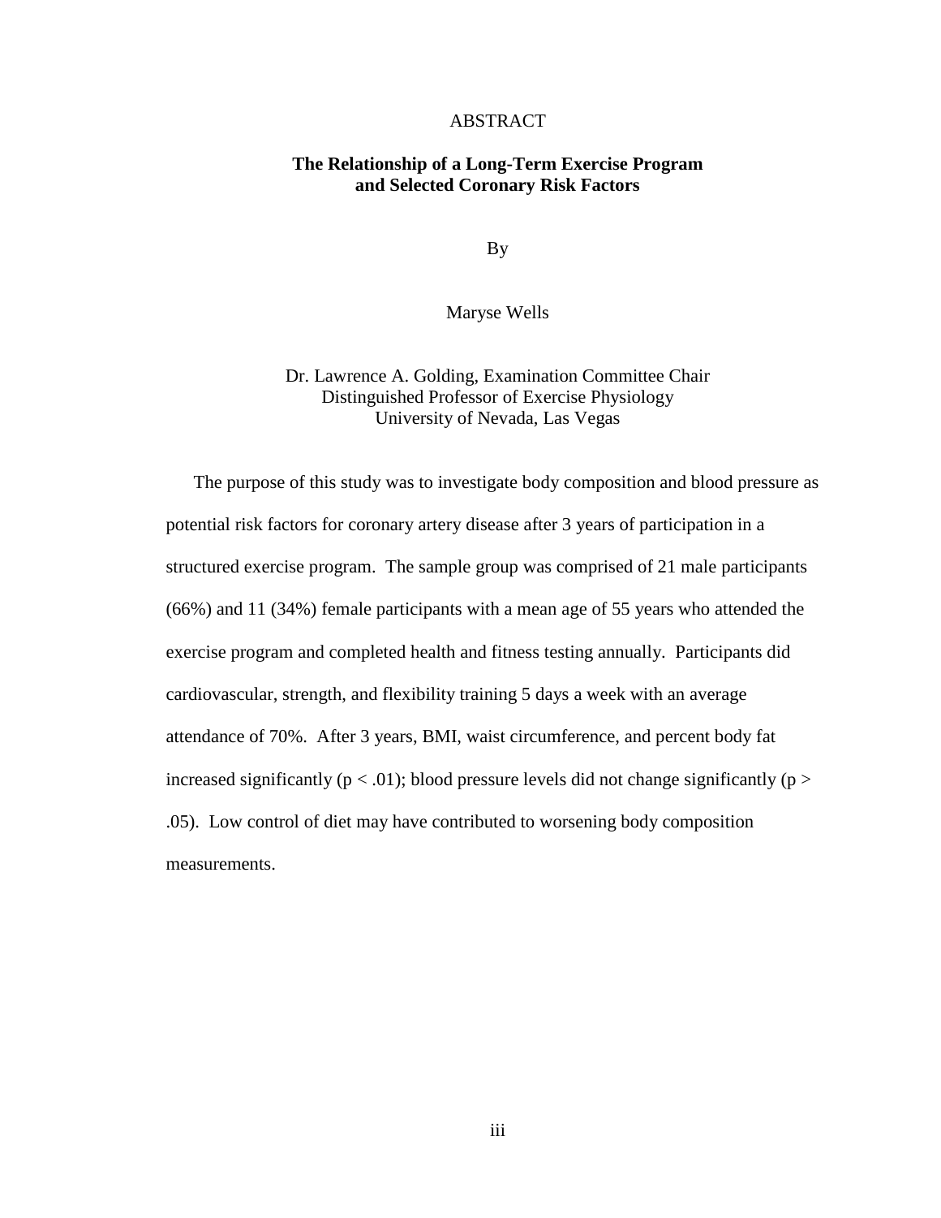# ABSTRACT

## The Relationship of a Long-Term Exercise Program and Selected Coronary Risk Factors

By

Maryse Wells

Dr. Lawrence A. Golding, Examination Committee Chair
Distinguished Professor of Exercise Physiology
University of Nevada, Las Vegas

The purpose of this study was to investigate body composition and blood pressure as potential risk factors for coronary artery disease after 3 years of participation in a structured exercise program. The sample group was comprised of 21 male participants (66%) and 11 (34%) female participants with a mean age of 55 years who attended the exercise program and completed health and fitness testing annually. Participants did cardiovascular, strength, and flexibility training 5 days a week with an average attendance of 70%. After 3 years, BMI, waist circumference, and percent body fat increased significantly ($p < .01$); blood pressure levels did not change significantly ($p > .05$). Low control of diet may have contributed to worsening body composition measurements.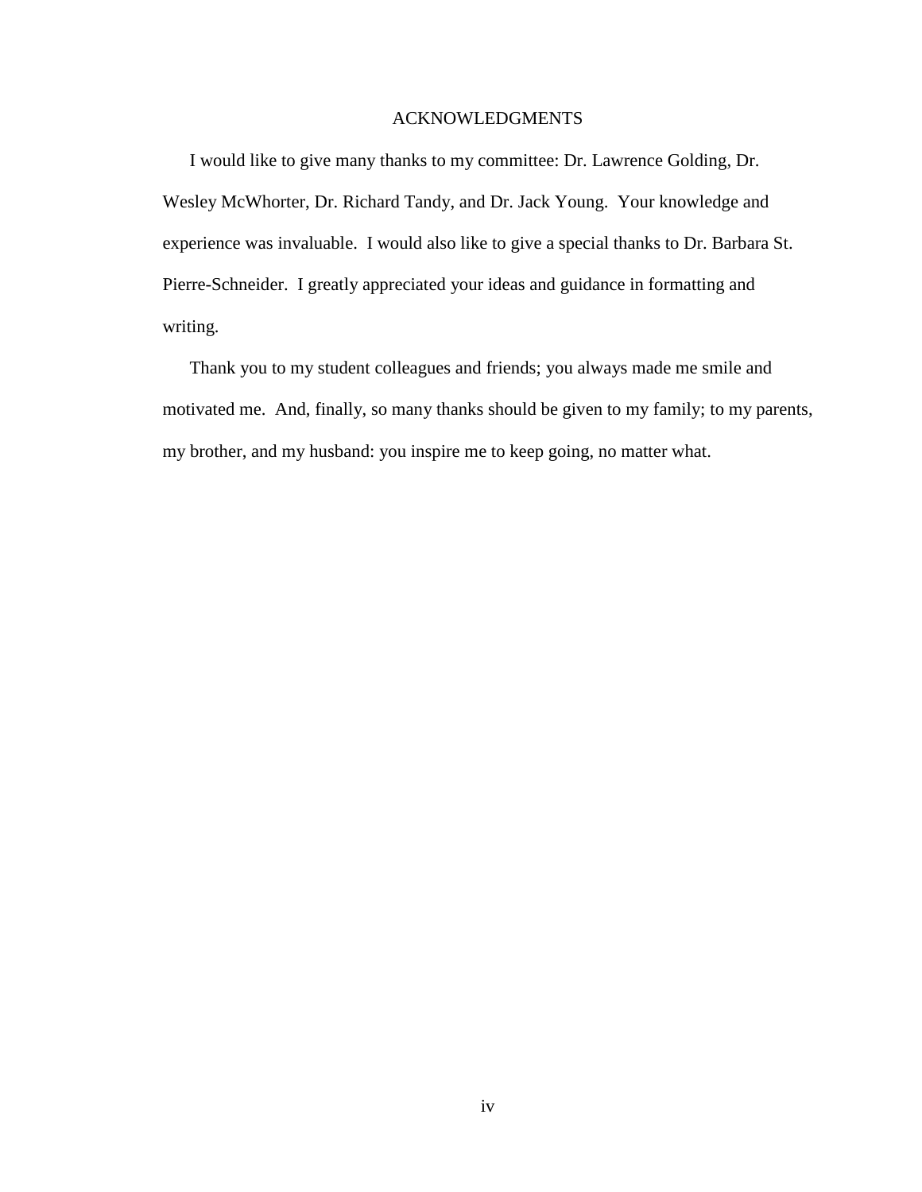# ACKNOWLEDGMENTS

I would like to give many thanks to my committee: Dr. Lawrence Golding, Dr. Wesley McWhorter, Dr. Richard Tandy, and Dr. Jack Young. Your knowledge and experience was invaluable. I would also like to give a special thanks to Dr. Barbara St. Pierre-Schneider. I greatly appreciated your ideas and guidance in formatting and writing.

Thank you to my student colleagues and friends; you always made me smile and motivated me. And, finally, so many thanks should be given to my family; to my parents, my brother, and my husband: you inspire me to keep going, no matter what.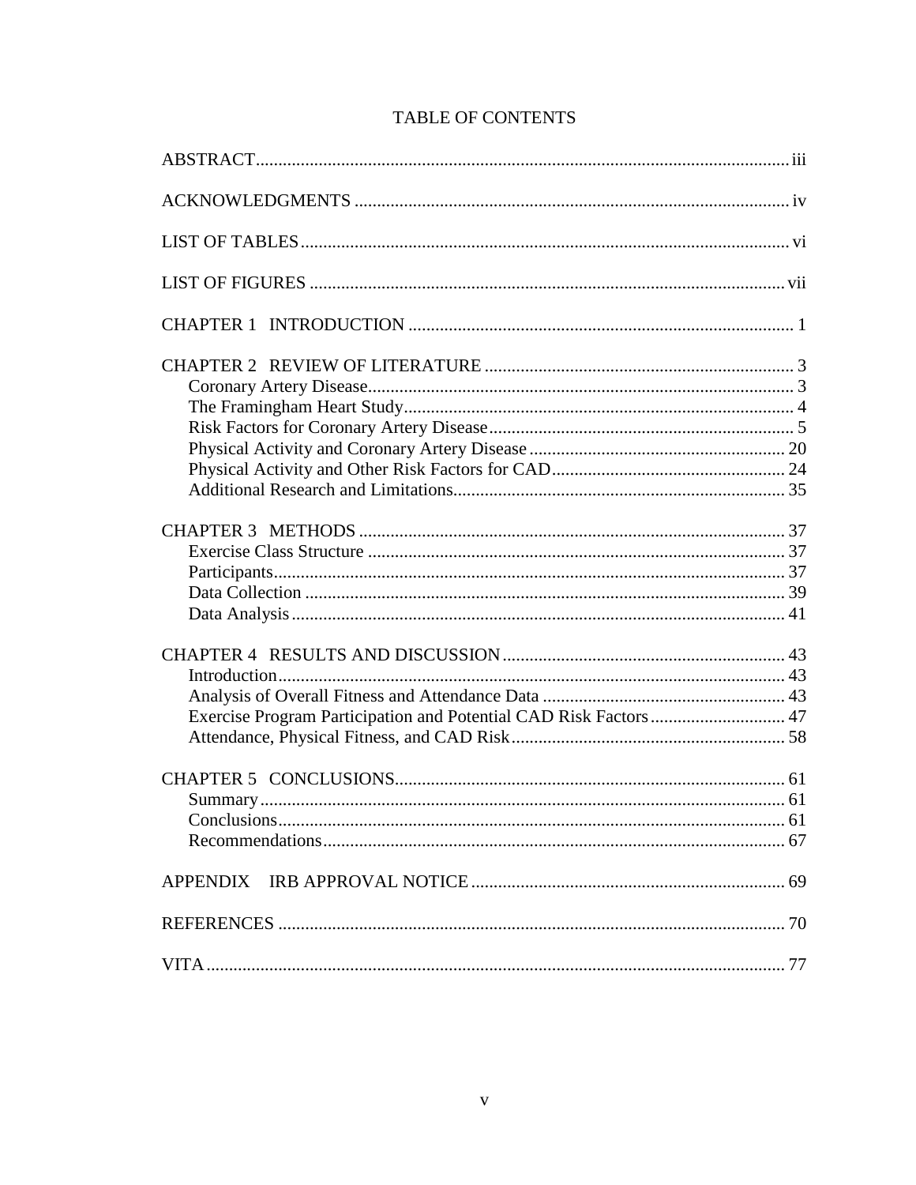# TABLE OF CONTENTS

ABSTRACT ..... iii

ACKNOWLEDGMENTS ..... iv

LIST OF TABLES ..... vi

LIST OF FIGURES ..... vii

CHAPTER 1 INTRODUCTION ..... 1

CHAPTER 2 REVIEW OF LITERATURE ..... 3
- Coronary Artery Disease ..... 3
- The Framingham Heart Study ..... 4
- Risk Factors for Coronary Artery Disease ..... 5
- Physical Activity and Coronary Artery Disease ..... 20
- Physical Activity and Other Risk Factors for CAD ..... 24
- Additional Research and Limitations ..... 35

CHAPTER 3 METHODS ..... 37
- Exercise Class Structure ..... 37
- Participants ..... 37
- Data Collection ..... 39
- Data Analysis ..... 41

CHAPTER 4 RESULTS AND DISCUSSION ..... 43
- Introduction ..... 43
- Analysis of Overall Fitness and Attendance Data ..... 43
- Exercise Program Participation and Potential CAD Risk Factors ..... 47
- Attendance, Physical Fitness, and CAD Risk ..... 58

CHAPTER 5 CONCLUSIONS ..... 61
- Summary ..... 61
- Conclusions ..... 61
- Recommendations ..... 67

APPENDIX IRB APPROVAL NOTICE ..... 69

REFERENCES ..... 70

VITA ..... 77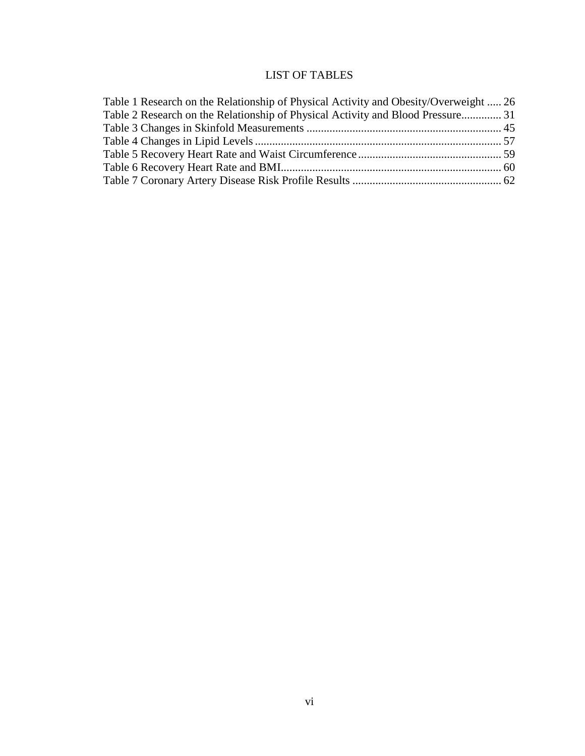# LIST OF TABLES

Table 1 Research on the Relationship of Physical Activity and Obesity/Overweight ..... 26
Table 2 Research on the Relationship of Physical Activity and Blood Pressure.............. 31
Table 3 Changes in Skinfold Measurements ................................................................... 45
Table 4 Changes in Lipid Levels ...................................................................................... 57
Table 5 Recovery Heart Rate and Waist Circumference .................................................. 59
Table 6 Recovery Heart Rate and BMI............................................................................. 60
Table 7 Coronary Artery Disease Risk Profile Results .................................................... 62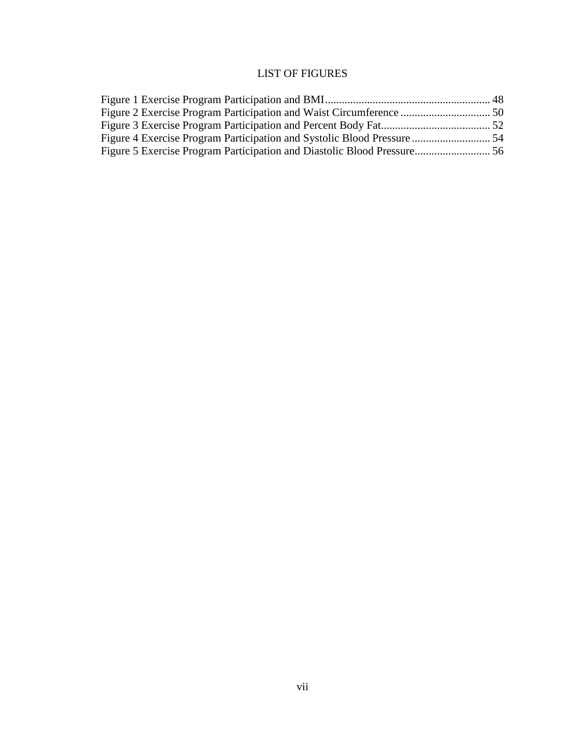# LIST OF FIGURES

Figure 1 Exercise Program Participation and BMI.......................................................... 48
Figure 2 Exercise Program Participation and Waist Circumference ................................ 50
Figure 3 Exercise Program Participation and Percent Body Fat....................................... 52
Figure 4 Exercise Program Participation and Systolic Blood Pressure ............................ 54
Figure 5 Exercise Program Participation and Diastolic Blood Pressure........................... 56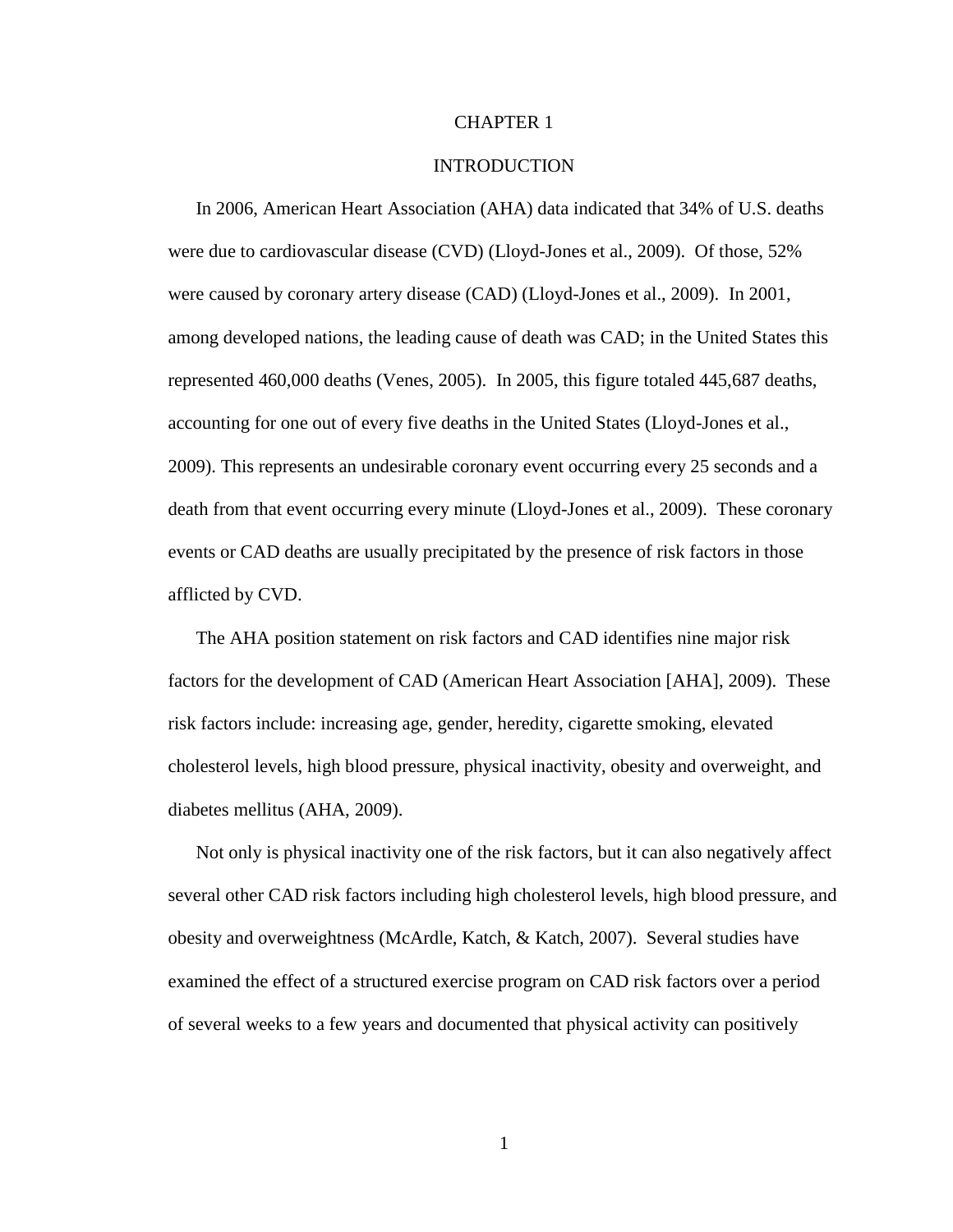# CHAPTER 1

# INTRODUCTION

In 2006, American Heart Association (AHA) data indicated that 34% of U.S. deaths were due to cardiovascular disease (CVD) (Lloyd-Jones et al., 2009). Of those, 52% were caused by coronary artery disease (CAD) (Lloyd-Jones et al., 2009). In 2001, among developed nations, the leading cause of death was CAD; in the United States this represented 460,000 deaths (Venes, 2005). In 2005, this figure totaled 445,687 deaths, accounting for one out of every five deaths in the United States (Lloyd-Jones et al., 2009). This represents an undesirable coronary event occurring every 25 seconds and a death from that event occurring every minute (Lloyd-Jones et al., 2009). These coronary events or CAD deaths are usually precipitated by the presence of risk factors in those afflicted by CVD.

The AHA position statement on risk factors and CAD identifies nine major risk factors for the development of CAD (American Heart Association [AHA], 2009). These risk factors include: increasing age, gender, heredity, cigarette smoking, elevated cholesterol levels, high blood pressure, physical inactivity, obesity and overweight, and diabetes mellitus (AHA, 2009).

Not only is physical inactivity one of the risk factors, but it can also negatively affect several other CAD risk factors including high cholesterol levels, high blood pressure, and obesity and overweightness (McArdle, Katch, & Katch, 2007). Several studies have examined the effect of a structured exercise program on CAD risk factors over a period of several weeks to a few years and documented that physical activity can positively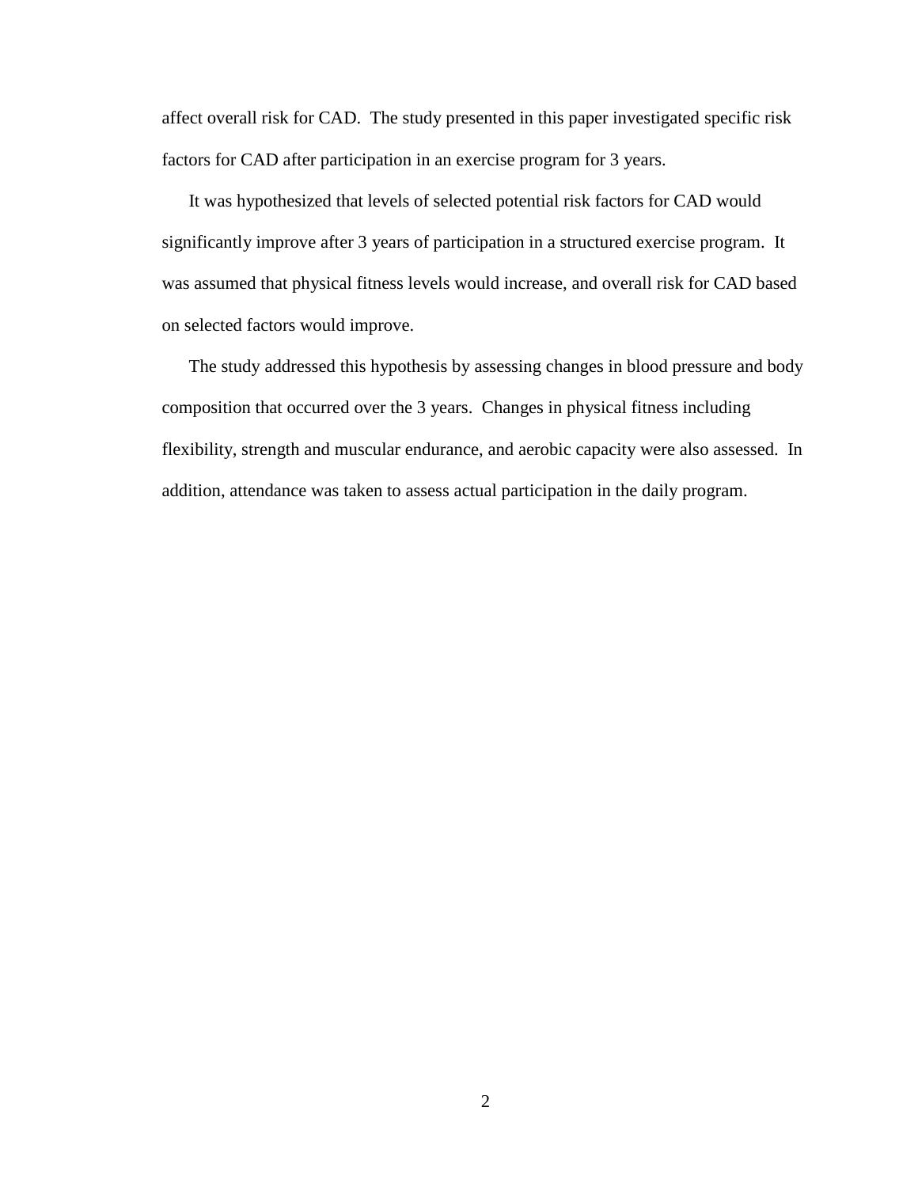affect overall risk for CAD. The study presented in this paper investigated specific risk factors for CAD after participation in an exercise program for 3 years.

It was hypothesized that levels of selected potential risk factors for CAD would significantly improve after 3 years of participation in a structured exercise program. It was assumed that physical fitness levels would increase, and overall risk for CAD based on selected factors would improve.

The study addressed this hypothesis by assessing changes in blood pressure and body composition that occurred over the 3 years. Changes in physical fitness including flexibility, strength and muscular endurance, and aerobic capacity were also assessed. In addition, attendance was taken to assess actual participation in the daily program.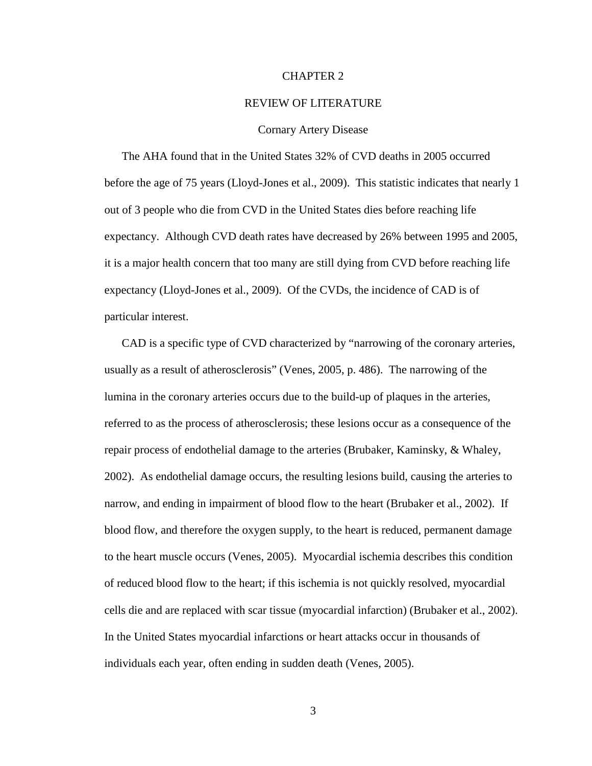# CHAPTER 2

# REVIEW OF LITERATURE

## Cornary Artery Disease

The AHA found that in the United States 32% of CVD deaths in 2005 occurred before the age of 75 years (Lloyd-Jones et al., 2009). This statistic indicates that nearly 1 out of 3 people who die from CVD in the United States dies before reaching life expectancy. Although CVD death rates have decreased by 26% between 1995 and 2005, it is a major health concern that too many are still dying from CVD before reaching life expectancy (Lloyd-Jones et al., 2009). Of the CVDs, the incidence of CAD is of particular interest.

CAD is a specific type of CVD characterized by "narrowing of the coronary arteries, usually as a result of atherosclerosis" (Venes, 2005, p. 486). The narrowing of the lumina in the coronary arteries occurs due to the build-up of plaques in the arteries, referred to as the process of atherosclerosis; these lesions occur as a consequence of the repair process of endothelial damage to the arteries (Brubaker, Kaminsky, & Whaley, 2002). As endothelial damage occurs, the resulting lesions build, causing the arteries to narrow, and ending in impairment of blood flow to the heart (Brubaker et al., 2002). If blood flow, and therefore the oxygen supply, to the heart is reduced, permanent damage to the heart muscle occurs (Venes, 2005). Myocardial ischemia describes this condition of reduced blood flow to the heart; if this ischemia is not quickly resolved, myocardial cells die and are replaced with scar tissue (myocardial infarction) (Brubaker et al., 2002). In the United States myocardial infarctions or heart attacks occur in thousands of individuals each year, often ending in sudden death (Venes, 2005).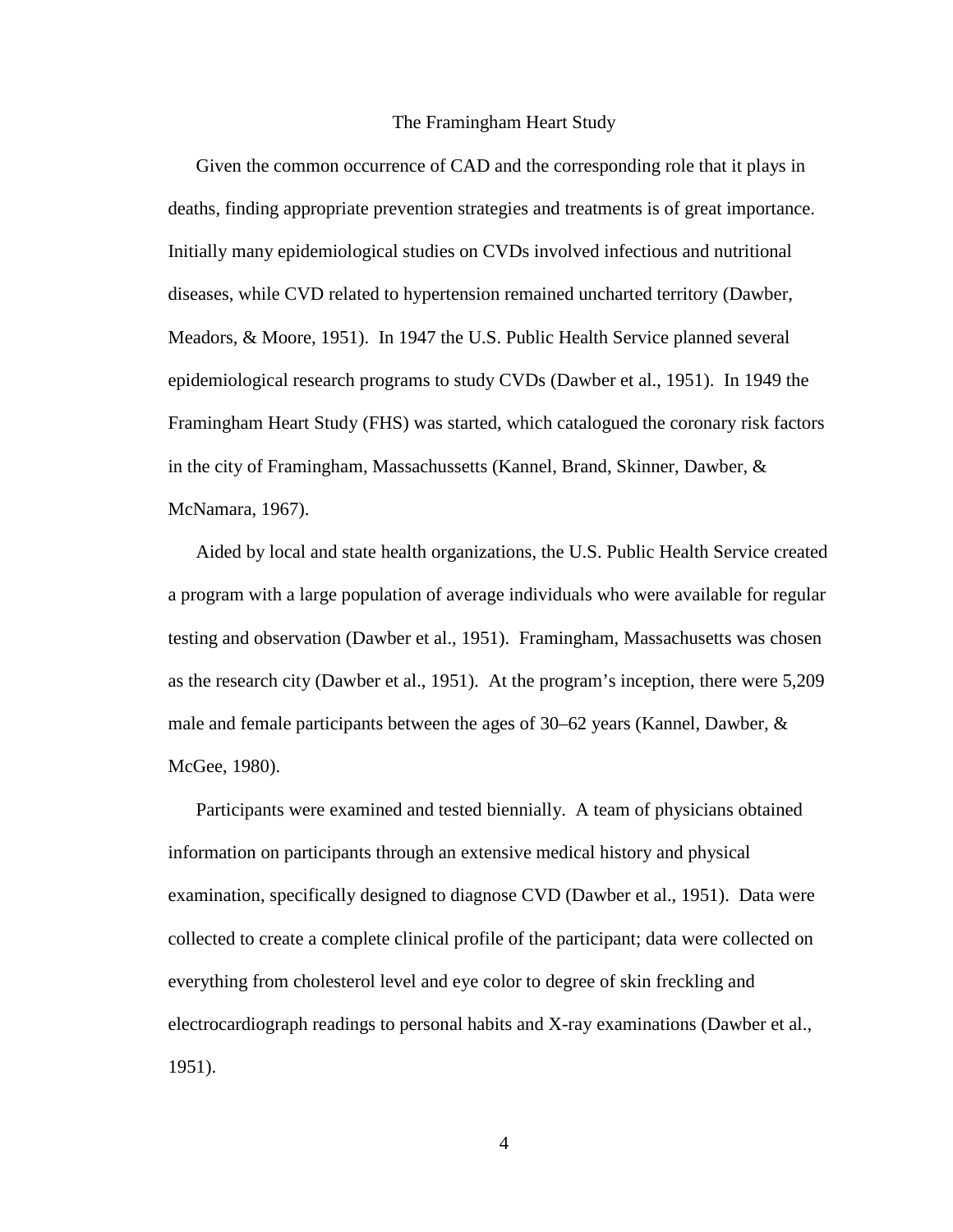## The Framingham Heart Study

Given the common occurrence of CAD and the corresponding role that it plays in deaths, finding appropriate prevention strategies and treatments is of great importance. Initially many epidemiological studies on CVDs involved infectious and nutritional diseases, while CVD related to hypertension remained uncharted territory (Dawber, Meadors, & Moore, 1951). In 1947 the U.S. Public Health Service planned several epidemiological research programs to study CVDs (Dawber et al., 1951). In 1949 the Framingham Heart Study (FHS) was started, which catalogued the coronary risk factors in the city of Framingham, Massachussetts (Kannel, Brand, Skinner, Dawber, & McNamara, 1967).

Aided by local and state health organizations, the U.S. Public Health Service created a program with a large population of average individuals who were available for regular testing and observation (Dawber et al., 1951). Framingham, Massachusetts was chosen as the research city (Dawber et al., 1951). At the program's inception, there were 5,209 male and female participants between the ages of 30–62 years (Kannel, Dawber, & McGee, 1980).

Participants were examined and tested biennially. A team of physicians obtained information on participants through an extensive medical history and physical examination, specifically designed to diagnose CVD (Dawber et al., 1951). Data were collected to create a complete clinical profile of the participant; data were collected on everything from cholesterol level and eye color to degree of skin freckling and electrocardiograph readings to personal habits and X-ray examinations (Dawber et al., 1951).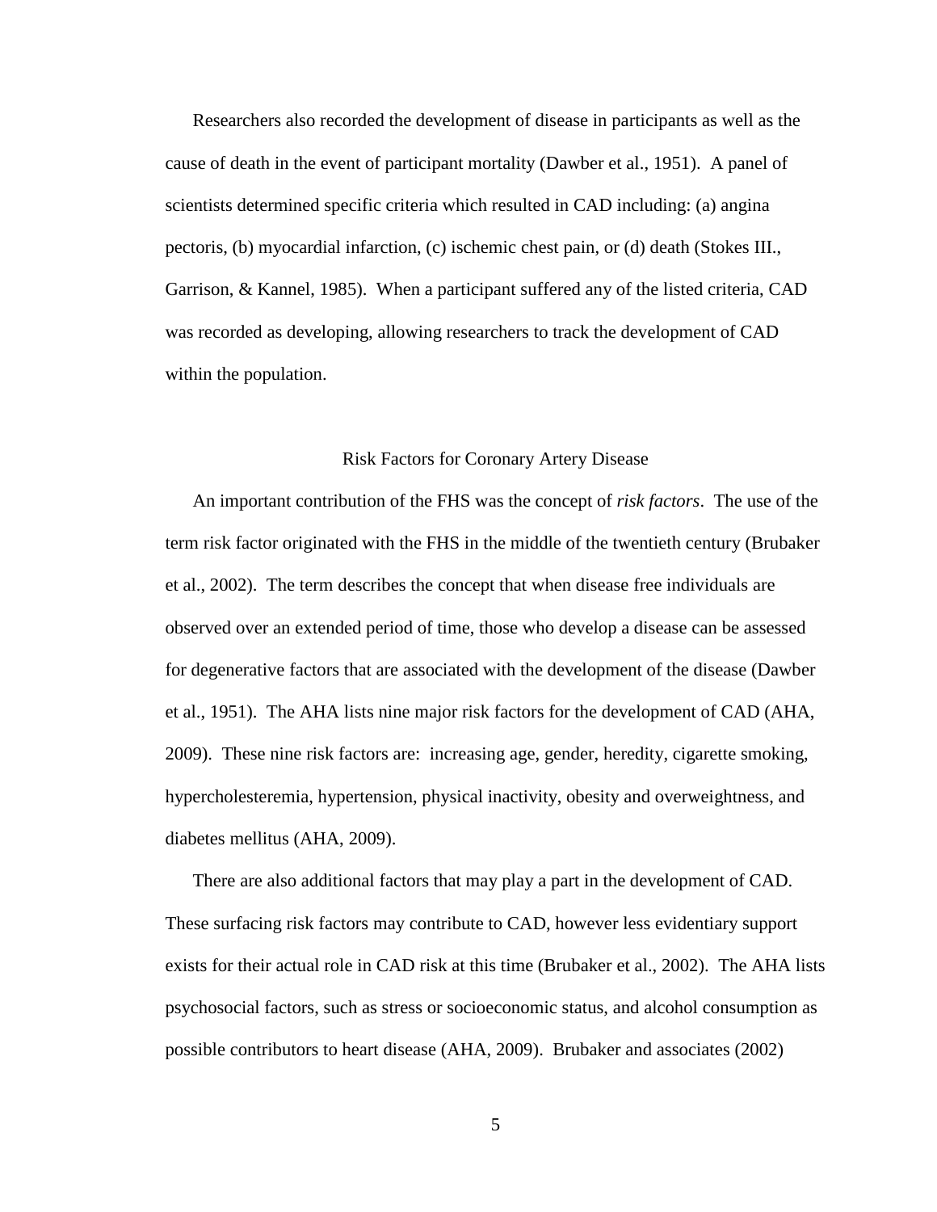Researchers also recorded the development of disease in participants as well as the cause of death in the event of participant mortality (Dawber et al., 1951). A panel of scientists determined specific criteria which resulted in CAD including: (a) angina pectoris, (b) myocardial infarction, (c) ischemic chest pain, or (d) death (Stokes III., Garrison, & Kannel, 1985). When a participant suffered any of the listed criteria, CAD was recorded as developing, allowing researchers to track the development of CAD within the population.

## Risk Factors for Coronary Artery Disease

An important contribution of the FHS was the concept of *risk factors*. The use of the term risk factor originated with the FHS in the middle of the twentieth century (Brubaker et al., 2002). The term describes the concept that when disease free individuals are observed over an extended period of time, those who develop a disease can be assessed for degenerative factors that are associated with the development of the disease (Dawber et al., 1951). The AHA lists nine major risk factors for the development of CAD (AHA, 2009). These nine risk factors are: increasing age, gender, heredity, cigarette smoking, hypercholesteremia, hypertension, physical inactivity, obesity and overweightness, and diabetes mellitus (AHA, 2009).

There are also additional factors that may play a part in the development of CAD. These surfacing risk factors may contribute to CAD, however less evidentiary support exists for their actual role in CAD risk at this time (Brubaker et al., 2002). The AHA lists psychosocial factors, such as stress or socioeconomic status, and alcohol consumption as possible contributors to heart disease (AHA, 2009). Brubaker and associates (2002)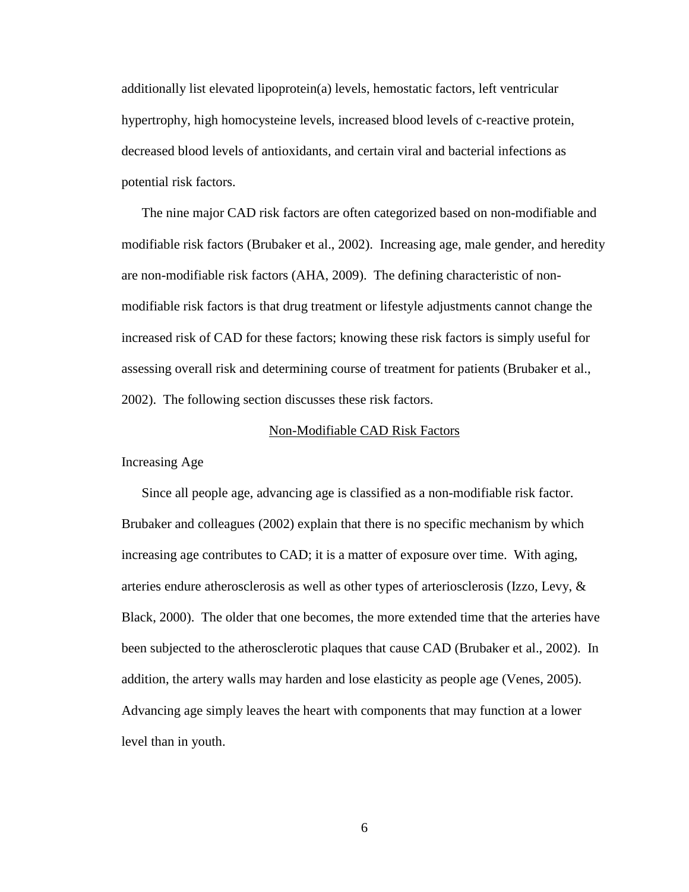additionally list elevated lipoprotein(a) levels, hemostatic factors, left ventricular hypertrophy, high homocysteine levels, increased blood levels of c-reactive protein, decreased blood levels of antioxidants, and certain viral and bacterial infections as potential risk factors.

The nine major CAD risk factors are often categorized based on non-modifiable and modifiable risk factors (Brubaker et al., 2002). Increasing age, male gender, and heredity are non-modifiable risk factors (AHA, 2009). The defining characteristic of non-modifiable risk factors is that drug treatment or lifestyle adjustments cannot change the increased risk of CAD for these factors; knowing these risk factors is simply useful for assessing overall risk and determining course of treatment for patients (Brubaker et al., 2002). The following section discusses these risk factors.

## Non-Modifiable CAD Risk Factors

### Increasing Age

Since all people age, advancing age is classified as a non-modifiable risk factor. Brubaker and colleagues (2002) explain that there is no specific mechanism by which increasing age contributes to CAD; it is a matter of exposure over time. With aging, arteries endure atherosclerosis as well as other types of arteriosclerosis (Izzo, Levy, & Black, 2000). The older that one becomes, the more extended time that the arteries have been subjected to the atherosclerotic plaques that cause CAD (Brubaker et al., 2002). In addition, the artery walls may harden and lose elasticity as people age (Venes, 2005). Advancing age simply leaves the heart with components that may function at a lower level than in youth.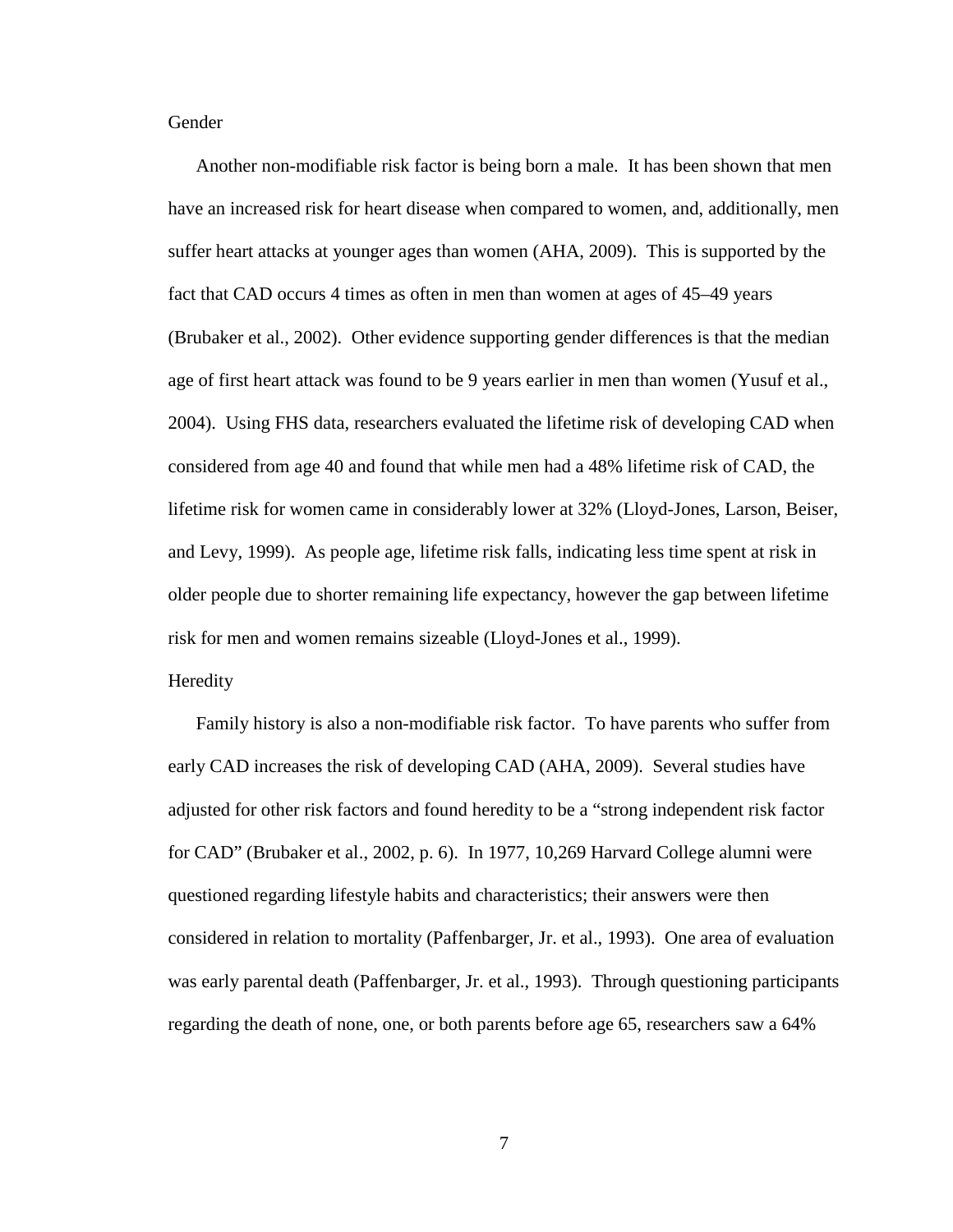### Gender

Another non-modifiable risk factor is being born a male. It has been shown that men have an increased risk for heart disease when compared to women, and, additionally, men suffer heart attacks at younger ages than women (AHA, 2009). This is supported by the fact that CAD occurs 4 times as often in men than women at ages of 45–49 years (Brubaker et al., 2002). Other evidence supporting gender differences is that the median age of first heart attack was found to be 9 years earlier in men than women (Yusuf et al., 2004). Using FHS data, researchers evaluated the lifetime risk of developing CAD when considered from age 40 and found that while men had a 48% lifetime risk of CAD, the lifetime risk for women came in considerably lower at 32% (Lloyd-Jones, Larson, Beiser, and Levy, 1999). As people age, lifetime risk falls, indicating less time spent at risk in older people due to shorter remaining life expectancy, however the gap between lifetime risk for men and women remains sizeable (Lloyd-Jones et al., 1999).

### Heredity

Family history is also a non-modifiable risk factor. To have parents who suffer from early CAD increases the risk of developing CAD (AHA, 2009). Several studies have adjusted for other risk factors and found heredity to be a "strong independent risk factor for CAD" (Brubaker et al., 2002, p. 6). In 1977, 10,269 Harvard College alumni were questioned regarding lifestyle habits and characteristics; their answers were then considered in relation to mortality (Paffenbarger, Jr. et al., 1993). One area of evaluation was early parental death (Paffenbarger, Jr. et al., 1993). Through questioning participants regarding the death of none, one, or both parents before age 65, researchers saw a 64%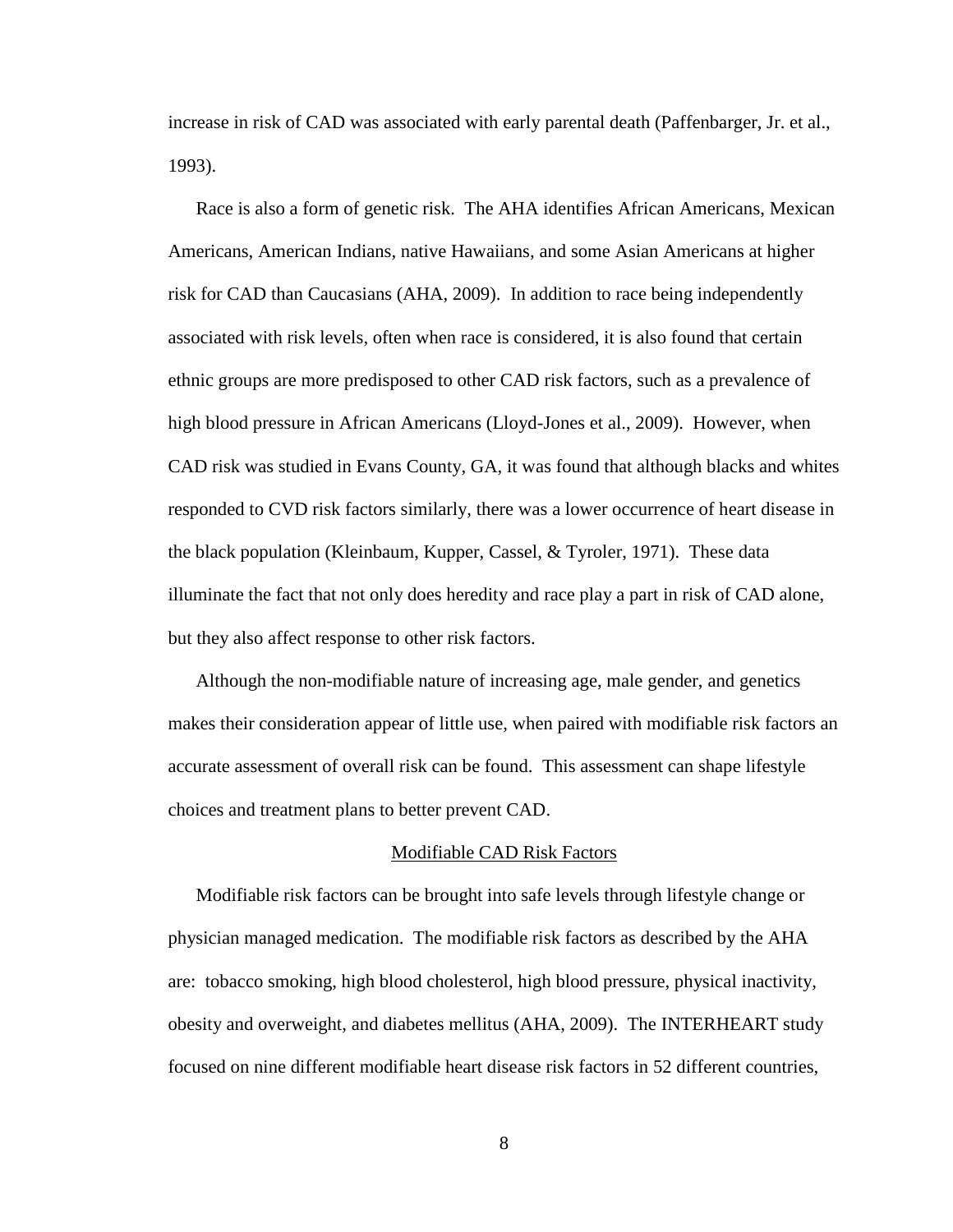increase in risk of CAD was associated with early parental death (Paffenbarger, Jr. et al., 1993).

Race is also a form of genetic risk. The AHA identifies African Americans, Mexican Americans, American Indians, native Hawaiians, and some Asian Americans at higher risk for CAD than Caucasians (AHA, 2009). In addition to race being independently associated with risk levels, often when race is considered, it is also found that certain ethnic groups are more predisposed to other CAD risk factors, such as a prevalence of high blood pressure in African Americans (Lloyd-Jones et al., 2009). However, when CAD risk was studied in Evans County, GA, it was found that although blacks and whites responded to CVD risk factors similarly, there was a lower occurrence of heart disease in the black population (Kleinbaum, Kupper, Cassel, & Tyroler, 1971). These data illuminate the fact that not only does heredity and race play a part in risk of CAD alone, but they also affect response to other risk factors.

Although the non-modifiable nature of increasing age, male gender, and genetics makes their consideration appear of little use, when paired with modifiable risk factors an accurate assessment of overall risk can be found. This assessment can shape lifestyle choices and treatment plans to better prevent CAD.

## Modifiable CAD Risk Factors

Modifiable risk factors can be brought into safe levels through lifestyle change or physician managed medication. The modifiable risk factors as described by the AHA are: tobacco smoking, high blood cholesterol, high blood pressure, physical inactivity, obesity and overweight, and diabetes mellitus (AHA, 2009). The INTERHEART study focused on nine different modifiable heart disease risk factors in 52 different countries,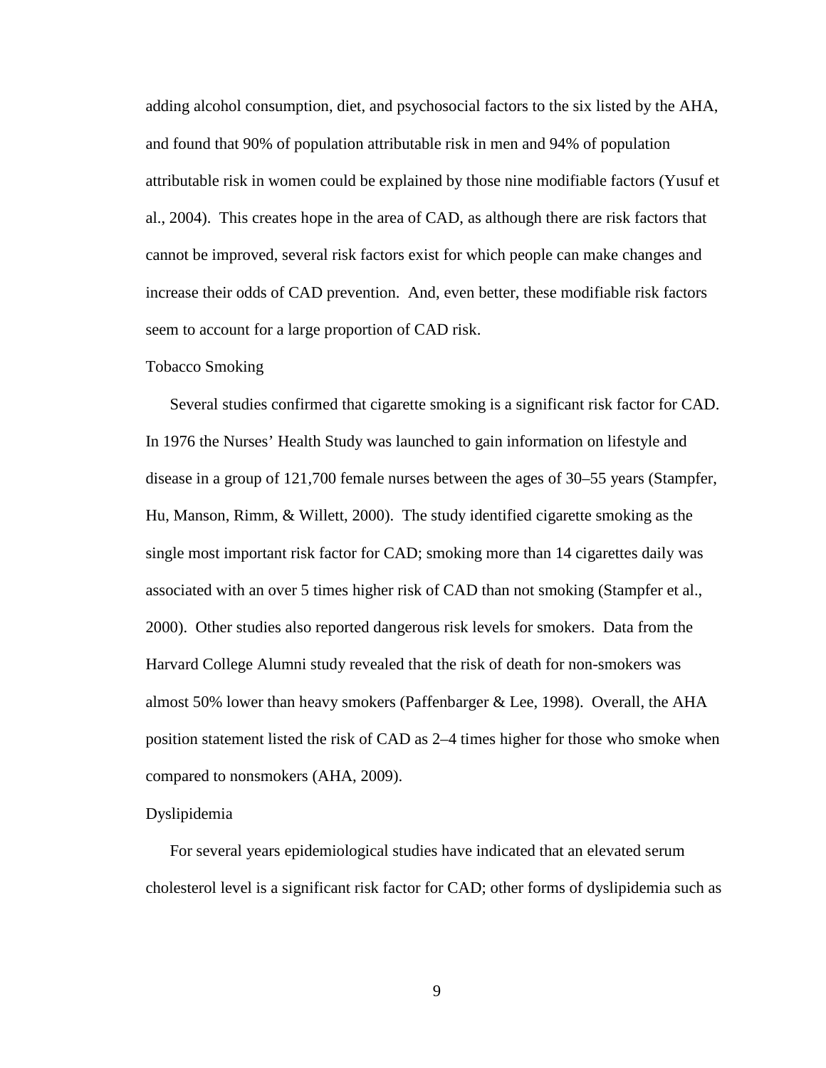adding alcohol consumption, diet, and psychosocial factors to the six listed by the AHA, and found that 90% of population attributable risk in men and 94% of population attributable risk in women could be explained by those nine modifiable factors (Yusuf et al., 2004). This creates hope in the area of CAD, as although there are risk factors that cannot be improved, several risk factors exist for which people can make changes and increase their odds of CAD prevention. And, even better, these modifiable risk factors seem to account for a large proportion of CAD risk.

### Tobacco Smoking

Several studies confirmed that cigarette smoking is a significant risk factor for CAD. In 1976 the Nurses' Health Study was launched to gain information on lifestyle and disease in a group of 121,700 female nurses between the ages of 30–55 years (Stampfer, Hu, Manson, Rimm, & Willett, 2000). The study identified cigarette smoking as the single most important risk factor for CAD; smoking more than 14 cigarettes daily was associated with an over 5 times higher risk of CAD than not smoking (Stampfer et al., 2000). Other studies also reported dangerous risk levels for smokers. Data from the Harvard College Alumni study revealed that the risk of death for non-smokers was almost 50% lower than heavy smokers (Paffenbarger & Lee, 1998). Overall, the AHA position statement listed the risk of CAD as 2–4 times higher for those who smoke when compared to nonsmokers (AHA, 2009).

### Dyslipidemia

For several years epidemiological studies have indicated that an elevated serum cholesterol level is a significant risk factor for CAD; other forms of dyslipidemia such as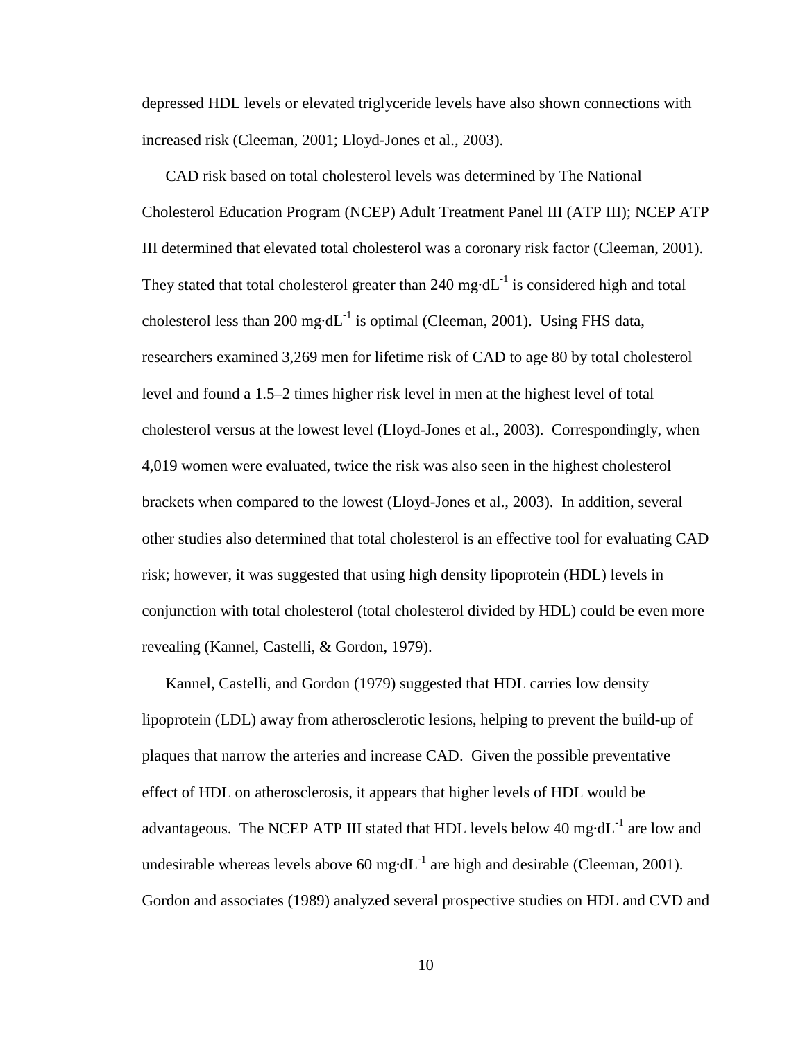depressed HDL levels or elevated triglyceride levels have also shown connections with increased risk (Cleeman, 2001; Lloyd-Jones et al., 2003).

CAD risk based on total cholesterol levels was determined by The National Cholesterol Education Program (NCEP) Adult Treatment Panel III (ATP III); NCEP ATP III determined that elevated total cholesterol was a coronary risk factor (Cleeman, 2001). They stated that total cholesterol greater than 240 $mg \cdot dL^{-1}$ is considered high and total cholesterol less than 200 $mg \cdot dL^{-1}$ is optimal (Cleeman, 2001). Using FHS data, researchers examined 3,269 men for lifetime risk of CAD to age 80 by total cholesterol level and found a 1.5–2 times higher risk level in men at the highest level of total cholesterol versus at the lowest level (Lloyd-Jones et al., 2003). Correspondingly, when 4,019 women were evaluated, twice the risk was also seen in the highest cholesterol brackets when compared to the lowest (Lloyd-Jones et al., 2003). In addition, several other studies also determined that total cholesterol is an effective tool for evaluating CAD risk; however, it was suggested that using high density lipoprotein (HDL) levels in conjunction with total cholesterol (total cholesterol divided by HDL) could be even more revealing (Kannel, Castelli, & Gordon, 1979).

Kannel, Castelli, and Gordon (1979) suggested that HDL carries low density lipoprotein (LDL) away from atherosclerotic lesions, helping to prevent the build-up of plaques that narrow the arteries and increase CAD. Given the possible preventative effect of HDL on atherosclerosis, it appears that higher levels of HDL would be advantageous. The NCEP ATP III stated that HDL levels below 40 $mg \cdot dL^{-1}$ are low and undesirable whereas levels above 60 $mg \cdot dL^{-1}$ are high and desirable (Cleeman, 2001). Gordon and associates (1989) analyzed several prospective studies on HDL and CVD and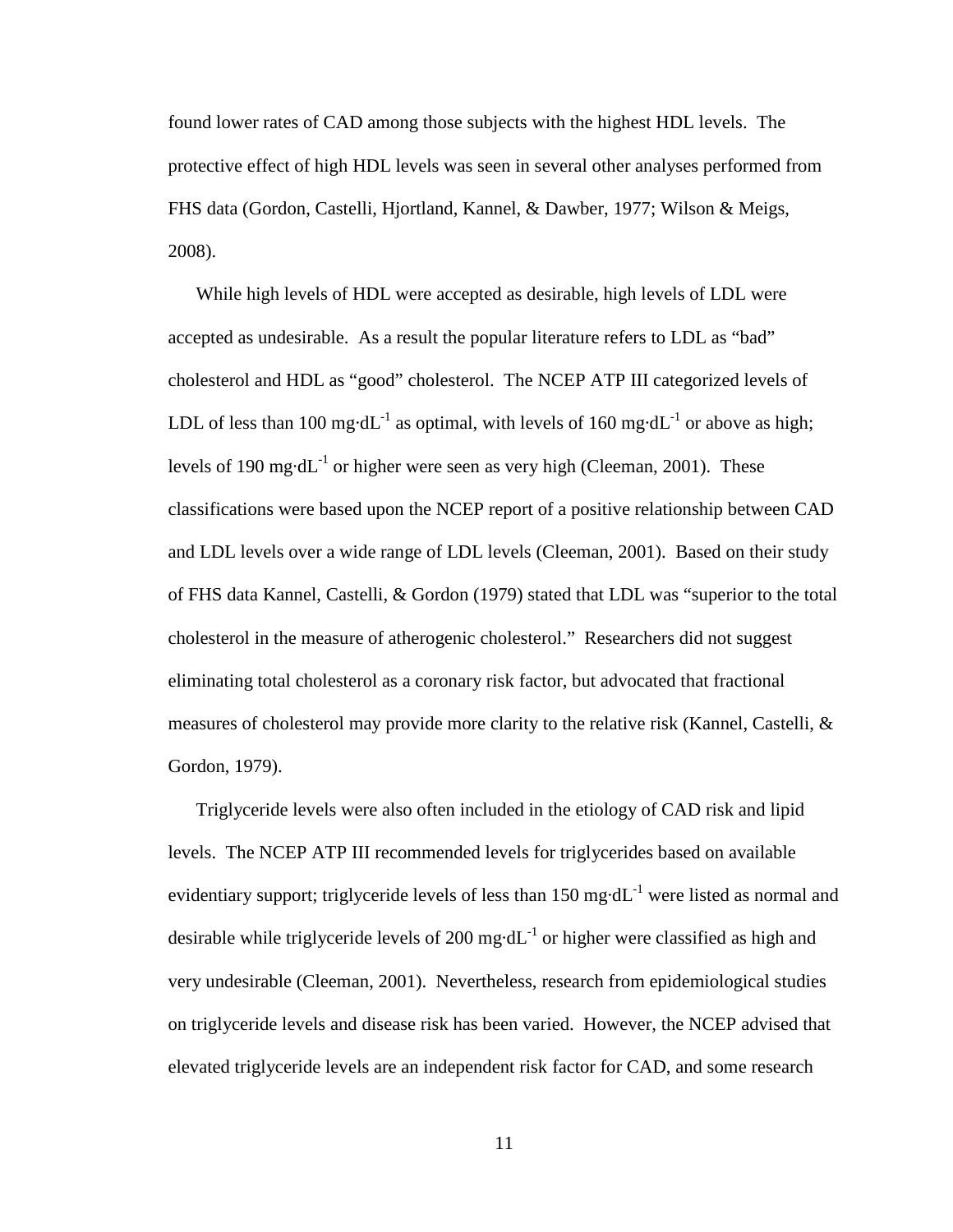found lower rates of CAD among those subjects with the highest HDL levels. The protective effect of high HDL levels was seen in several other analyses performed from FHS data (Gordon, Castelli, Hjortland, Kannel, & Dawber, 1977; Wilson & Meigs, 2008).

While high levels of HDL were accepted as desirable, high levels of LDL were accepted as undesirable. As a result the popular literature refers to LDL as "bad" cholesterol and HDL as "good" cholesterol. The NCEP ATP III categorized levels of LDL of less than 100 $\text{mg}\cdot\text{dL}^{-1}$ as optimal, with levels of 160 $\text{mg}\cdot\text{dL}^{-1}$ or above as high; levels of 190 $\text{mg}\cdot\text{dL}^{-1}$ or higher were seen as very high (Cleeman, 2001). These classifications were based upon the NCEP report of a positive relationship between CAD and LDL levels over a wide range of LDL levels (Cleeman, 2001). Based on their study of FHS data Kannel, Castelli, & Gordon (1979) stated that LDL was "superior to the total cholesterol in the measure of atherogenic cholesterol." Researchers did not suggest eliminating total cholesterol as a coronary risk factor, but advocated that fractional measures of cholesterol may provide more clarity to the relative risk (Kannel, Castelli, & Gordon, 1979).

Triglyceride levels were also often included in the etiology of CAD risk and lipid levels. The NCEP ATP III recommended levels for triglycerides based on available evidentiary support; triglyceride levels of less than 150 $\text{mg}\cdot\text{dL}^{-1}$ were listed as normal and desirable while triglyceride levels of 200 $\text{mg}\cdot\text{dL}^{-1}$ or higher were classified as high and very undesirable (Cleeman, 2001). Nevertheless, research from epidemiological studies on triglyceride levels and disease risk has been varied. However, the NCEP advised that elevated triglyceride levels are an independent risk factor for CAD, and some research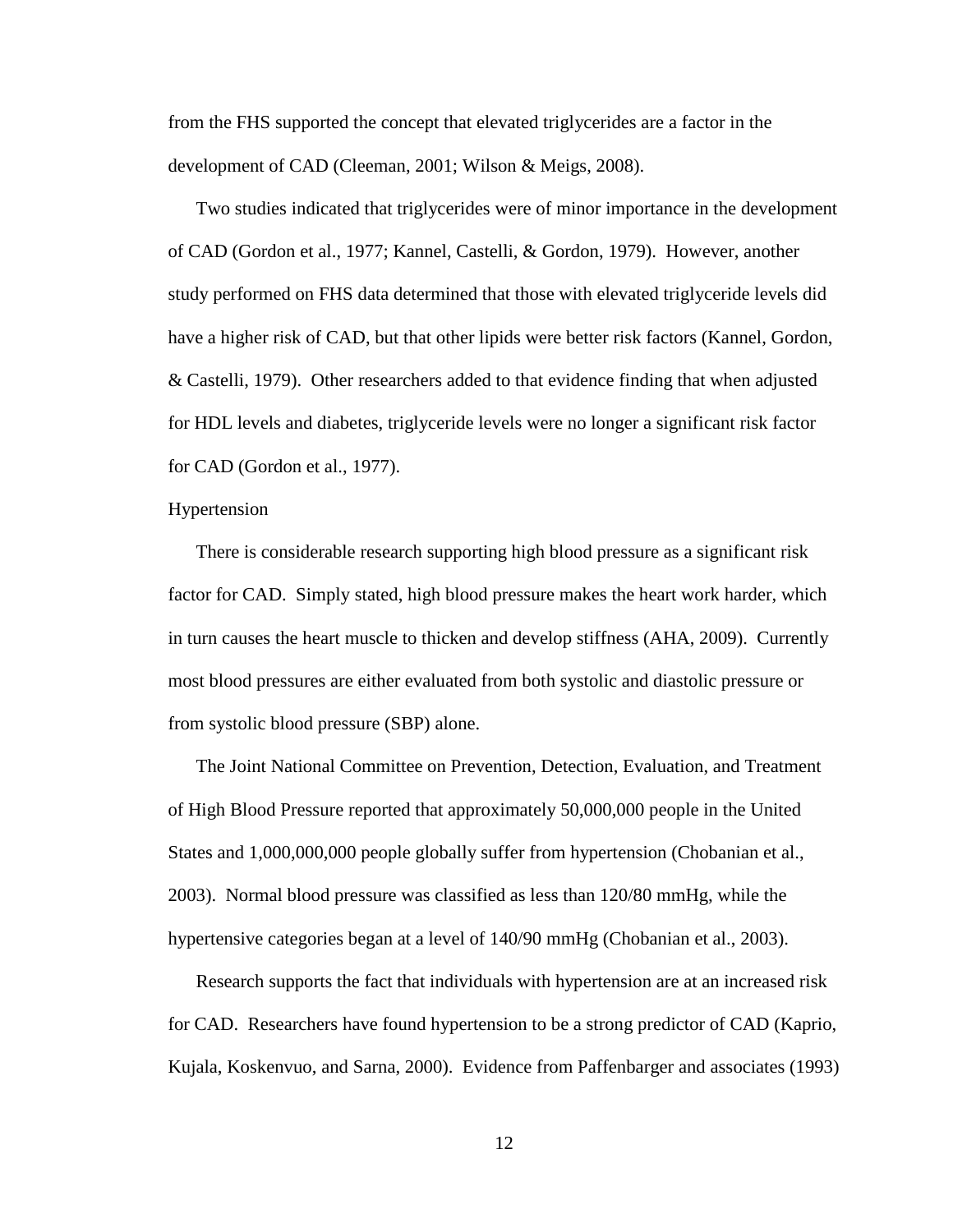from the FHS supported the concept that elevated triglycerides are a factor in the development of CAD (Cleeman, 2001; Wilson & Meigs, 2008).

Two studies indicated that triglycerides were of minor importance in the development of CAD (Gordon et al., 1977; Kannel, Castelli, & Gordon, 1979). However, another study performed on FHS data determined that those with elevated triglyceride levels did have a higher risk of CAD, but that other lipids were better risk factors (Kannel, Gordon, & Castelli, 1979). Other researchers added to that evidence finding that when adjusted for HDL levels and diabetes, triglyceride levels were no longer a significant risk factor for CAD (Gordon et al., 1977).

### Hypertension

There is considerable research supporting high blood pressure as a significant risk factor for CAD. Simply stated, high blood pressure makes the heart work harder, which in turn causes the heart muscle to thicken and develop stiffness (AHA, 2009). Currently most blood pressures are either evaluated from both systolic and diastolic pressure or from systolic blood pressure (SBP) alone.

The Joint National Committee on Prevention, Detection, Evaluation, and Treatment of High Blood Pressure reported that approximately 50,000,000 people in the United States and 1,000,000,000 people globally suffer from hypertension (Chobanian et al., 2003). Normal blood pressure was classified as less than 120/80 mmHg, while the hypertensive categories began at a level of 140/90 mmHg (Chobanian et al., 2003).

Research supports the fact that individuals with hypertension are at an increased risk for CAD. Researchers have found hypertension to be a strong predictor of CAD (Kaprio, Kujala, Koskenvuo, and Sarna, 2000). Evidence from Paffenbarger and associates (1993)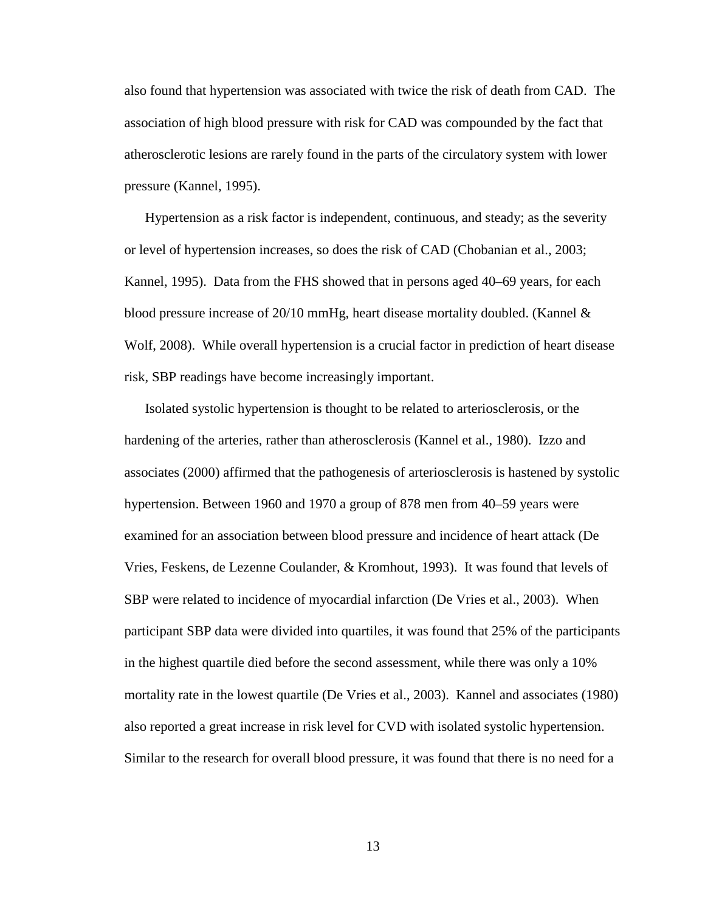also found that hypertension was associated with twice the risk of death from CAD. The association of high blood pressure with risk for CAD was compounded by the fact that atherosclerotic lesions are rarely found in the parts of the circulatory system with lower pressure (Kannel, 1995).

Hypertension as a risk factor is independent, continuous, and steady; as the severity or level of hypertension increases, so does the risk of CAD (Chobanian et al., 2003; Kannel, 1995). Data from the FHS showed that in persons aged 40–69 years, for each blood pressure increase of 20/10 mmHg, heart disease mortality doubled. (Kannel & Wolf, 2008). While overall hypertension is a crucial factor in prediction of heart disease risk, SBP readings have become increasingly important.

Isolated systolic hypertension is thought to be related to arteriosclerosis, or the hardening of the arteries, rather than atherosclerosis (Kannel et al., 1980). Izzo and associates (2000) affirmed that the pathogenesis of arteriosclerosis is hastened by systolic hypertension. Between 1960 and 1970 a group of 878 men from 40–59 years were examined for an association between blood pressure and incidence of heart attack (De Vries, Feskens, de Lezenne Coulander, & Kromhout, 1993). It was found that levels of SBP were related to incidence of myocardial infarction (De Vries et al., 2003). When participant SBP data were divided into quartiles, it was found that 25% of the participants in the highest quartile died before the second assessment, while there was only a 10% mortality rate in the lowest quartile (De Vries et al., 2003). Kannel and associates (1980) also reported a great increase in risk level for CVD with isolated systolic hypertension. Similar to the research for overall blood pressure, it was found that there is no need for a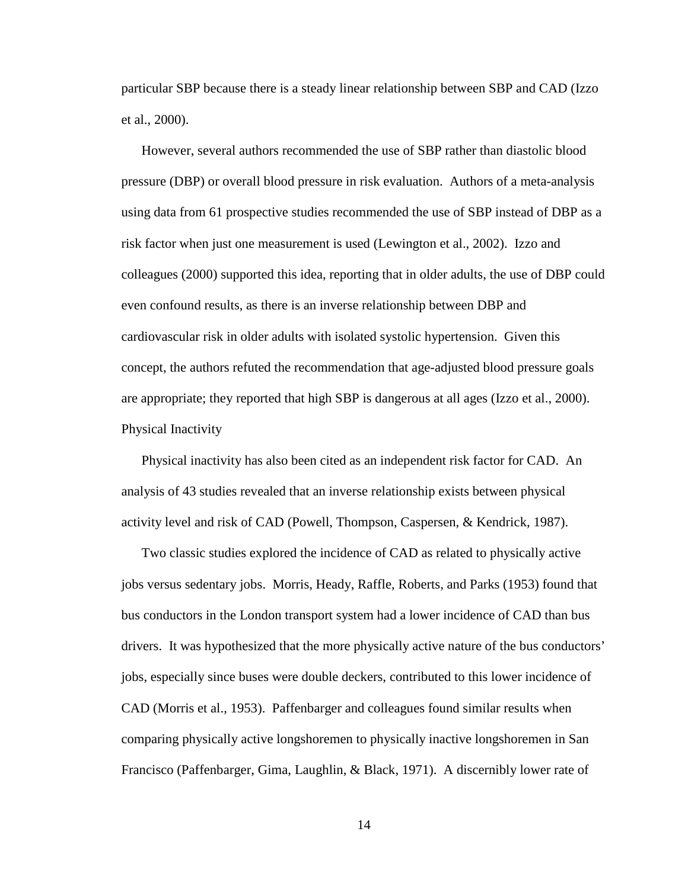particular SBP because there is a steady linear relationship between SBP and CAD (Izzo et al., 2000).

However, several authors recommended the use of SBP rather than diastolic blood pressure (DBP) or overall blood pressure in risk evaluation. Authors of a meta-analysis using data from 61 prospective studies recommended the use of SBP instead of DBP as a risk factor when just one measurement is used (Lewington et al., 2002). Izzo and colleagues (2000) supported this idea, reporting that in older adults, the use of DBP could even confound results, as there is an inverse relationship between DBP and cardiovascular risk in older adults with isolated systolic hypertension. Given this concept, the authors refuted the recommendation that age-adjusted blood pressure goals are appropriate; they reported that high SBP is dangerous at all ages (Izzo et al., 2000).

### Physical Inactivity

Physical inactivity has also been cited as an independent risk factor for CAD. An analysis of 43 studies revealed that an inverse relationship exists between physical activity level and risk of CAD (Powell, Thompson, Caspersen, & Kendrick, 1987).

Two classic studies explored the incidence of CAD as related to physically active jobs versus sedentary jobs. Morris, Heady, Raffle, Roberts, and Parks (1953) found that bus conductors in the London transport system had a lower incidence of CAD than bus drivers. It was hypothesized that the more physically active nature of the bus conductors' jobs, especially since buses were double deckers, contributed to this lower incidence of CAD (Morris et al., 1953). Paffenbarger and colleagues found similar results when comparing physically active longshoremen to physically inactive longshoremen in San Francisco (Paffenbarger, Gima, Laughlin, & Black, 1971). A discernibly lower rate of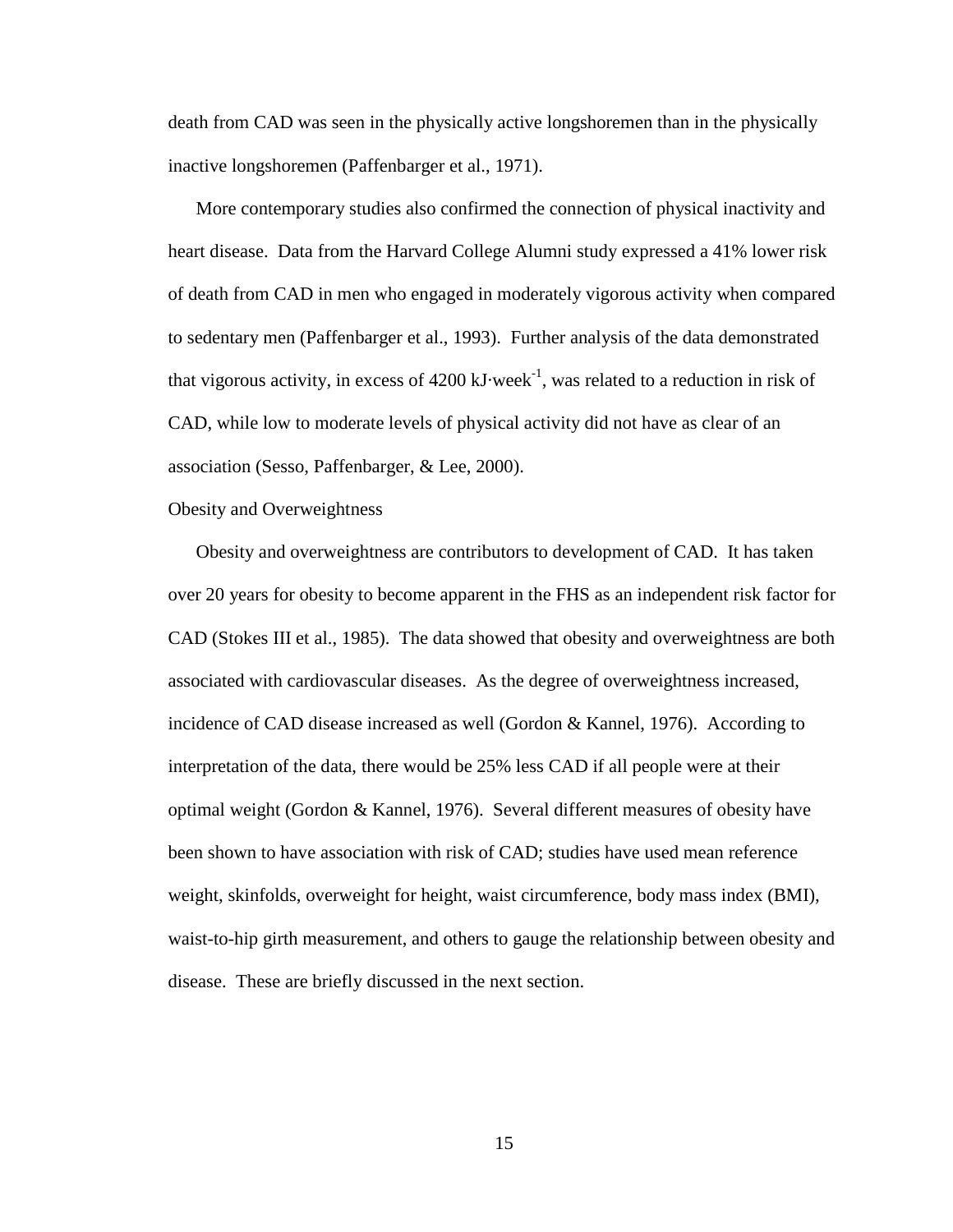death from CAD was seen in the physically active longshoremen than in the physically inactive longshoremen (Paffenbarger et al., 1971).

More contemporary studies also confirmed the connection of physical inactivity and heart disease. Data from the Harvard College Alumni study expressed a 41% lower risk of death from CAD in men who engaged in moderately vigorous activity when compared to sedentary men (Paffenbarger et al., 1993). Further analysis of the data demonstrated that vigorous activity, in excess of 4200 $kJ \cdot week^{-1}$, was related to a reduction in risk of CAD, while low to moderate levels of physical activity did not have as clear of an association (Sesso, Paffenbarger, & Lee, 2000).

## Obesity and Overweightness

Obesity and overweightness are contributors to development of CAD. It has taken over 20 years for obesity to become apparent in the FHS as an independent risk factor for CAD (Stokes III et al., 1985). The data showed that obesity and overweightness are both associated with cardiovascular diseases. As the degree of overweightness increased, incidence of CAD disease increased as well (Gordon & Kannel, 1976). According to interpretation of the data, there would be 25% less CAD if all people were at their optimal weight (Gordon & Kannel, 1976). Several different measures of obesity have been shown to have association with risk of CAD; studies have used mean reference weight, skinfolds, overweight for height, waist circumference, body mass index (BMI), waist-to-hip girth measurement, and others to gauge the relationship between obesity and disease. These are briefly discussed in the next section.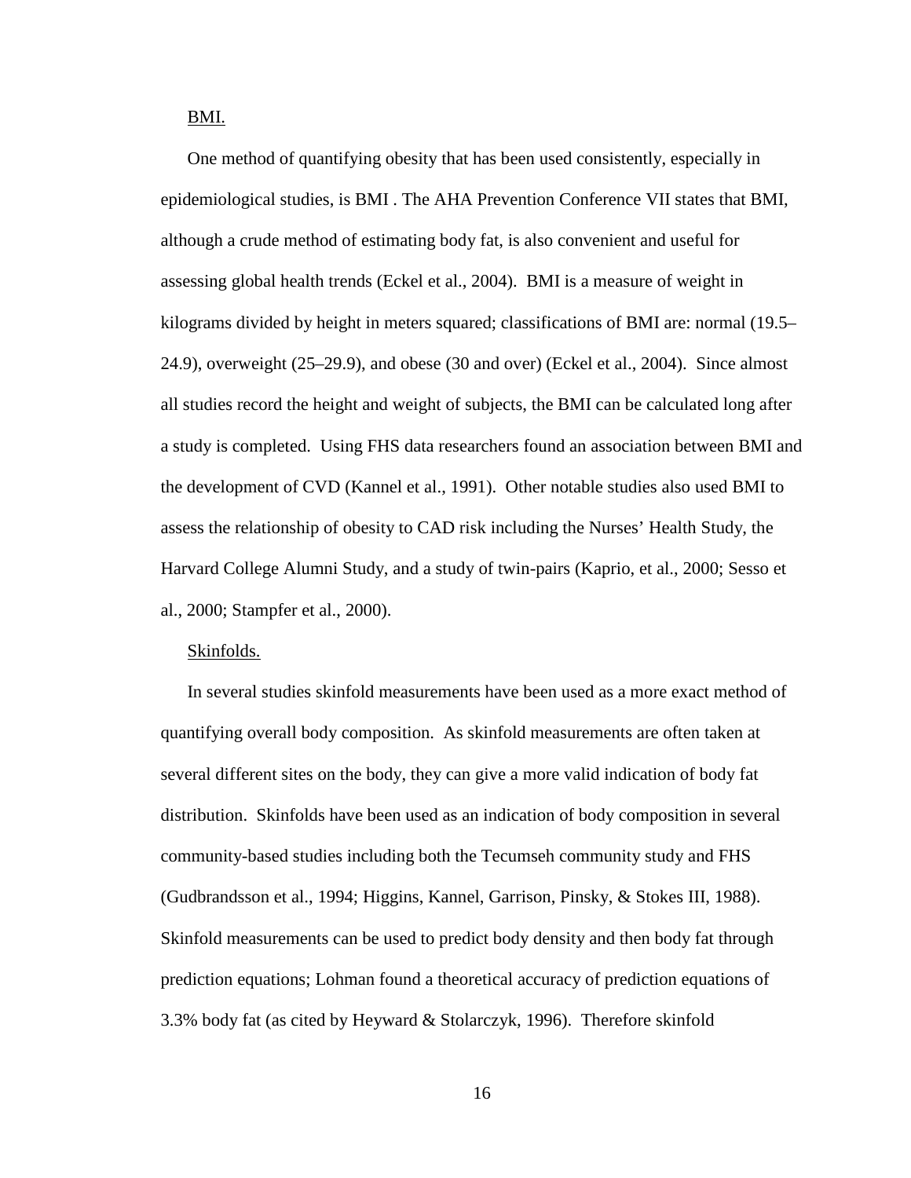<u>BMI.</u>

One method of quantifying obesity that has been used consistently, especially in epidemiological studies, is BMI . The AHA Prevention Conference VII states that BMI, although a crude method of estimating body fat, is also convenient and useful for assessing global health trends (Eckel et al., 2004). BMI is a measure of weight in kilograms divided by height in meters squared; classifications of BMI are: normal (19.5–24.9), overweight (25–29.9), and obese (30 and over) (Eckel et al., 2004). Since almost all studies record the height and weight of subjects, the BMI can be calculated long after a study is completed. Using FHS data researchers found an association between BMI and the development of CVD (Kannel et al., 1991). Other notable studies also used BMI to assess the relationship of obesity to CAD risk including the Nurses' Health Study, the Harvard College Alumni Study, and a study of twin-pairs (Kaprio, et al., 2000; Sesso et al., 2000; Stampfer et al., 2000).

<u>Skinfolds.</u>

In several studies skinfold measurements have been used as a more exact method of quantifying overall body composition. As skinfold measurements are often taken at several different sites on the body, they can give a more valid indication of body fat distribution. Skinfolds have been used as an indication of body composition in several community-based studies including both the Tecumseh community study and FHS (Gudbrandsson et al., 1994; Higgins, Kannel, Garrison, Pinsky, & Stokes III, 1988). Skinfold measurements can be used to predict body density and then body fat through prediction equations; Lohman found a theoretical accuracy of prediction equations of 3.3% body fat (as cited by Heyward & Stolarczyk, 1996). Therefore skinfold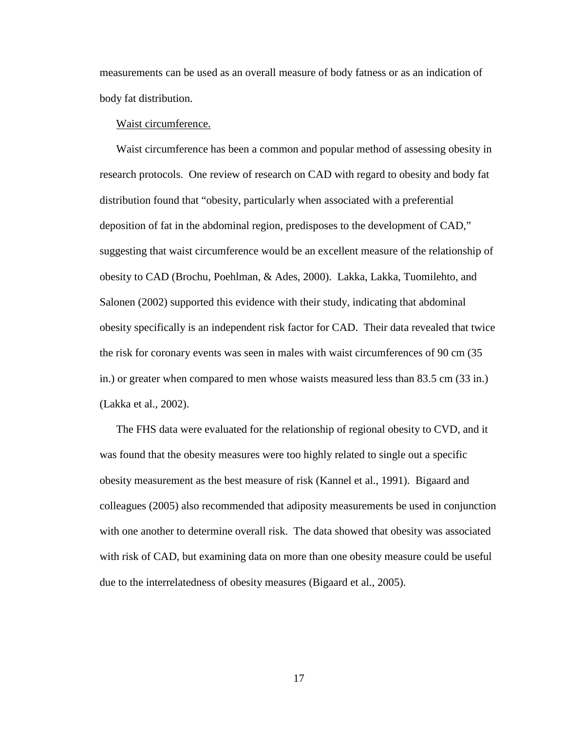measurements can be used as an overall measure of body fatness or as an indication of body fat distribution.

Waist circumference.

Waist circumference has been a common and popular method of assessing obesity in research protocols. One review of research on CAD with regard to obesity and body fat distribution found that "obesity, particularly when associated with a preferential deposition of fat in the abdominal region, predisposes to the development of CAD," suggesting that waist circumference would be an excellent measure of the relationship of obesity to CAD (Brochu, Poehlman, & Ades, 2000). Lakka, Lakka, Tuomilehto, and Salonen (2002) supported this evidence with their study, indicating that abdominal obesity specifically is an independent risk factor for CAD. Their data revealed that twice the risk for coronary events was seen in males with waist circumferences of 90 cm (35 in.) or greater when compared to men whose waists measured less than 83.5 cm (33 in.) (Lakka et al., 2002).

The FHS data were evaluated for the relationship of regional obesity to CVD, and it was found that the obesity measures were too highly related to single out a specific obesity measurement as the best measure of risk (Kannel et al., 1991). Bigaard and colleagues (2005) also recommended that adiposity measurements be used in conjunction with one another to determine overall risk. The data showed that obesity was associated with risk of CAD, but examining data on more than one obesity measure could be useful due to the interrelatedness of obesity measures (Bigaard et al., 2005).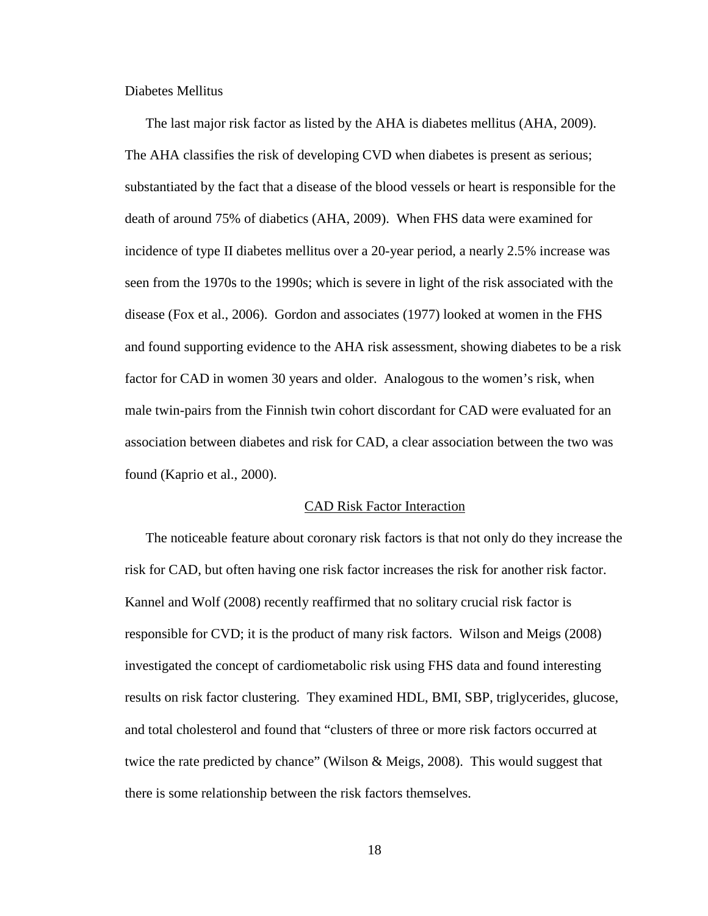### Diabetes Mellitus

The last major risk factor as listed by the AHA is diabetes mellitus (AHA, 2009). The AHA classifies the risk of developing CVD when diabetes is present as serious; substantiated by the fact that a disease of the blood vessels or heart is responsible for the death of around 75% of diabetics (AHA, 2009). When FHS data were examined for incidence of type II diabetes mellitus over a 20-year period, a nearly 2.5% increase was seen from the 1970s to the 1990s; which is severe in light of the risk associated with the disease (Fox et al., 2006). Gordon and associates (1977) looked at women in the FHS and found supporting evidence to the AHA risk assessment, showing diabetes to be a risk factor for CAD in women 30 years and older. Analogous to the women's risk, when male twin-pairs from the Finnish twin cohort discordant for CAD were evaluated for an association between diabetes and risk for CAD, a clear association between the two was found (Kaprio et al., 2000).

## CAD Risk Factor Interaction

The noticeable feature about coronary risk factors is that not only do they increase the risk for CAD, but often having one risk factor increases the risk for another risk factor. Kannel and Wolf (2008) recently reaffirmed that no solitary crucial risk factor is responsible for CVD; it is the product of many risk factors. Wilson and Meigs (2008) investigated the concept of cardiometabolic risk using FHS data and found interesting results on risk factor clustering. They examined HDL, BMI, SBP, triglycerides, glucose, and total cholesterol and found that "clusters of three or more risk factors occurred at twice the rate predicted by chance" (Wilson & Meigs, 2008). This would suggest that there is some relationship between the risk factors themselves.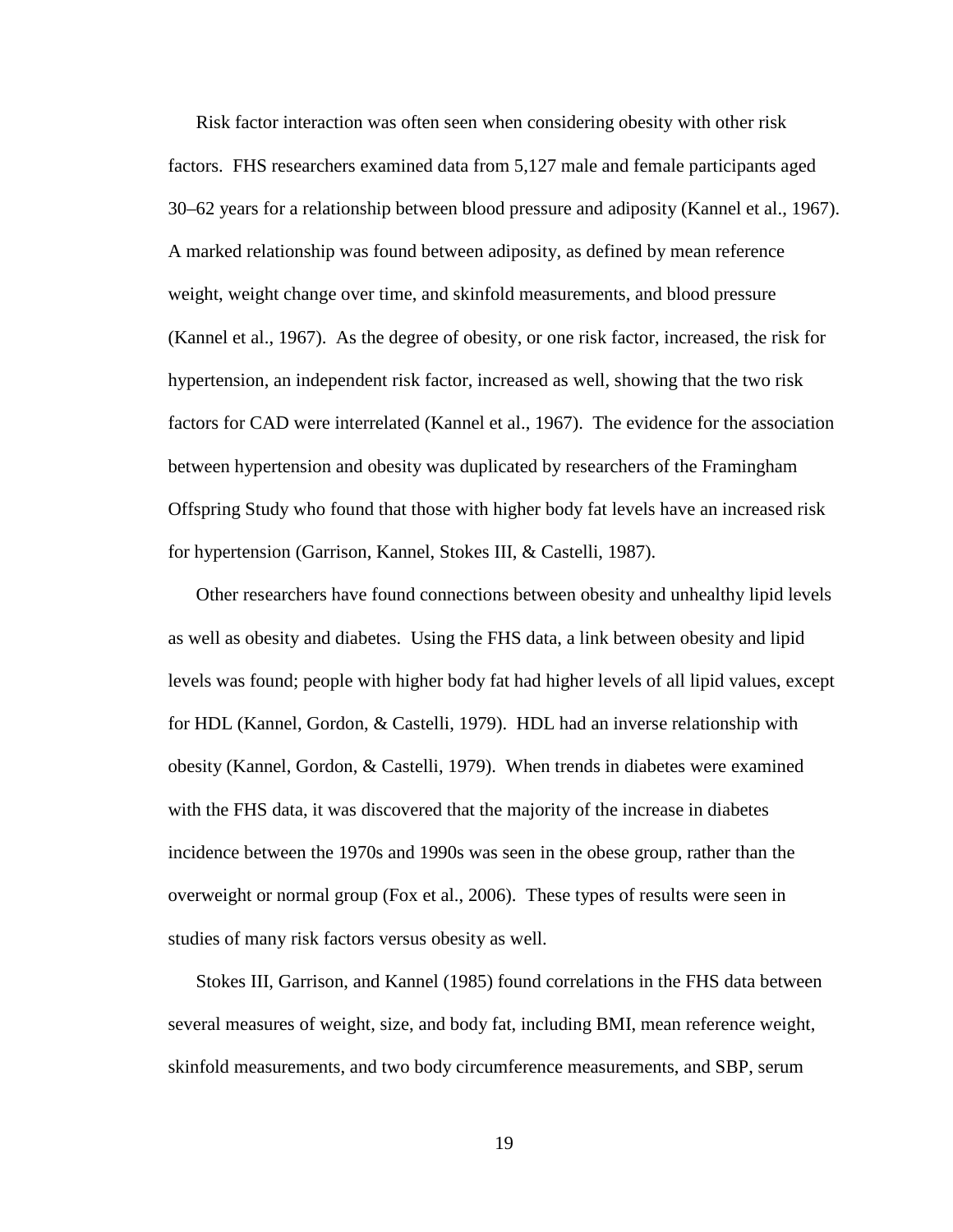Risk factor interaction was often seen when considering obesity with other risk factors. FHS researchers examined data from 5,127 male and female participants aged 30–62 years for a relationship between blood pressure and adiposity (Kannel et al., 1967). A marked relationship was found between adiposity, as defined by mean reference weight, weight change over time, and skinfold measurements, and blood pressure (Kannel et al., 1967). As the degree of obesity, or one risk factor, increased, the risk for hypertension, an independent risk factor, increased as well, showing that the two risk factors for CAD were interrelated (Kannel et al., 1967). The evidence for the association between hypertension and obesity was duplicated by researchers of the Framingham Offspring Study who found that those with higher body fat levels have an increased risk for hypertension (Garrison, Kannel, Stokes III, & Castelli, 1987).

Other researchers have found connections between obesity and unhealthy lipid levels as well as obesity and diabetes. Using the FHS data, a link between obesity and lipid levels was found; people with higher body fat had higher levels of all lipid values, except for HDL (Kannel, Gordon, & Castelli, 1979). HDL had an inverse relationship with obesity (Kannel, Gordon, & Castelli, 1979). When trends in diabetes were examined with the FHS data, it was discovered that the majority of the increase in diabetes incidence between the 1970s and 1990s was seen in the obese group, rather than the overweight or normal group (Fox et al., 2006). These types of results were seen in studies of many risk factors versus obesity as well.

Stokes III, Garrison, and Kannel (1985) found correlations in the FHS data between several measures of weight, size, and body fat, including BMI, mean reference weight, skinfold measurements, and two body circumference measurements, and SBP, serum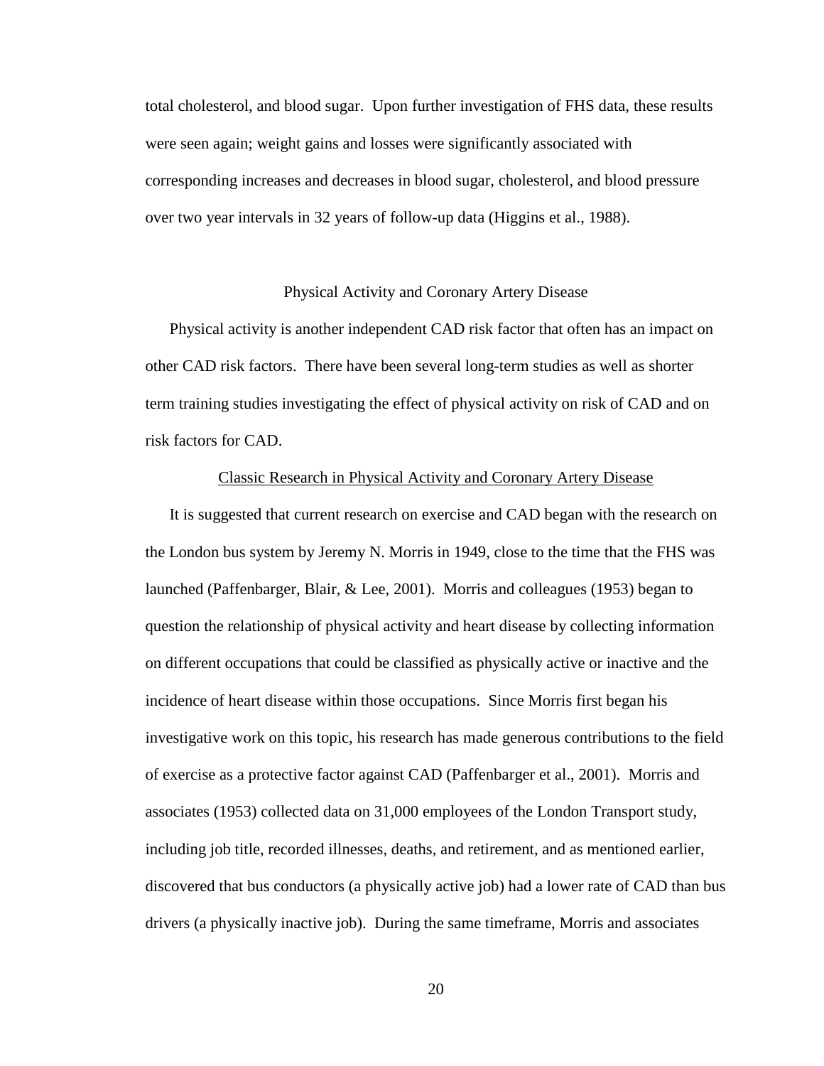total cholesterol, and blood sugar. Upon further investigation of FHS data, these results were seen again; weight gains and losses were significantly associated with corresponding increases and decreases in blood sugar, cholesterol, and blood pressure over two year intervals in 32 years of follow-up data (Higgins et al., 1988).

## Physical Activity and Coronary Artery Disease

Physical activity is another independent CAD risk factor that often has an impact on other CAD risk factors. There have been several long-term studies as well as shorter term training studies investigating the effect of physical activity on risk of CAD and on risk factors for CAD.

### Classic Research in Physical Activity and Coronary Artery Disease

It is suggested that current research on exercise and CAD began with the research on the London bus system by Jeremy N. Morris in 1949, close to the time that the FHS was launched (Paffenbarger, Blair, & Lee, 2001). Morris and colleagues (1953) began to question the relationship of physical activity and heart disease by collecting information on different occupations that could be classified as physically active or inactive and the incidence of heart disease within those occupations. Since Morris first began his investigative work on this topic, his research has made generous contributions to the field of exercise as a protective factor against CAD (Paffenbarger et al., 2001). Morris and associates (1953) collected data on 31,000 employees of the London Transport study, including job title, recorded illnesses, deaths, and retirement, and as mentioned earlier, discovered that bus conductors (a physically active job) had a lower rate of CAD than bus drivers (a physically inactive job). During the same timeframe, Morris and associates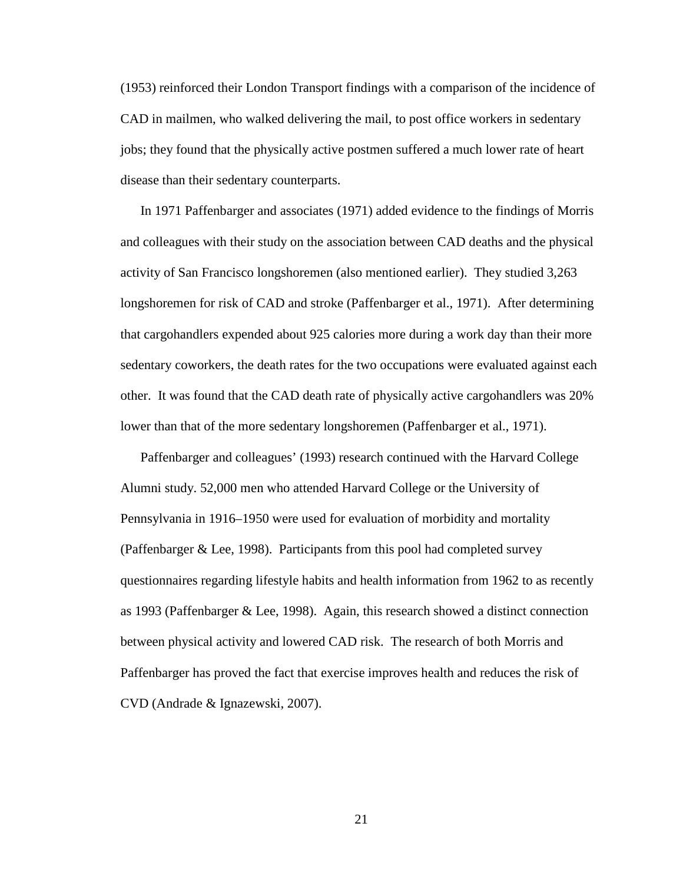(1953) reinforced their London Transport findings with a comparison of the incidence of CAD in mailmen, who walked delivering the mail, to post office workers in sedentary jobs; they found that the physically active postmen suffered a much lower rate of heart disease than their sedentary counterparts.

In 1971 Paffenbarger and associates (1971) added evidence to the findings of Morris and colleagues with their study on the association between CAD deaths and the physical activity of San Francisco longshoremen (also mentioned earlier). They studied 3,263 longshoremen for risk of CAD and stroke (Paffenbarger et al., 1971). After determining that cargohandlers expended about 925 calories more during a work day than their more sedentary coworkers, the death rates for the two occupations were evaluated against each other. It was found that the CAD death rate of physically active cargohandlers was 20% lower than that of the more sedentary longshoremen (Paffenbarger et al., 1971).

Paffenbarger and colleagues' (1993) research continued with the Harvard College Alumni study. 52,000 men who attended Harvard College or the University of Pennsylvania in 1916–1950 were used for evaluation of morbidity and mortality (Paffenbarger & Lee, 1998). Participants from this pool had completed survey questionnaires regarding lifestyle habits and health information from 1962 to as recently as 1993 (Paffenbarger & Lee, 1998). Again, this research showed a distinct connection between physical activity and lowered CAD risk. The research of both Morris and Paffenbarger has proved the fact that exercise improves health and reduces the risk of CVD (Andrade & Ignazewski, 2007).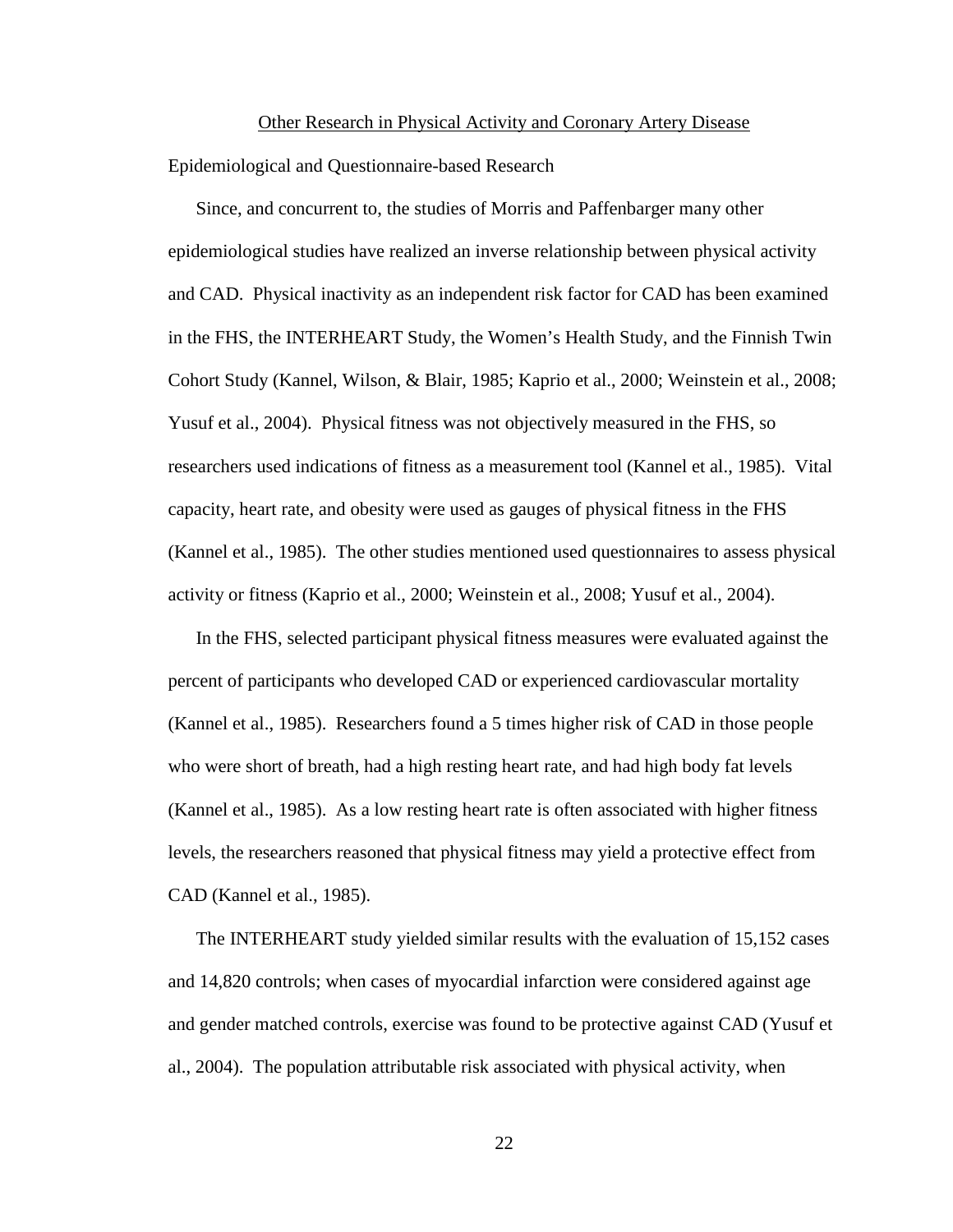## Other Research in Physical Activity and Coronary Artery Disease

### Epidemiological and Questionnaire-based Research

Since, and concurrent to, the studies of Morris and Paffenbarger many other epidemiological studies have realized an inverse relationship between physical activity and CAD. Physical inactivity as an independent risk factor for CAD has been examined in the FHS, the INTERHEART Study, the Women's Health Study, and the Finnish Twin Cohort Study (Kannel, Wilson, & Blair, 1985; Kaprio et al., 2000; Weinstein et al., 2008; Yusuf et al., 2004). Physical fitness was not objectively measured in the FHS, so researchers used indications of fitness as a measurement tool (Kannel et al., 1985). Vital capacity, heart rate, and obesity were used as gauges of physical fitness in the FHS (Kannel et al., 1985). The other studies mentioned used questionnaires to assess physical activity or fitness (Kaprio et al., 2000; Weinstein et al., 2008; Yusuf et al., 2004).

In the FHS, selected participant physical fitness measures were evaluated against the percent of participants who developed CAD or experienced cardiovascular mortality (Kannel et al., 1985). Researchers found a 5 times higher risk of CAD in those people who were short of breath, had a high resting heart rate, and had high body fat levels (Kannel et al., 1985). As a low resting heart rate is often associated with higher fitness levels, the researchers reasoned that physical fitness may yield a protective effect from CAD (Kannel et al., 1985).

The INTERHEART study yielded similar results with the evaluation of 15,152 cases and 14,820 controls; when cases of myocardial infarction were considered against age and gender matched controls, exercise was found to be protective against CAD (Yusuf et al., 2004). The population attributable risk associated with physical activity, when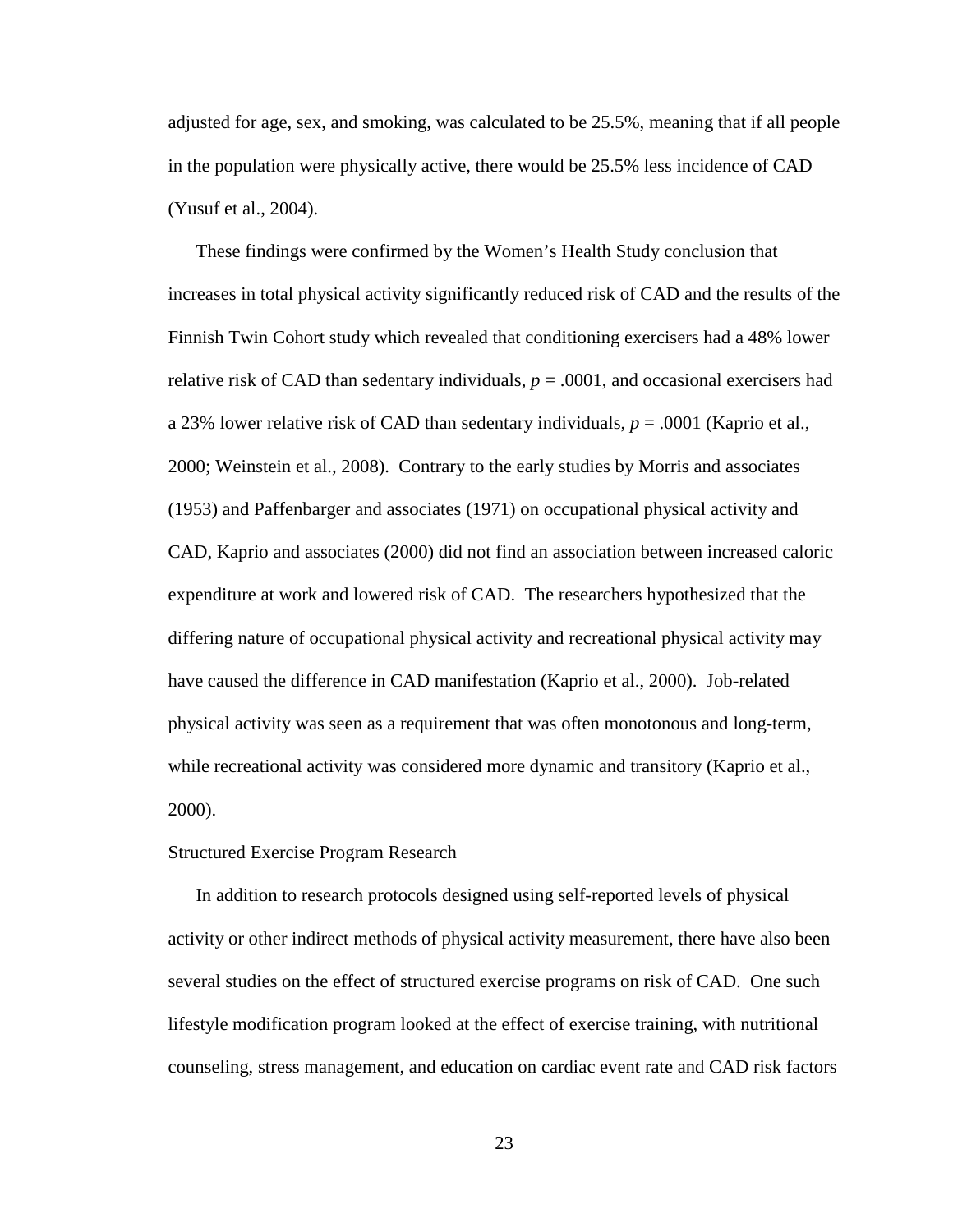adjusted for age, sex, and smoking, was calculated to be 25.5%, meaning that if all people in the population were physically active, there would be 25.5% less incidence of CAD (Yusuf et al., 2004).

These findings were confirmed by the Women's Health Study conclusion that increases in total physical activity significantly reduced risk of CAD and the results of the Finnish Twin Cohort study which revealed that conditioning exercisers had a 48% lower relative risk of CAD than sedentary individuals, $p = .0001$, and occasional exercisers had a 23% lower relative risk of CAD than sedentary individuals, $p = .0001$ (Kaprio et al., 2000; Weinstein et al., 2008). Contrary to the early studies by Morris and associates (1953) and Paffenbarger and associates (1971) on occupational physical activity and CAD, Kaprio and associates (2000) did not find an association between increased caloric expenditure at work and lowered risk of CAD. The researchers hypothesized that the differing nature of occupational physical activity and recreational physical activity may have caused the difference in CAD manifestation (Kaprio et al., 2000). Job-related physical activity was seen as a requirement that was often monotonous and long-term, while recreational activity was considered more dynamic and transitory (Kaprio et al., 2000).

### Structured Exercise Program Research

In addition to research protocols designed using self-reported levels of physical activity or other indirect methods of physical activity measurement, there have also been several studies on the effect of structured exercise programs on risk of CAD. One such lifestyle modification program looked at the effect of exercise training, with nutritional counseling, stress management, and education on cardiac event rate and CAD risk factors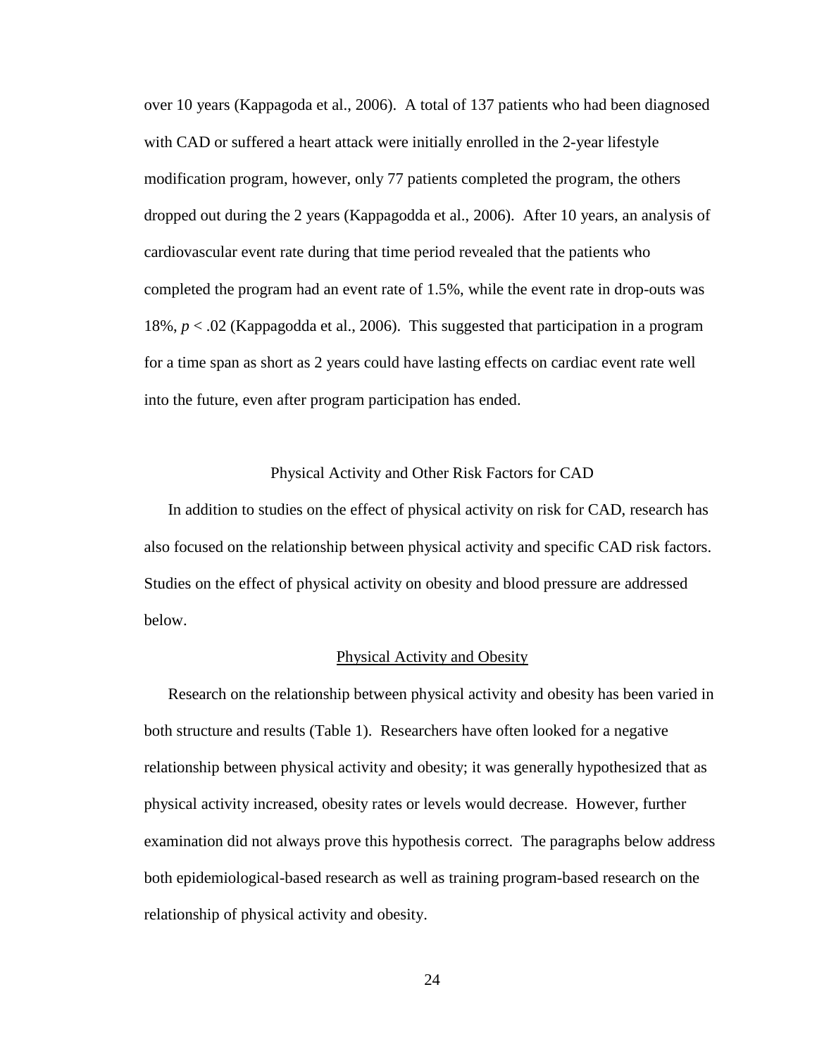over 10 years (Kappagoda et al., 2006). A total of 137 patients who had been diagnosed with CAD or suffered a heart attack were initially enrolled in the 2-year lifestyle modification program, however, only 77 patients completed the program, the others dropped out during the 2 years (Kappagodda et al., 2006). After 10 years, an analysis of cardiovascular event rate during that time period revealed that the patients who completed the program had an event rate of 1.5%, while the event rate in drop-outs was 18%, $p < .02$ (Kappagodda et al., 2006). This suggested that participation in a program for a time span as short as 2 years could have lasting effects on cardiac event rate well into the future, even after program participation has ended.

## Physical Activity and Other Risk Factors for CAD

In addition to studies on the effect of physical activity on risk for CAD, research has also focused on the relationship between physical activity and specific CAD risk factors. Studies on the effect of physical activity on obesity and blood pressure are addressed below.

### Physical Activity and Obesity

Research on the relationship between physical activity and obesity has been varied in both structure and results (Table 1). Researchers have often looked for a negative relationship between physical activity and obesity; it was generally hypothesized that as physical activity increased, obesity rates or levels would decrease. However, further examination did not always prove this hypothesis correct. The paragraphs below address both epidemiological-based research as well as training program-based research on the relationship of physical activity and obesity.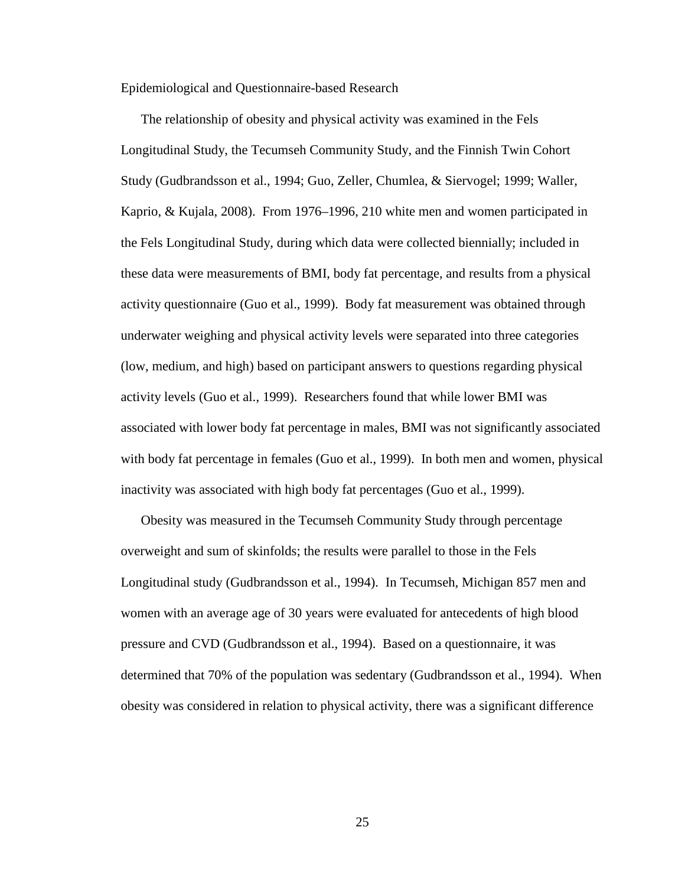## Epidemiological and Questionnaire-based Research

The relationship of obesity and physical activity was examined in the Fels Longitudinal Study, the Tecumseh Community Study, and the Finnish Twin Cohort Study (Gudbrandsson et al., 1994; Guo, Zeller, Chumlea, & Siervogel; 1999; Waller, Kaprio, & Kujala, 2008). From 1976–1996, 210 white men and women participated in the Fels Longitudinal Study, during which data were collected biennially; included in these data were measurements of BMI, body fat percentage, and results from a physical activity questionnaire (Guo et al., 1999). Body fat measurement was obtained through underwater weighing and physical activity levels were separated into three categories (low, medium, and high) based on participant answers to questions regarding physical activity levels (Guo et al., 1999). Researchers found that while lower BMI was associated with lower body fat percentage in males, BMI was not significantly associated with body fat percentage in females (Guo et al., 1999). In both men and women, physical inactivity was associated with high body fat percentages (Guo et al., 1999).

Obesity was measured in the Tecumseh Community Study through percentage overweight and sum of skinfolds; the results were parallel to those in the Fels Longitudinal study (Gudbrandsson et al., 1994). In Tecumseh, Michigan 857 men and women with an average age of 30 years were evaluated for antecedents of high blood pressure and CVD (Gudbrandsson et al., 1994). Based on a questionnaire, it was determined that 70% of the population was sedentary (Gudbrandsson et al., 1994). When obesity was considered in relation to physical activity, there was a significant difference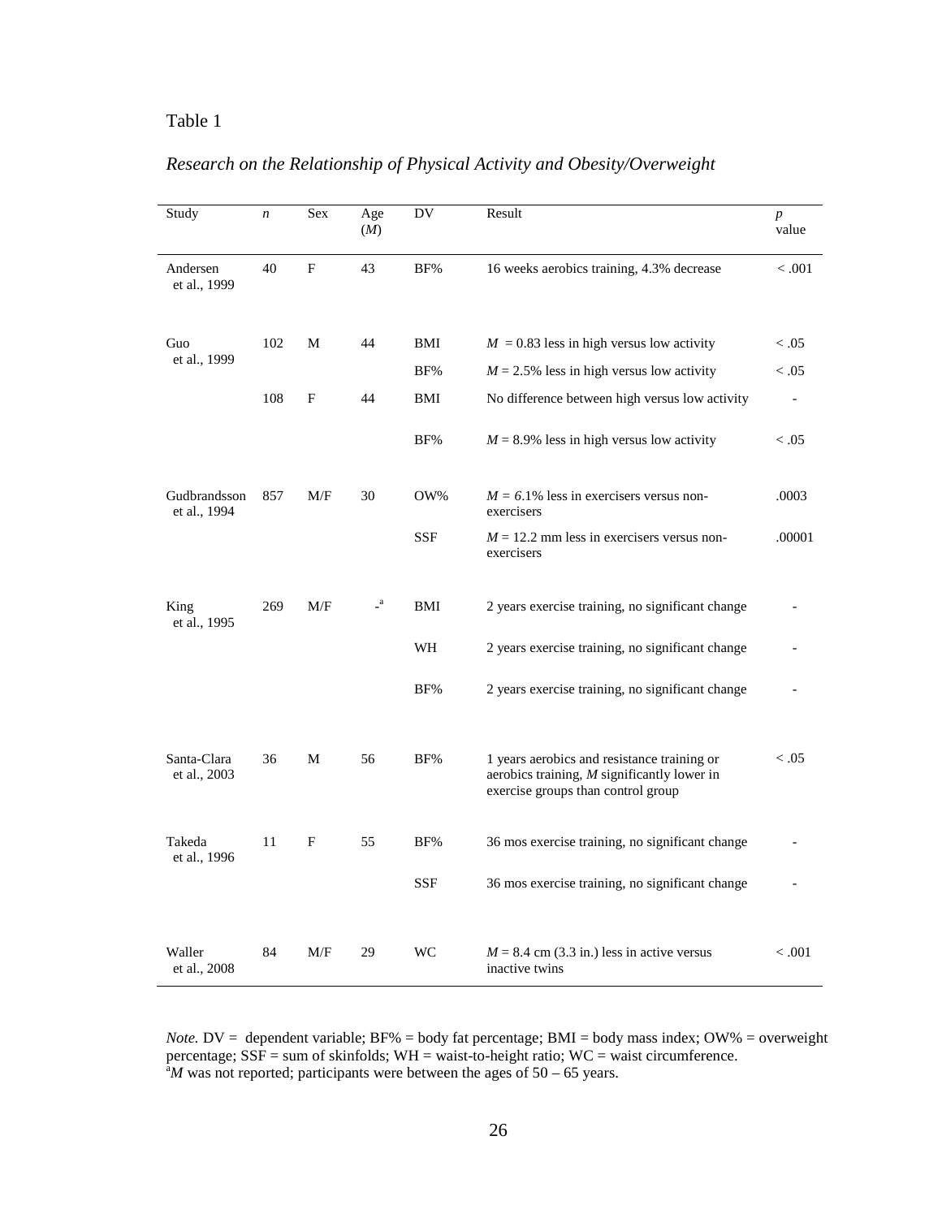Table 1

*Research on the Relationship of Physical Activity and Obesity/Overweight*

| Study | *n* | Sex | Age (*M*) | DV | Result | *p* value |
|---|---|---|---|---|---|---|
| Andersen et al., 1999 | 40 | F | 43 | BF% | 16 weeks aerobics training, 4.3% decrease | < .001 |
| Guo et al., 1999 | 102 | M | 44 | BMI | *M* = 0.83 less in high versus low activity | < .05 |
| | | | | BF% | *M* = 2.5% less in high versus low activity | < .05 |
| | 108 | F | 44 | BMI | No difference between high versus low activity | - |
| | | | | BF% | *M* = 8.9% less in high versus low activity | < .05 |
| Gudbrandsson et al., 1994 | 857 | M/F | 30 | OW% | *M* = 6.1% less in exercisers versus non-exercisers | .0003 |
| | | | | SSF | *M* = 12.2 mm less in exercisers versus non-exercisers | .00001 |
| King et al., 1995 | 269 | M/F | -[a] | BMI | 2 years exercise training, no significant change | - |
| | | | | WH | 2 years exercise training, no significant change | - |
| | | | | BF% | 2 years exercise training, no significant change | - |
| Santa-Clara et al., 2003 | 36 | M | 56 | BF% | 1 years aerobics and resistance training or aerobics training, *M* significantly lower in exercise groups than control group | < .05 |
| Takeda et al., 1996 | 11 | F | 55 | BF% | 36 mos exercise training, no significant change | - |
| | | | | SSF | 36 mos exercise training, no significant change | - |
| Waller et al., 2008 | 84 | M/F | 29 | WC | *M* = 8.4 cm (3.3 in.) less in active versus inactive twins | < .001 |

*Note.* DV = dependent variable; BF% = body fat percentage; BMI = body mass index; OW% = overweight percentage; SSF = sum of skinfolds; WH = waist-to-height ratio; WC = waist circumference.
[a]*M* was not reported; participants were between the ages of 50 – 65 years.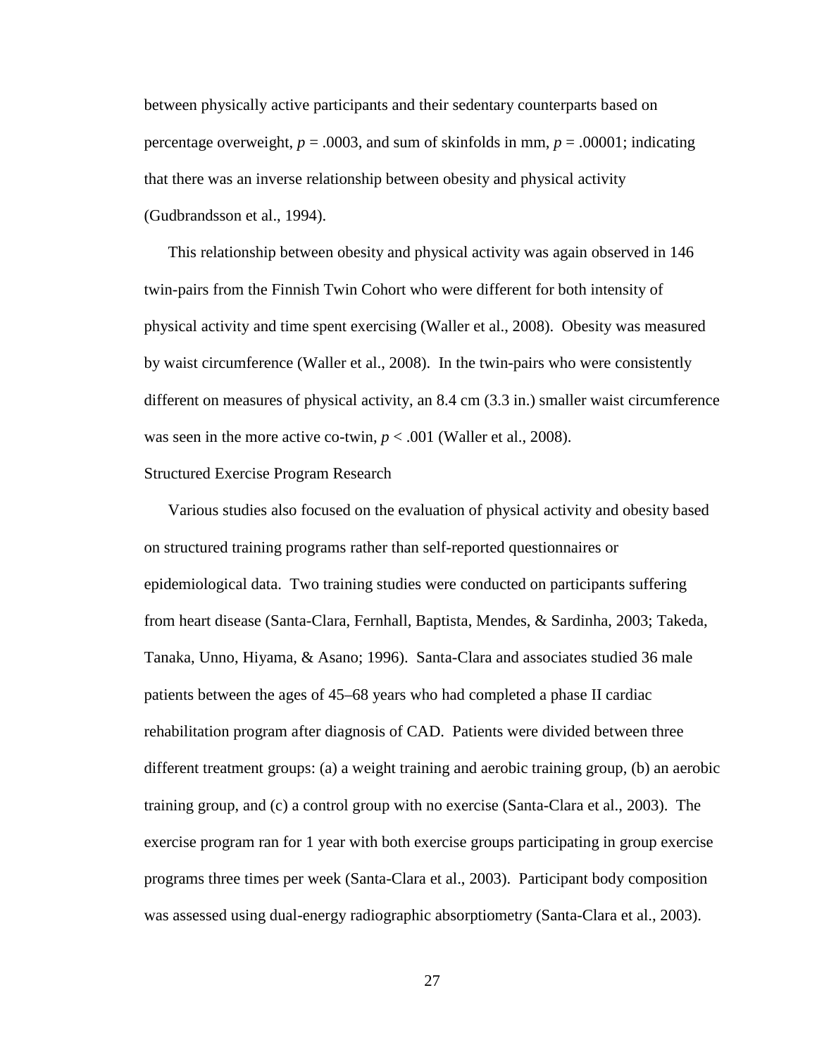between physically active participants and their sedentary counterparts based on percentage overweight, $p = .0003$, and sum of skinfolds in mm, $p = .00001$; indicating that there was an inverse relationship between obesity and physical activity (Gudbrandsson et al., 1994).

This relationship between obesity and physical activity was again observed in 146 twin-pairs from the Finnish Twin Cohort who were different for both intensity of physical activity and time spent exercising (Waller et al., 2008). Obesity was measured by waist circumference (Waller et al., 2008). In the twin-pairs who were consistently different on measures of physical activity, an 8.4 cm (3.3 in.) smaller waist circumference was seen in the more active co-twin, $p < .001$ (Waller et al., 2008).

### Structured Exercise Program Research

Various studies also focused on the evaluation of physical activity and obesity based on structured training programs rather than self-reported questionnaires or epidemiological data. Two training studies were conducted on participants suffering from heart disease (Santa-Clara, Fernhall, Baptista, Mendes, & Sardinha, 2003; Takeda, Tanaka, Unno, Hiyama, & Asano; 1996). Santa-Clara and associates studied 36 male patients between the ages of 45–68 years who had completed a phase II cardiac rehabilitation program after diagnosis of CAD. Patients were divided between three different treatment groups: (a) a weight training and aerobic training group, (b) an aerobic training group, and (c) a control group with no exercise (Santa-Clara et al., 2003). The exercise program ran for 1 year with both exercise groups participating in group exercise programs three times per week (Santa-Clara et al., 2003). Participant body composition was assessed using dual-energy radiographic absorptiometry (Santa-Clara et al., 2003).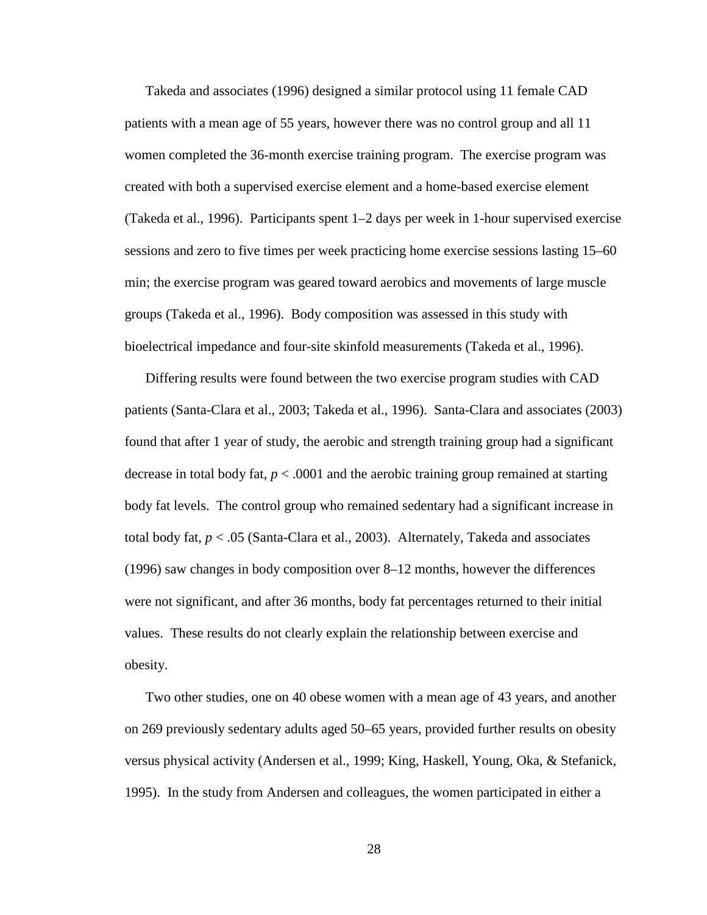Takeda and associates (1996) designed a similar protocol using 11 female CAD patients with a mean age of 55 years, however there was no control group and all 11 women completed the 36-month exercise training program. The exercise program was created with both a supervised exercise element and a home-based exercise element (Takeda et al., 1996). Participants spent 1–2 days per week in 1-hour supervised exercise sessions and zero to five times per week practicing home exercise sessions lasting 15–60 min; the exercise program was geared toward aerobics and movements of large muscle groups (Takeda et al., 1996). Body composition was assessed in this study with bioelectrical impedance and four-site skinfold measurements (Takeda et al., 1996).

Differing results were found between the two exercise program studies with CAD patients (Santa-Clara et al., 2003; Takeda et al., 1996). Santa-Clara and associates (2003) found that after 1 year of study, the aerobic and strength training group had a significant decrease in total body fat, $p < .0001$ and the aerobic training group remained at starting body fat levels. The control group who remained sedentary had a significant increase in total body fat, $p < .05$ (Santa-Clara et al., 2003). Alternately, Takeda and associates (1996) saw changes in body composition over 8–12 months, however the differences were not significant, and after 36 months, body fat percentages returned to their initial values. These results do not clearly explain the relationship between exercise and obesity.

Two other studies, one on 40 obese women with a mean age of 43 years, and another on 269 previously sedentary adults aged 50–65 years, provided further results on obesity versus physical activity (Andersen et al., 1999; King, Haskell, Young, Oka, & Stefanick, 1995). In the study from Andersen and colleagues, the women participated in either a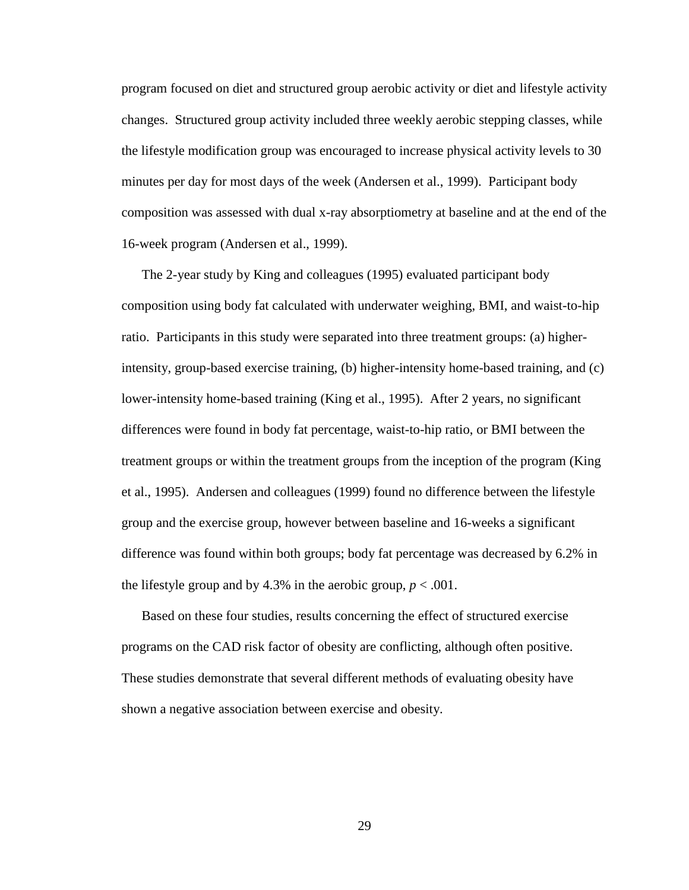program focused on diet and structured group aerobic activity or diet and lifestyle activity changes. Structured group activity included three weekly aerobic stepping classes, while the lifestyle modification group was encouraged to increase physical activity levels to 30 minutes per day for most days of the week (Andersen et al., 1999). Participant body composition was assessed with dual x-ray absorptiometry at baseline and at the end of the 16-week program (Andersen et al., 1999).

The 2-year study by King and colleagues (1995) evaluated participant body composition using body fat calculated with underwater weighing, BMI, and waist-to-hip ratio. Participants in this study were separated into three treatment groups: (a) higher-intensity, group-based exercise training, (b) higher-intensity home-based training, and (c) lower-intensity home-based training (King et al., 1995). After 2 years, no significant differences were found in body fat percentage, waist-to-hip ratio, or BMI between the treatment groups or within the treatment groups from the inception of the program (King et al., 1995). Andersen and colleagues (1999) found no difference between the lifestyle group and the exercise group, however between baseline and 16-weeks a significant difference was found within both groups; body fat percentage was decreased by 6.2% in the lifestyle group and by 4.3% in the aerobic group, $p < .001$.

Based on these four studies, results concerning the effect of structured exercise programs on the CAD risk factor of obesity are conflicting, although often positive. These studies demonstrate that several different methods of evaluating obesity have shown a negative association between exercise and obesity.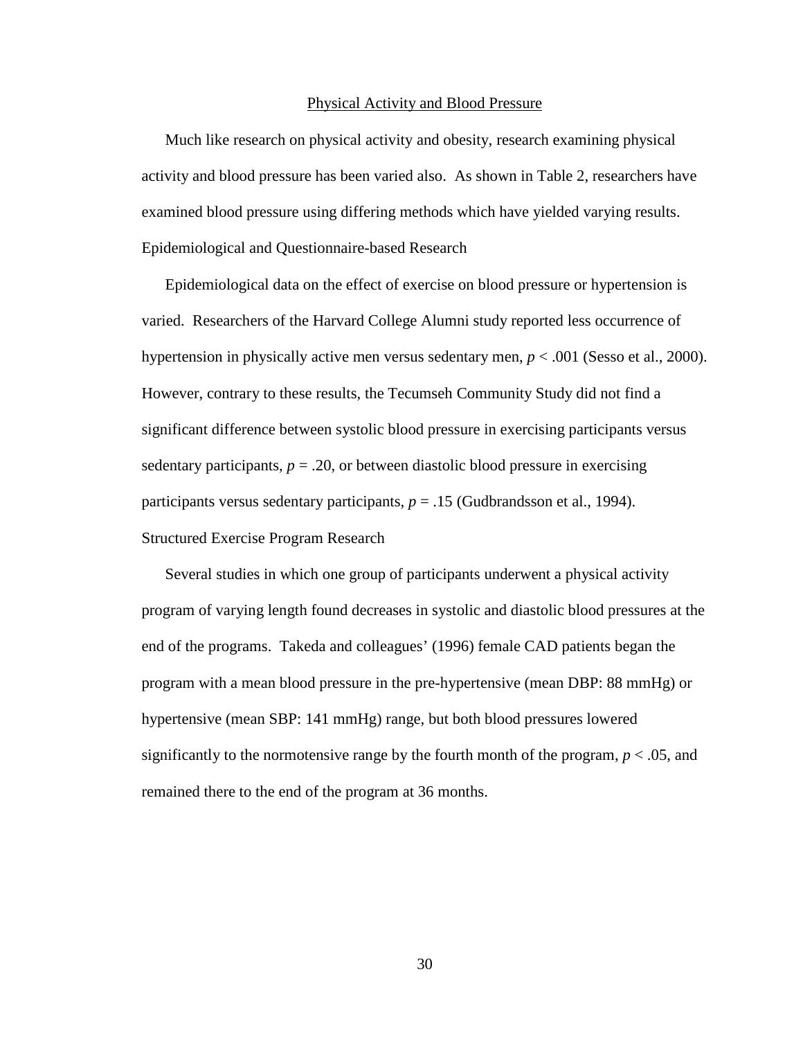## Physical Activity and Blood Pressure

Much like research on physical activity and obesity, research examining physical activity and blood pressure has been varied also. As shown in Table 2, researchers have examined blood pressure using differing methods which have yielded varying results.

### Epidemiological and Questionnaire-based Research

Epidemiological data on the effect of exercise on blood pressure or hypertension is varied. Researchers of the Harvard College Alumni study reported less occurrence of hypertension in physically active men versus sedentary men, $p < .001$ (Sesso et al., 2000). However, contrary to these results, the Tecumseh Community Study did not find a significant difference between systolic blood pressure in exercising participants versus sedentary participants, $p = .20$, or between diastolic blood pressure in exercising participants versus sedentary participants, $p = .15$ (Gudbrandsson et al., 1994).

### Structured Exercise Program Research

Several studies in which one group of participants underwent a physical activity program of varying length found decreases in systolic and diastolic blood pressures at the end of the programs. Takeda and colleagues' (1996) female CAD patients began the program with a mean blood pressure in the pre-hypertensive (mean DBP: 88 mmHg) or hypertensive (mean SBP: 141 mmHg) range, but both blood pressures lowered significantly to the normotensive range by the fourth month of the program, $p < .05$, and remained there to the end of the program at 36 months.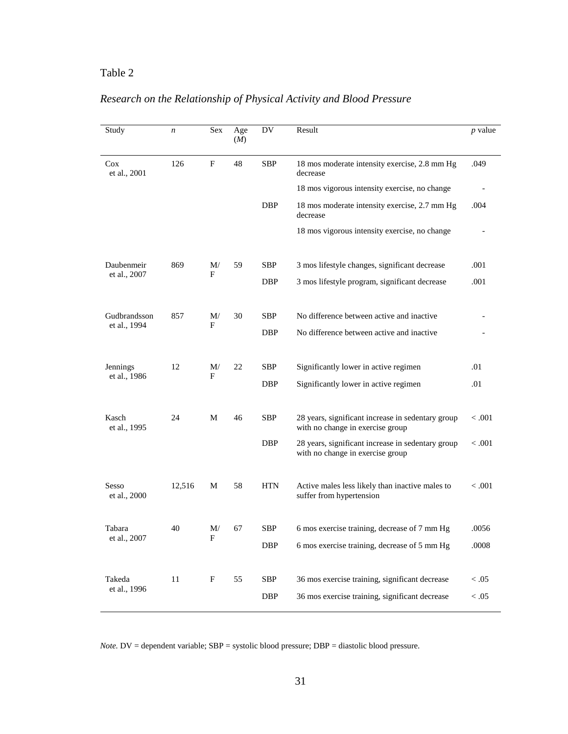Table 2

*Research on the Relationship of Physical Activity and Blood Pressure*

| Study | *n* | Sex | Age (*M*) | DV | Result | *p* value |
|---|---|---|---|---|---|---|
| Cox et al., 2001 | 126 | F | 48 | SBP | 18 mos moderate intensity exercise, 2.8 mm Hg decrease | .049 |
| | | | | | 18 mos vigorous intensity exercise, no change | - |
| | | | | DBP | 18 mos moderate intensity exercise, 2.7 mm Hg decrease | .004 |
| | | | | | 18 mos vigorous intensity exercise, no change | - |
| Daubenmeir et al., 2007 | 869 | M/F | 59 | SBP | 3 mos lifestyle changes, significant decrease | .001 |
| | | | | DBP | 3 mos lifestyle program, significant decrease | .001 |
| Gudbrandsson et al., 1994 | 857 | M/F | 30 | SBP | No difference between active and inactive | - |
| | | | | DBP | No difference between active and inactive | - |
| Jennings et al., 1986 | 12 | M/F | 22 | SBP | Significantly lower in active regimen | .01 |
| | | | | DBP | Significantly lower in active regimen | .01 |
| Kasch et al., 1995 | 24 | M | 46 | SBP | 28 years, significant increase in sedentary group with no change in exercise group | < .001 |
| | | | | DBP | 28 years, significant increase in sedentary group with no change in exercise group | < .001 |
| Sesso et al., 2000 | 12,516 | M | 58 | HTN | Active males less likely than inactive males to suffer from hypertension | < .001 |
| Tabara et al., 2007 | 40 | M/F | 67 | SBP | 6 mos exercise training, decrease of 7 mm Hg | .0056 |
| | | | | DBP | 6 mos exercise training, decrease of 5 mm Hg | .0008 |
| Takeda et al., 1996 | 11 | F | 55 | SBP | 36 mos exercise training, significant decrease | < .05 |
| | | | | DBP | 36 mos exercise training, significant decrease | < .05 |

*Note.* DV = dependent variable; SBP = systolic blood pressure; DBP = diastolic blood pressure.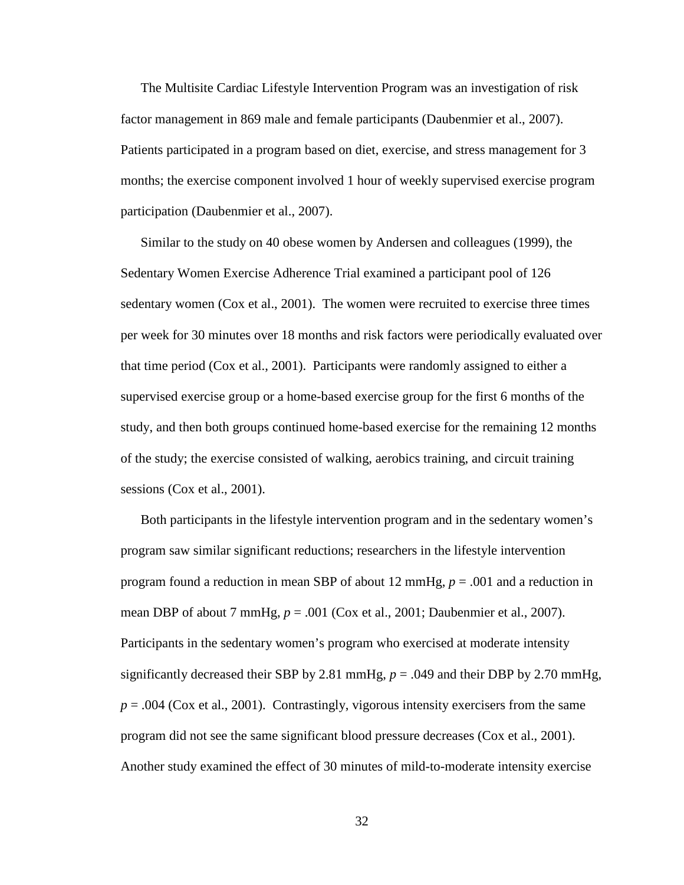The Multisite Cardiac Lifestyle Intervention Program was an investigation of risk factor management in 869 male and female participants (Daubenmier et al., 2007). Patients participated in a program based on diet, exercise, and stress management for 3 months; the exercise component involved 1 hour of weekly supervised exercise program participation (Daubenmier et al., 2007).

Similar to the study on 40 obese women by Andersen and colleagues (1999), the Sedentary Women Exercise Adherence Trial examined a participant pool of 126 sedentary women (Cox et al., 2001). The women were recruited to exercise three times per week for 30 minutes over 18 months and risk factors were periodically evaluated over that time period (Cox et al., 2001). Participants were randomly assigned to either a supervised exercise group or a home-based exercise group for the first 6 months of the study, and then both groups continued home-based exercise for the remaining 12 months of the study; the exercise consisted of walking, aerobics training, and circuit training sessions (Cox et al., 2001).

Both participants in the lifestyle intervention program and in the sedentary women's program saw similar significant reductions; researchers in the lifestyle intervention program found a reduction in mean SBP of about 12 mmHg, $p = .001$ and a reduction in mean DBP of about 7 mmHg, $p = .001$ (Cox et al., 2001; Daubenmier et al., 2007). Participants in the sedentary women's program who exercised at moderate intensity significantly decreased their SBP by 2.81 mmHg, $p = .049$ and their DBP by 2.70 mmHg, $p = .004$ (Cox et al., 2001). Contrastingly, vigorous intensity exercisers from the same program did not see the same significant blood pressure decreases (Cox et al., 2001). Another study examined the effect of 30 minutes of mild-to-moderate intensity exercise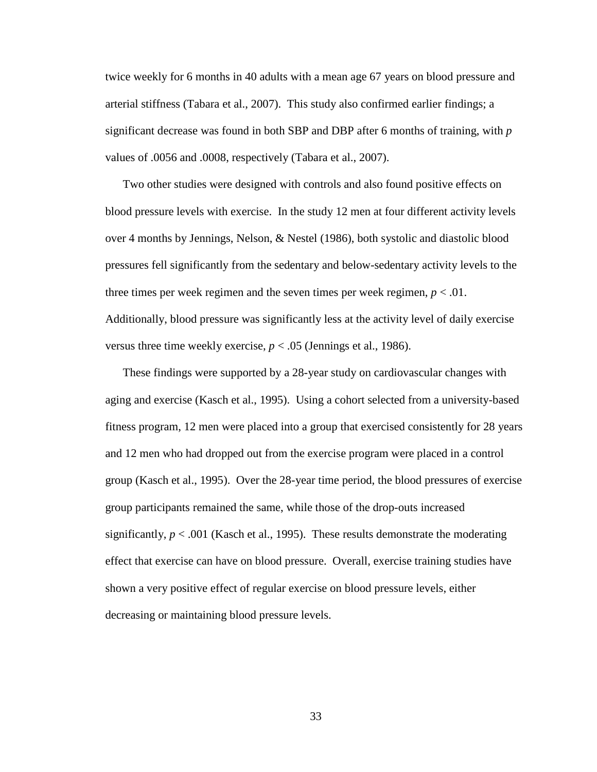twice weekly for 6 months in 40 adults with a mean age 67 years on blood pressure and arterial stiffness (Tabara et al., 2007). This study also confirmed earlier findings; a significant decrease was found in both SBP and DBP after 6 months of training, with *p* values of .0056 and .0008, respectively (Tabara et al., 2007).

Two other studies were designed with controls and also found positive effects on blood pressure levels with exercise. In the study 12 men at four different activity levels over 4 months by Jennings, Nelson, & Nestel (1986), both systolic and diastolic blood pressures fell significantly from the sedentary and below-sedentary activity levels to the three times per week regimen and the seven times per week regimen, $p < .01$. Additionally, blood pressure was significantly less at the activity level of daily exercise versus three time weekly exercise, $p < .05$ (Jennings et al., 1986).

These findings were supported by a 28-year study on cardiovascular changes with aging and exercise (Kasch et al., 1995). Using a cohort selected from a university-based fitness program, 12 men were placed into a group that exercised consistently for 28 years and 12 men who had dropped out from the exercise program were placed in a control group (Kasch et al., 1995). Over the 28-year time period, the blood pressures of exercise group participants remained the same, while those of the drop-outs increased significantly, $p < .001$ (Kasch et al., 1995). These results demonstrate the moderating effect that exercise can have on blood pressure. Overall, exercise training studies have shown a very positive effect of regular exercise on blood pressure levels, either decreasing or maintaining blood pressure levels.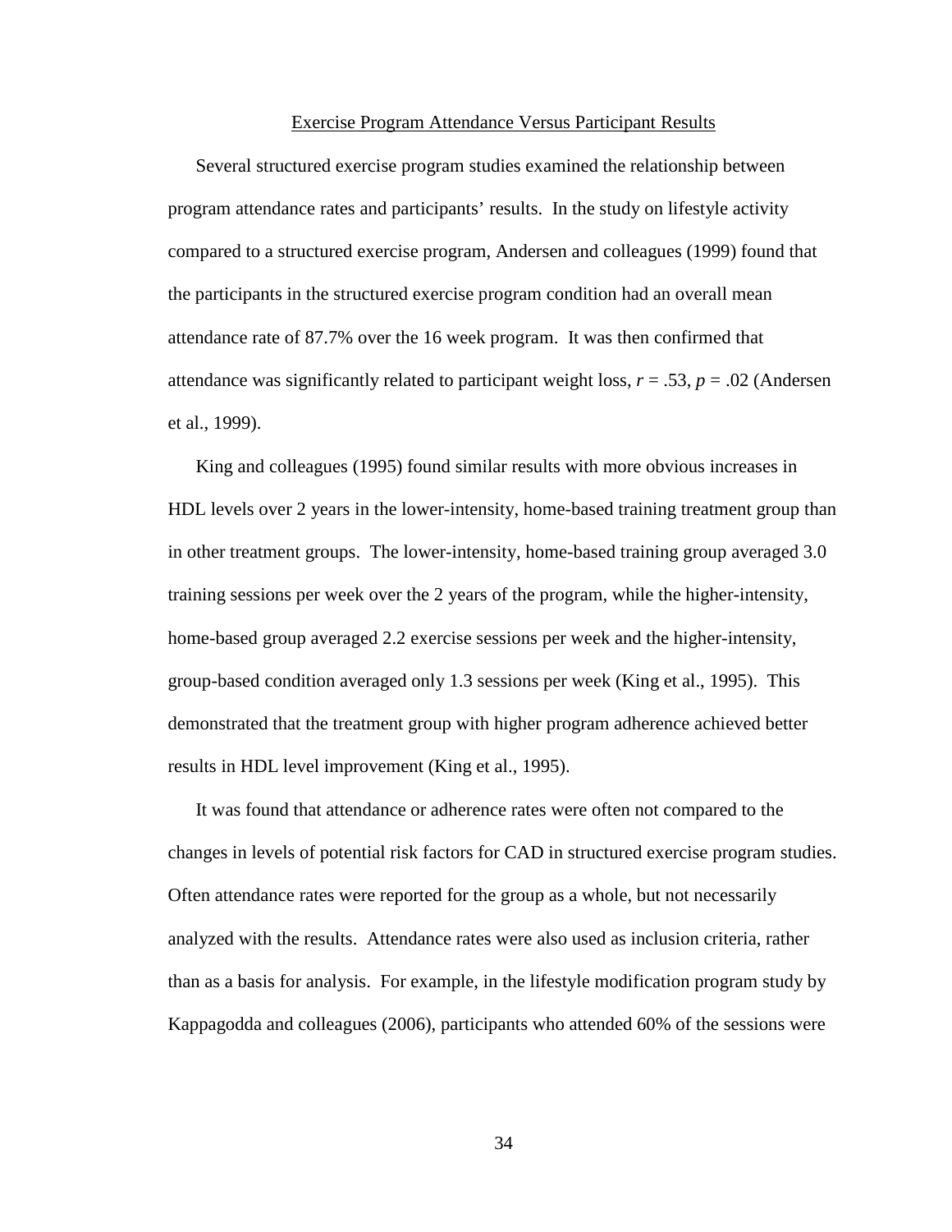## Exercise Program Attendance Versus Participant Results

Several structured exercise program studies examined the relationship between program attendance rates and participants' results. In the study on lifestyle activity compared to a structured exercise program, Andersen and colleagues (1999) found that the participants in the structured exercise program condition had an overall mean attendance rate of 87.7% over the 16 week program. It was then confirmed that attendance was significantly related to participant weight loss, $r = .53$, $p = .02$ (Andersen et al., 1999).

King and colleagues (1995) found similar results with more obvious increases in HDL levels over 2 years in the lower-intensity, home-based training treatment group than in other treatment groups. The lower-intensity, home-based training group averaged 3.0 training sessions per week over the 2 years of the program, while the higher-intensity, home-based group averaged 2.2 exercise sessions per week and the higher-intensity, group-based condition averaged only 1.3 sessions per week (King et al., 1995). This demonstrated that the treatment group with higher program adherence achieved better results in HDL level improvement (King et al., 1995).

It was found that attendance or adherence rates were often not compared to the changes in levels of potential risk factors for CAD in structured exercise program studies. Often attendance rates were reported for the group as a whole, but not necessarily analyzed with the results. Attendance rates were also used as inclusion criteria, rather than as a basis for analysis. For example, in the lifestyle modification program study by Kappagodda and colleagues (2006), participants who attended 60% of the sessions were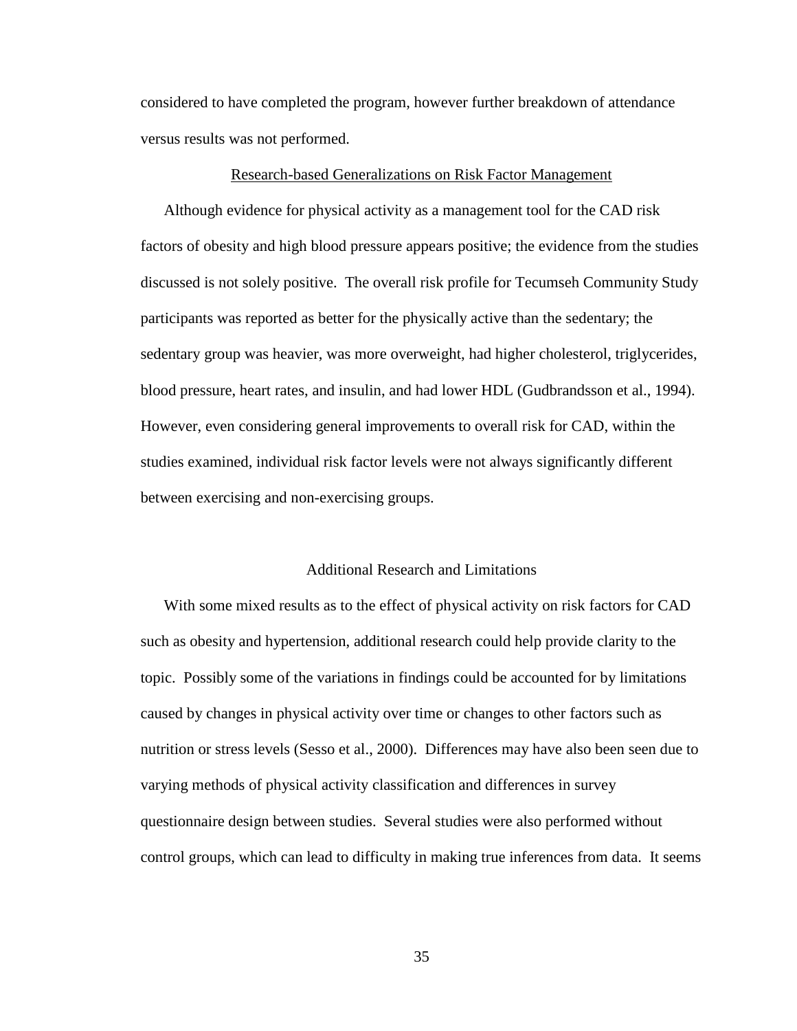considered to have completed the program, however further breakdown of attendance versus results was not performed.

### Research-based Generalizations on Risk Factor Management

Although evidence for physical activity as a management tool for the CAD risk factors of obesity and high blood pressure appears positive; the evidence from the studies discussed is not solely positive. The overall risk profile for Tecumseh Community Study participants was reported as better for the physically active than the sedentary; the sedentary group was heavier, was more overweight, had higher cholesterol, triglycerides, blood pressure, heart rates, and insulin, and had lower HDL (Gudbrandsson et al., 1994). However, even considering general improvements to overall risk for CAD, within the studies examined, individual risk factor levels were not always significantly different between exercising and non-exercising groups.

## Additional Research and Limitations

With some mixed results as to the effect of physical activity on risk factors for CAD such as obesity and hypertension, additional research could help provide clarity to the topic. Possibly some of the variations in findings could be accounted for by limitations caused by changes in physical activity over time or changes to other factors such as nutrition or stress levels (Sesso et al., 2000). Differences may have also been seen due to varying methods of physical activity classification and differences in survey questionnaire design between studies. Several studies were also performed without control groups, which can lead to difficulty in making true inferences from data. It seems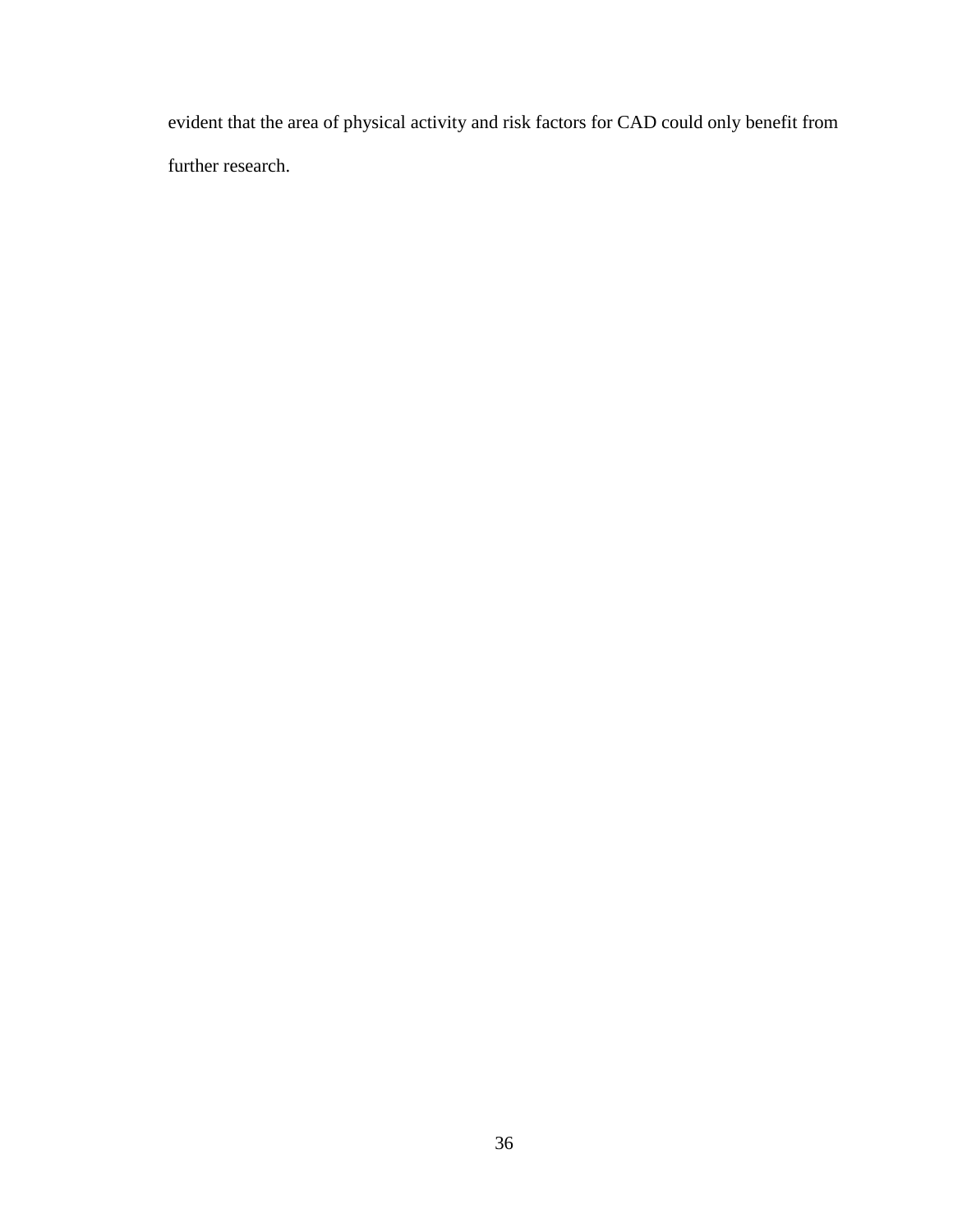evident that the area of physical activity and risk factors for CAD could only benefit from further research.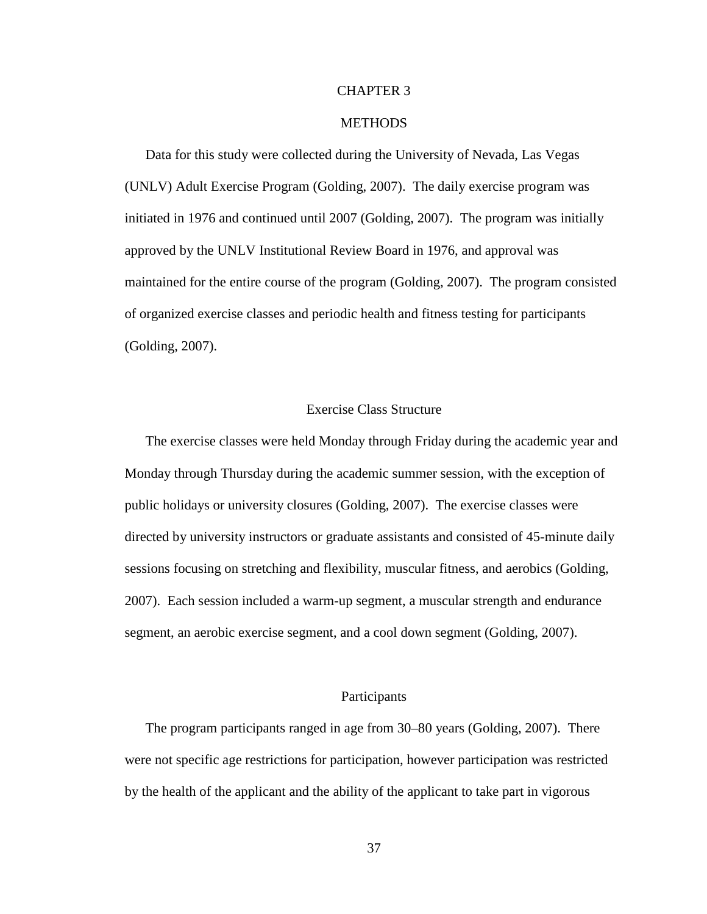# CHAPTER 3

# METHODS

Data for this study were collected during the University of Nevada, Las Vegas (UNLV) Adult Exercise Program (Golding, 2007). The daily exercise program was initiated in 1976 and continued until 2007 (Golding, 2007). The program was initially approved by the UNLV Institutional Review Board in 1976, and approval was maintained for the entire course of the program (Golding, 2007). The program consisted of organized exercise classes and periodic health and fitness testing for participants (Golding, 2007).

## Exercise Class Structure

The exercise classes were held Monday through Friday during the academic year and Monday through Thursday during the academic summer session, with the exception of public holidays or university closures (Golding, 2007). The exercise classes were directed by university instructors or graduate assistants and consisted of 45-minute daily sessions focusing on stretching and flexibility, muscular fitness, and aerobics (Golding, 2007). Each session included a warm-up segment, a muscular strength and endurance segment, an aerobic exercise segment, and a cool down segment (Golding, 2007).

## Participants

The program participants ranged in age from 30–80 years (Golding, 2007). There were not specific age restrictions for participation, however participation was restricted by the health of the applicant and the ability of the applicant to take part in vigorous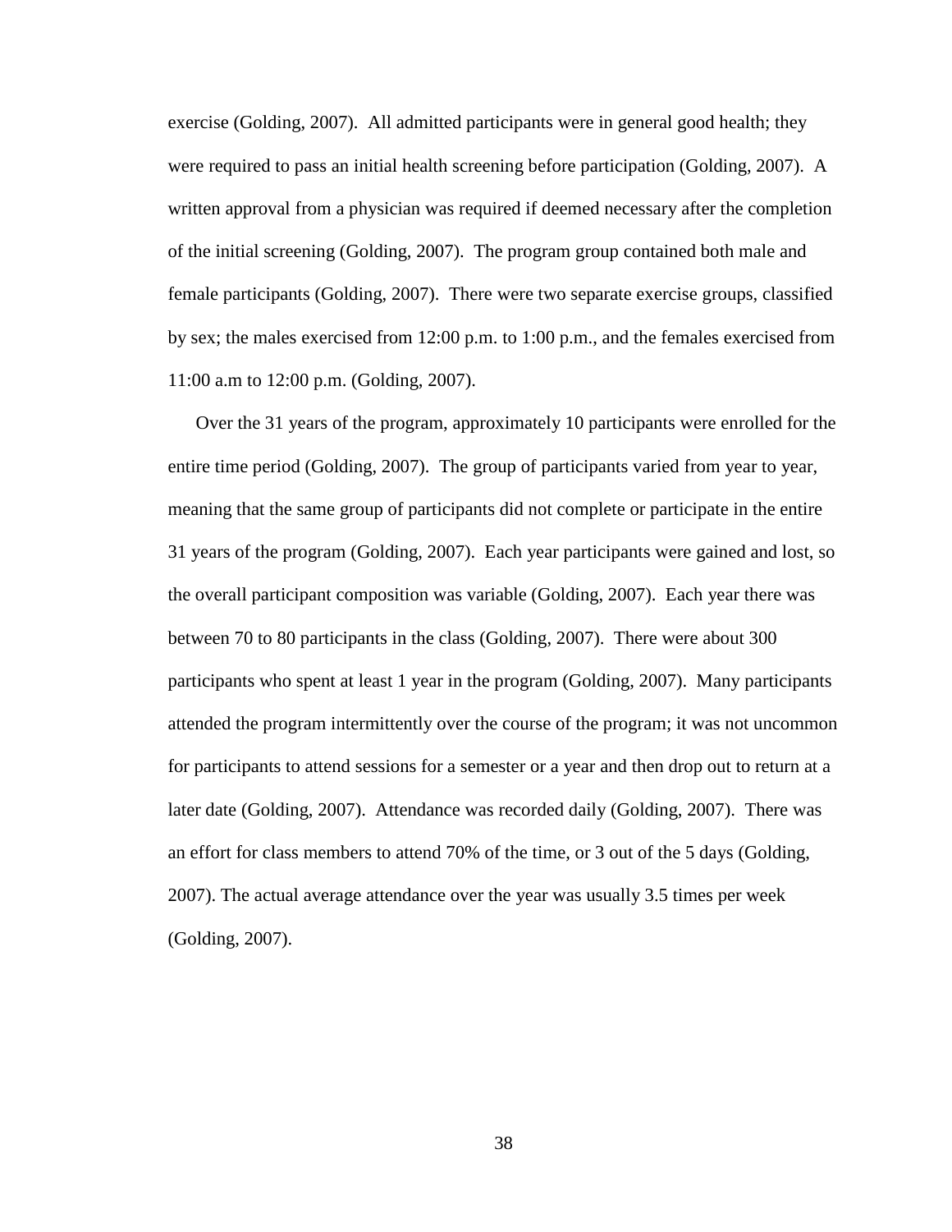exercise (Golding, 2007). All admitted participants were in general good health; they were required to pass an initial health screening before participation (Golding, 2007). A written approval from a physician was required if deemed necessary after the completion of the initial screening (Golding, 2007). The program group contained both male and female participants (Golding, 2007). There were two separate exercise groups, classified by sex; the males exercised from 12:00 p.m. to 1:00 p.m., and the females exercised from 11:00 a.m to 12:00 p.m. (Golding, 2007).

Over the 31 years of the program, approximately 10 participants were enrolled for the entire time period (Golding, 2007). The group of participants varied from year to year, meaning that the same group of participants did not complete or participate in the entire 31 years of the program (Golding, 2007). Each year participants were gained and lost, so the overall participant composition was variable (Golding, 2007). Each year there was between 70 to 80 participants in the class (Golding, 2007). There were about 300 participants who spent at least 1 year in the program (Golding, 2007). Many participants attended the program intermittently over the course of the program; it was not uncommon for participants to attend sessions for a semester or a year and then drop out to return at a later date (Golding, 2007). Attendance was recorded daily (Golding, 2007). There was an effort for class members to attend 70% of the time, or 3 out of the 5 days (Golding, 2007). The actual average attendance over the year was usually 3.5 times per week (Golding, 2007).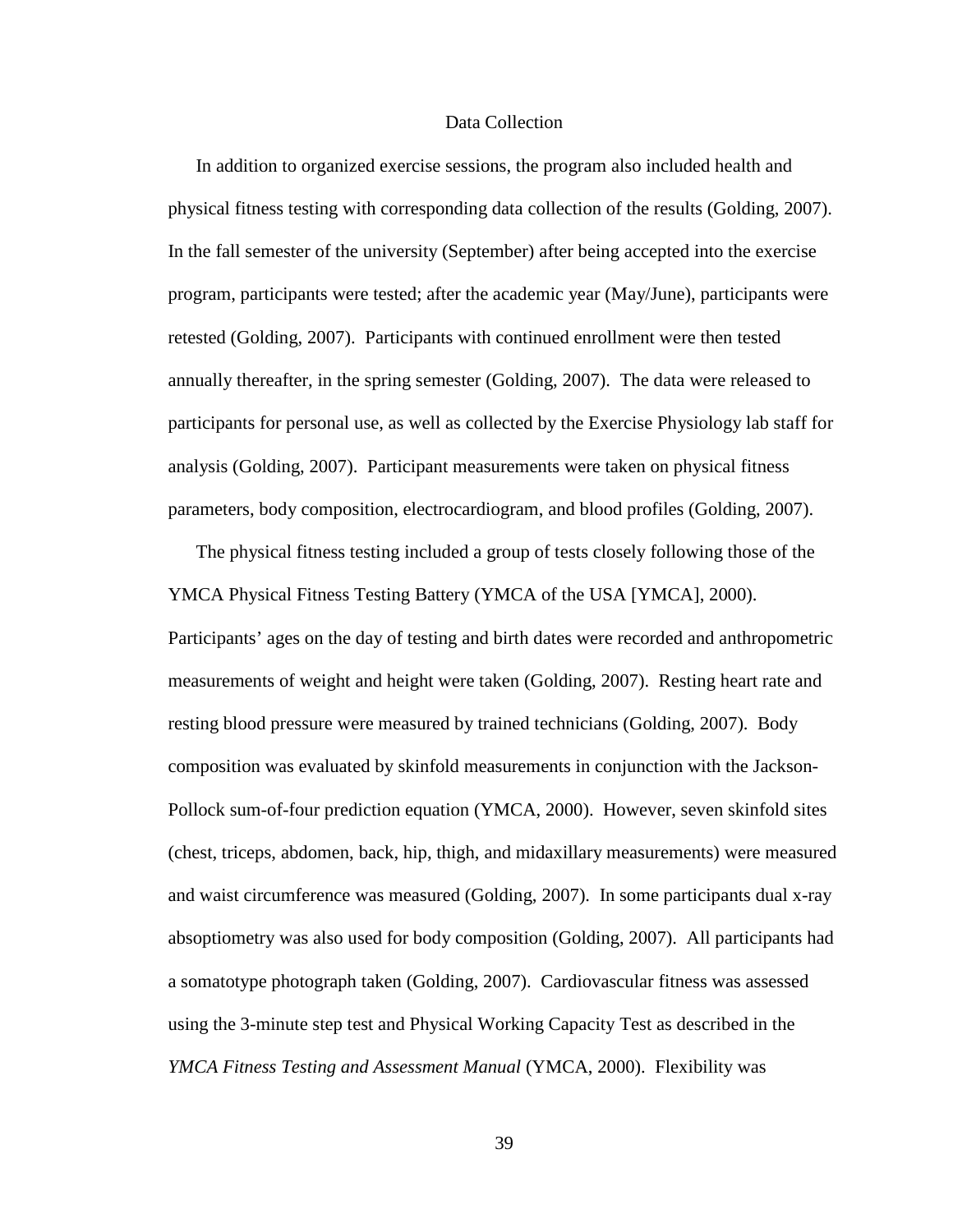## Data Collection

In addition to organized exercise sessions, the program also included health and physical fitness testing with corresponding data collection of the results (Golding, 2007). In the fall semester of the university (September) after being accepted into the exercise program, participants were tested; after the academic year (May/June), participants were retested (Golding, 2007). Participants with continued enrollment were then tested annually thereafter, in the spring semester (Golding, 2007). The data were released to participants for personal use, as well as collected by the Exercise Physiology lab staff for analysis (Golding, 2007). Participant measurements were taken on physical fitness parameters, body composition, electrocardiogram, and blood profiles (Golding, 2007).

The physical fitness testing included a group of tests closely following those of the YMCA Physical Fitness Testing Battery (YMCA of the USA [YMCA], 2000). Participants' ages on the day of testing and birth dates were recorded and anthropometric measurements of weight and height were taken (Golding, 2007). Resting heart rate and resting blood pressure were measured by trained technicians (Golding, 2007). Body composition was evaluated by skinfold measurements in conjunction with the Jackson-Pollock sum-of-four prediction equation (YMCA, 2000). However, seven skinfold sites (chest, triceps, abdomen, back, hip, thigh, and midaxillary measurements) were measured and waist circumference was measured (Golding, 2007). In some participants dual x-ray absoptiometry was also used for body composition (Golding, 2007). All participants had a somatotype photograph taken (Golding, 2007). Cardiovascular fitness was assessed using the 3-minute step test and Physical Working Capacity Test as described in the *YMCA Fitness Testing and Assessment Manual* (YMCA, 2000). Flexibility was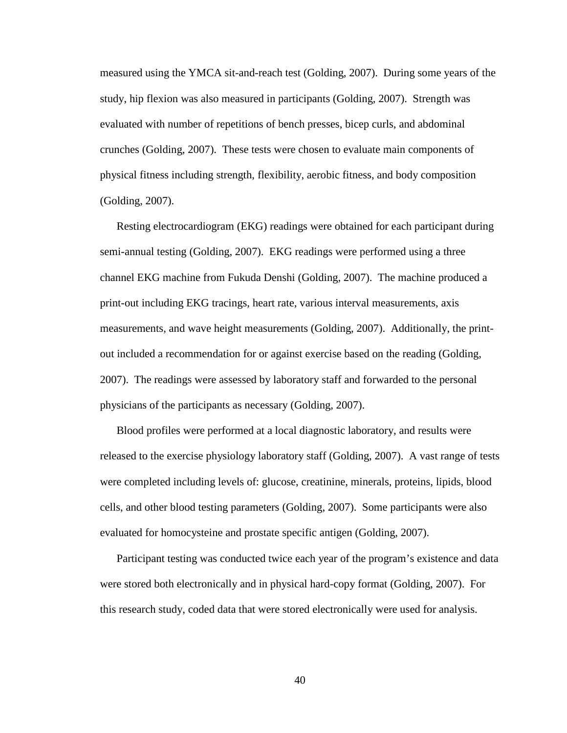measured using the YMCA sit-and-reach test (Golding, 2007). During some years of the study, hip flexion was also measured in participants (Golding, 2007). Strength was evaluated with number of repetitions of bench presses, bicep curls, and abdominal crunches (Golding, 2007). These tests were chosen to evaluate main components of physical fitness including strength, flexibility, aerobic fitness, and body composition (Golding, 2007).

Resting electrocardiogram (EKG) readings were obtained for each participant during semi-annual testing (Golding, 2007). EKG readings were performed using a three channel EKG machine from Fukuda Denshi (Golding, 2007). The machine produced a print-out including EKG tracings, heart rate, various interval measurements, axis measurements, and wave height measurements (Golding, 2007). Additionally, the print-out included a recommendation for or against exercise based on the reading (Golding, 2007). The readings were assessed by laboratory staff and forwarded to the personal physicians of the participants as necessary (Golding, 2007).

Blood profiles were performed at a local diagnostic laboratory, and results were released to the exercise physiology laboratory staff (Golding, 2007). A vast range of tests were completed including levels of: glucose, creatinine, minerals, proteins, lipids, blood cells, and other blood testing parameters (Golding, 2007). Some participants were also evaluated for homocysteine and prostate specific antigen (Golding, 2007).

Participant testing was conducted twice each year of the program's existence and data were stored both electronically and in physical hard-copy format (Golding, 2007). For this research study, coded data that were stored electronically were used for analysis.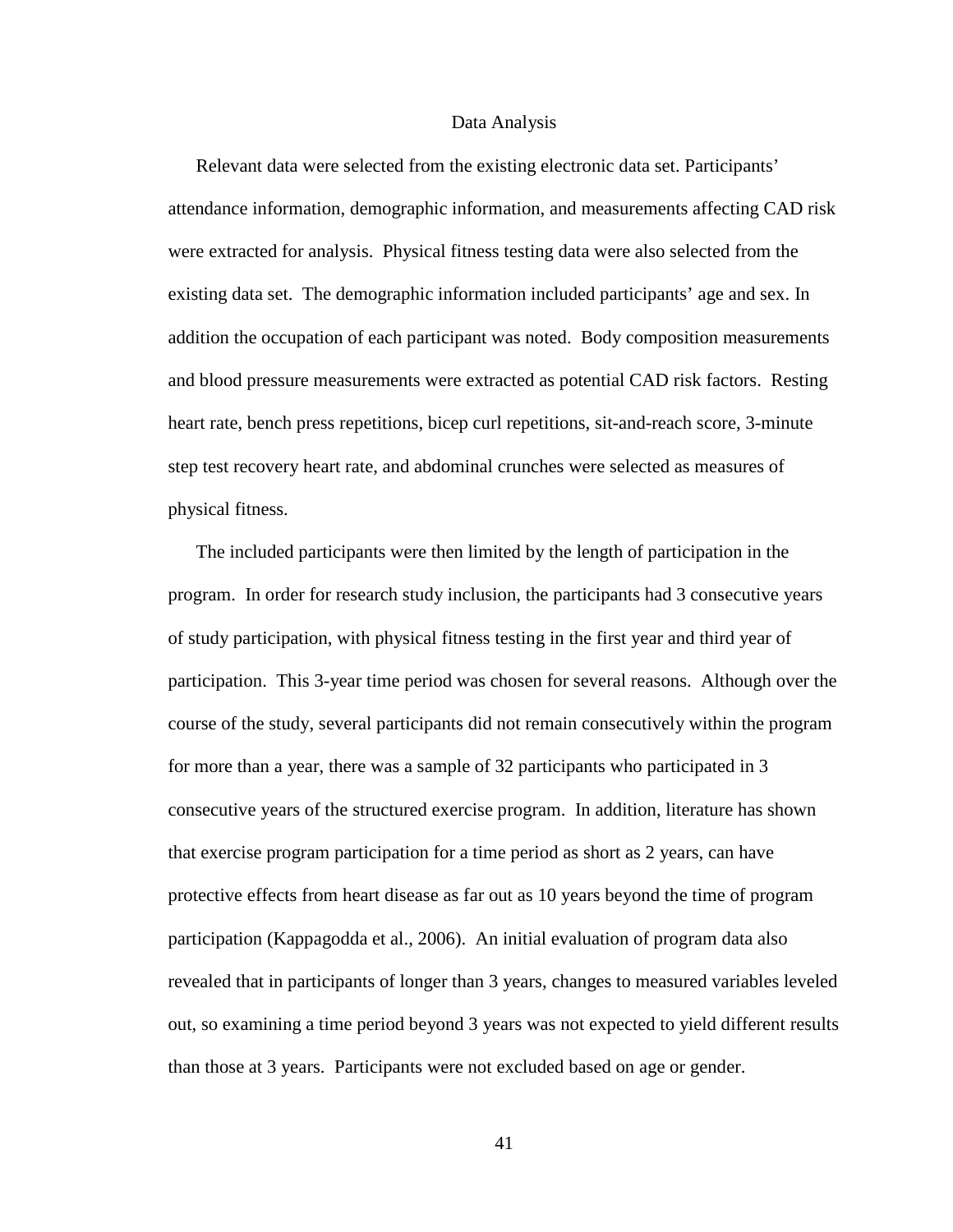## Data Analysis

Relevant data were selected from the existing electronic data set. Participants' attendance information, demographic information, and measurements affecting CAD risk were extracted for analysis. Physical fitness testing data were also selected from the existing data set. The demographic information included participants' age and sex. In addition the occupation of each participant was noted. Body composition measurements and blood pressure measurements were extracted as potential CAD risk factors. Resting heart rate, bench press repetitions, bicep curl repetitions, sit-and-reach score, 3-minute step test recovery heart rate, and abdominal crunches were selected as measures of physical fitness.

The included participants were then limited by the length of participation in the program. In order for research study inclusion, the participants had 3 consecutive years of study participation, with physical fitness testing in the first year and third year of participation. This 3-year time period was chosen for several reasons. Although over the course of the study, several participants did not remain consecutively within the program for more than a year, there was a sample of 32 participants who participated in 3 consecutive years of the structured exercise program. In addition, literature has shown that exercise program participation for a time period as short as 2 years, can have protective effects from heart disease as far out as 10 years beyond the time of program participation (Kappagodda et al., 2006). An initial evaluation of program data also revealed that in participants of longer than 3 years, changes to measured variables leveled out, so examining a time period beyond 3 years was not expected to yield different results than those at 3 years. Participants were not excluded based on age or gender.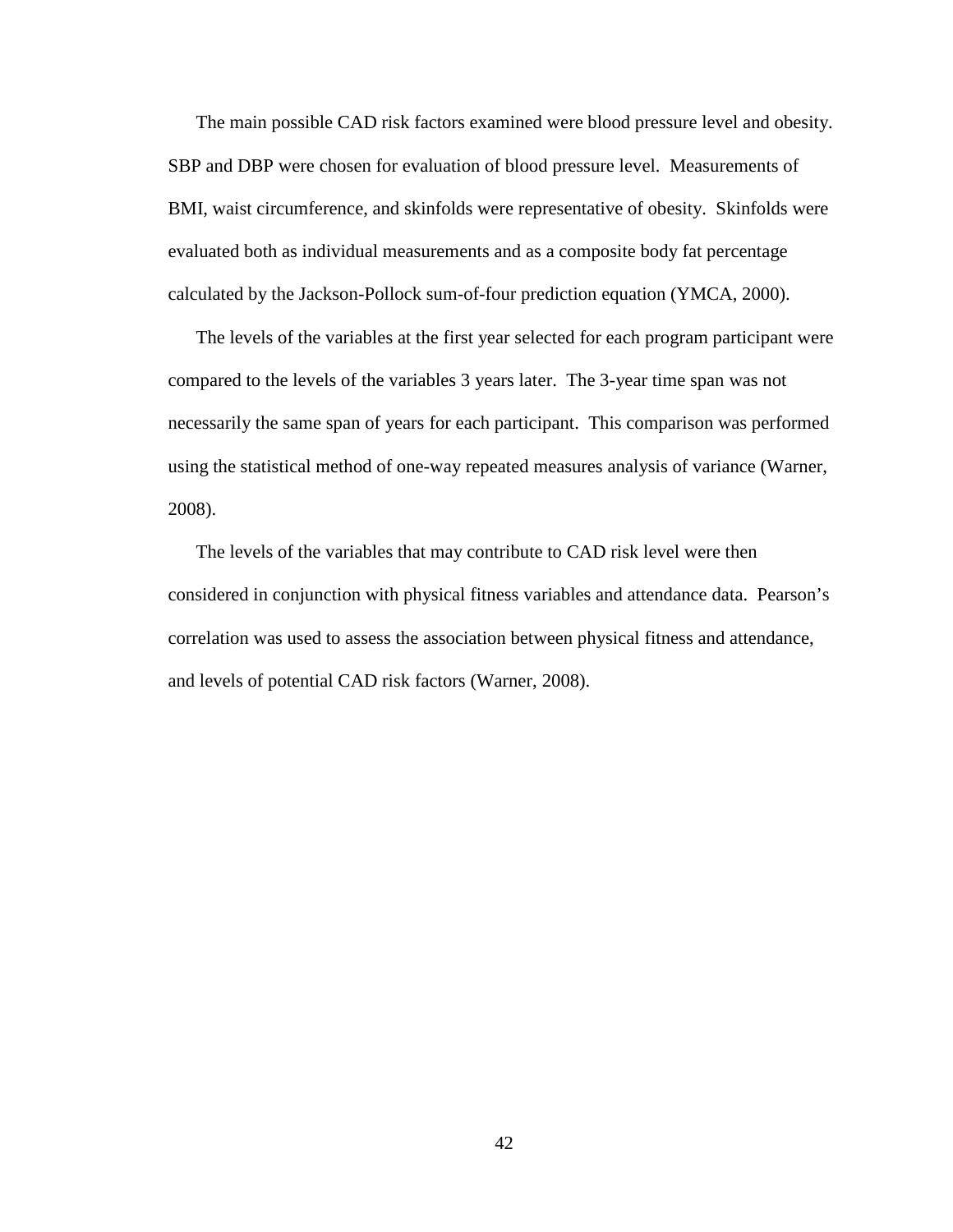The main possible CAD risk factors examined were blood pressure level and obesity. SBP and DBP were chosen for evaluation of blood pressure level. Measurements of BMI, waist circumference, and skinfolds were representative of obesity. Skinfolds were evaluated both as individual measurements and as a composite body fat percentage calculated by the Jackson-Pollock sum-of-four prediction equation (YMCA, 2000).

The levels of the variables at the first year selected for each program participant were compared to the levels of the variables 3 years later. The 3-year time span was not necessarily the same span of years for each participant. This comparison was performed using the statistical method of one-way repeated measures analysis of variance (Warner, 2008).

The levels of the variables that may contribute to CAD risk level were then considered in conjunction with physical fitness variables and attendance data. Pearson's correlation was used to assess the association between physical fitness and attendance, and levels of potential CAD risk factors (Warner, 2008).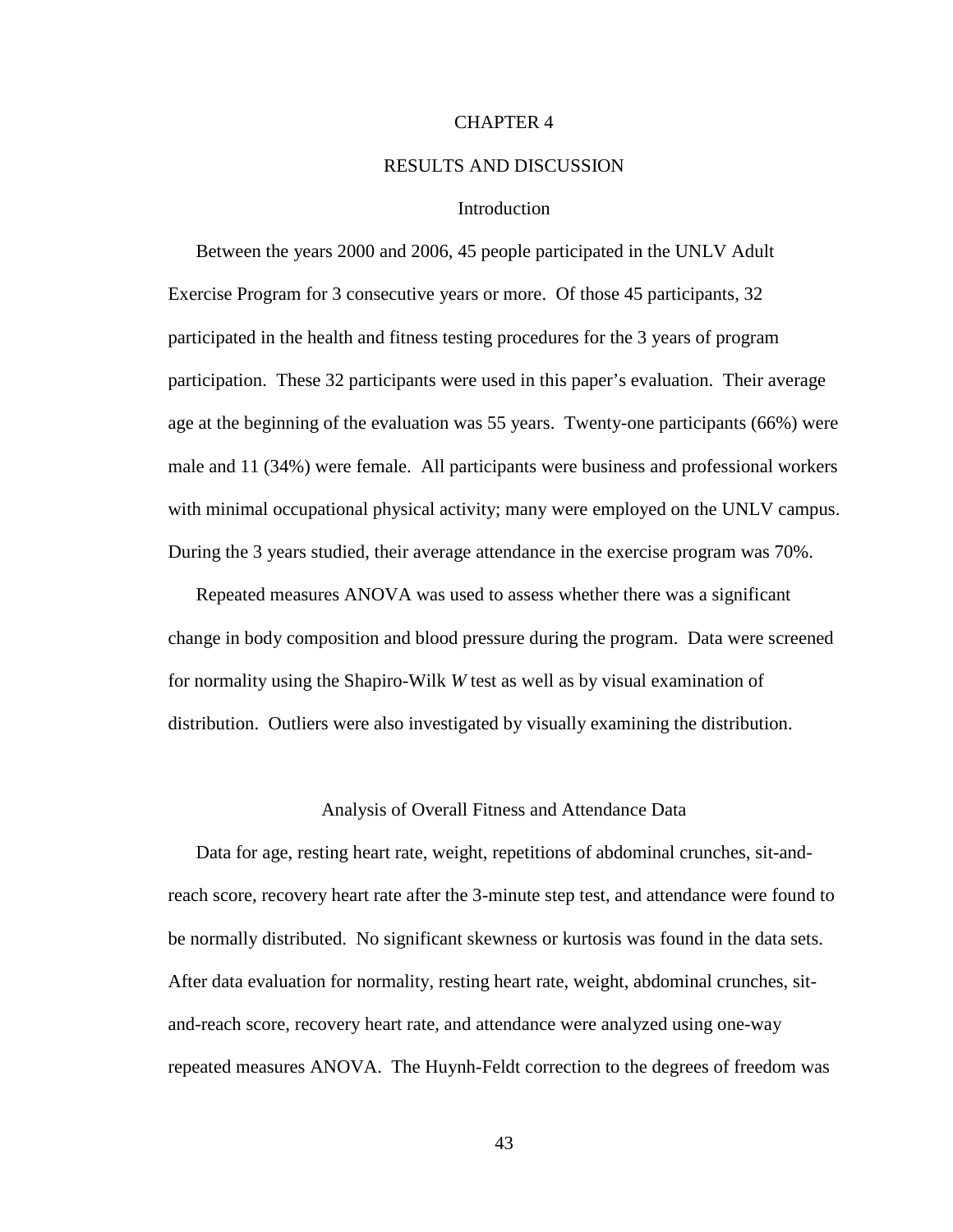# CHAPTER 4

# RESULTS AND DISCUSSION

## Introduction

Between the years 2000 and 2006, 45 people participated in the UNLV Adult Exercise Program for 3 consecutive years or more. Of those 45 participants, 32 participated in the health and fitness testing procedures for the 3 years of program participation. These 32 participants were used in this paper's evaluation. Their average age at the beginning of the evaluation was 55 years. Twenty-one participants (66%) were male and 11 (34%) were female. All participants were business and professional workers with minimal occupational physical activity; many were employed on the UNLV campus. During the 3 years studied, their average attendance in the exercise program was 70%.

Repeated measures ANOVA was used to assess whether there was a significant change in body composition and blood pressure during the program. Data were screened for normality using the Shapiro-Wilk $W$ test as well as by visual examination of distribution. Outliers were also investigated by visually examining the distribution.

## Analysis of Overall Fitness and Attendance Data

Data for age, resting heart rate, weight, repetitions of abdominal crunches, sit-and-reach score, recovery heart rate after the 3-minute step test, and attendance were found to be normally distributed. No significant skewness or kurtosis was found in the data sets. After data evaluation for normality, resting heart rate, weight, abdominal crunches, sit-and-reach score, recovery heart rate, and attendance were analyzed using one-way repeated measures ANOVA. The Huynh-Feldt correction to the degrees of freedom was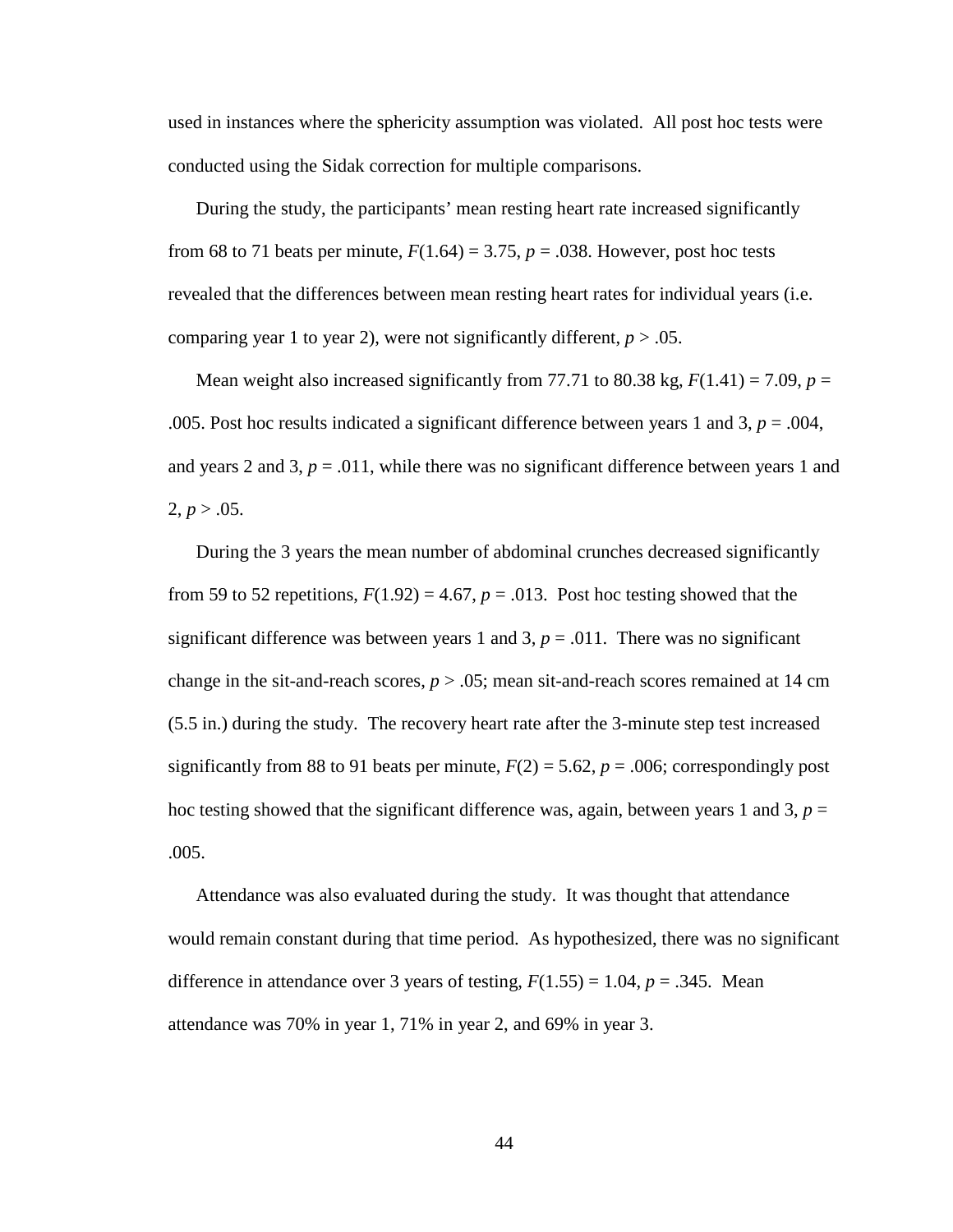used in instances where the sphericity assumption was violated. All post hoc tests were conducted using the Sidak correction for multiple comparisons.

During the study, the participants' mean resting heart rate increased significantly from 68 to 71 beats per minute, $F(1.64) = 3.75$, $p = .038$. However, post hoc tests revealed that the differences between mean resting heart rates for individual years (i.e. comparing year 1 to year 2), were not significantly different, $p > .05$.

Mean weight also increased significantly from 77.71 to 80.38 kg, $F(1.41) = 7.09$, $p = .005$. Post hoc results indicated a significant difference between years 1 and 3, $p = .004$, and years 2 and 3, $p = .011$, while there was no significant difference between years 1 and 2, $p > .05$.

During the 3 years the mean number of abdominal crunches decreased significantly from 59 to 52 repetitions, $F(1.92) = 4.67$, $p = .013$. Post hoc testing showed that the significant difference was between years 1 and 3, $p = .011$. There was no significant change in the sit-and-reach scores, $p > .05$; mean sit-and-reach scores remained at 14 cm (5.5 in.) during the study. The recovery heart rate after the 3-minute step test increased significantly from 88 to 91 beats per minute, $F(2) = 5.62$, $p = .006$; correspondingly post hoc testing showed that the significant difference was, again, between years 1 and 3, $p = .005$.

Attendance was also evaluated during the study. It was thought that attendance would remain constant during that time period. As hypothesized, there was no significant difference in attendance over 3 years of testing, $F(1.55) = 1.04$, $p = .345$. Mean attendance was 70% in year 1, 71% in year 2, and 69% in year 3.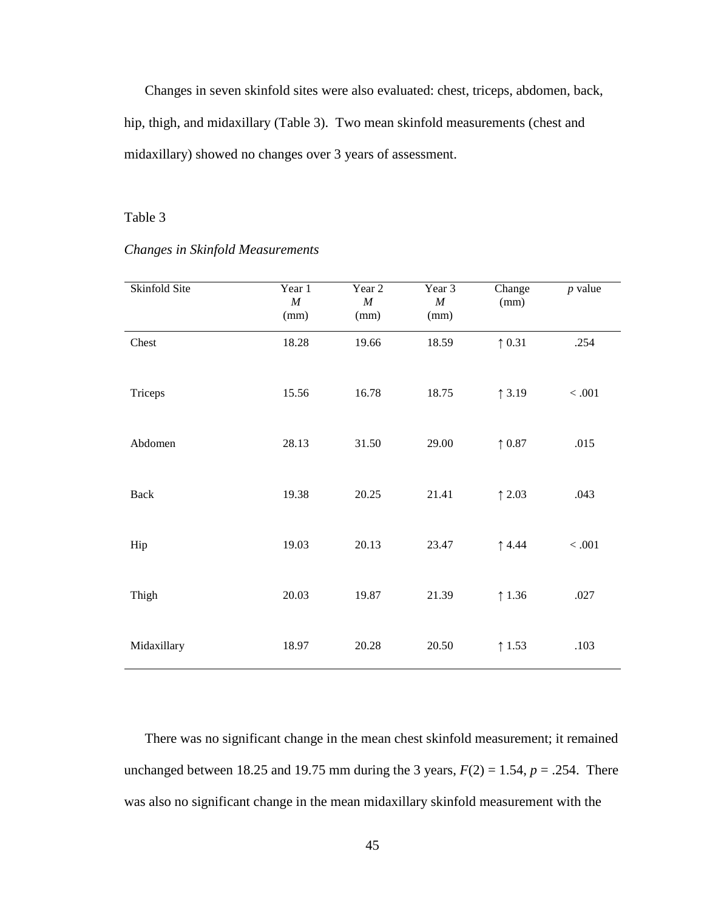Changes in seven skinfold sites were also evaluated: chest, triceps, abdomen, back, hip, thigh, and midaxillary (Table 3). Two mean skinfold measurements (chest and midaxillary) showed no changes over 3 years of assessment.

Table 3

*Changes in Skinfold Measurements*

| Skinfold Site | Year 1 *M* (mm) | Year 2 *M* (mm) | Year 3 *M* (mm) | Change (mm) | *p* value |
|---|---|---|---|---|---|
| Chest | 18.28 | 19.66 | 18.59 | ↑ 0.31 | .254 |
| Triceps | 15.56 | 16.78 | 18.75 | ↑ 3.19 | < .001 |
| Abdomen | 28.13 | 31.50 | 29.00 | ↑ 0.87 | .015 |
| Back | 19.38 | 20.25 | 21.41 | ↑ 2.03 | .043 |
| Hip | 19.03 | 20.13 | 23.47 | ↑ 4.44 | < .001 |
| Thigh | 20.03 | 19.87 | 21.39 | ↑ 1.36 | .027 |
| Midaxillary | 18.97 | 20.28 | 20.50 | ↑ 1.53 | .103 |

There was no significant change in the mean chest skinfold measurement; it remained unchanged between 18.25 and 19.75 mm during the 3 years, $F(2) = 1.54$, $p = .254$. There was also no significant change in the mean midaxillary skinfold measurement with the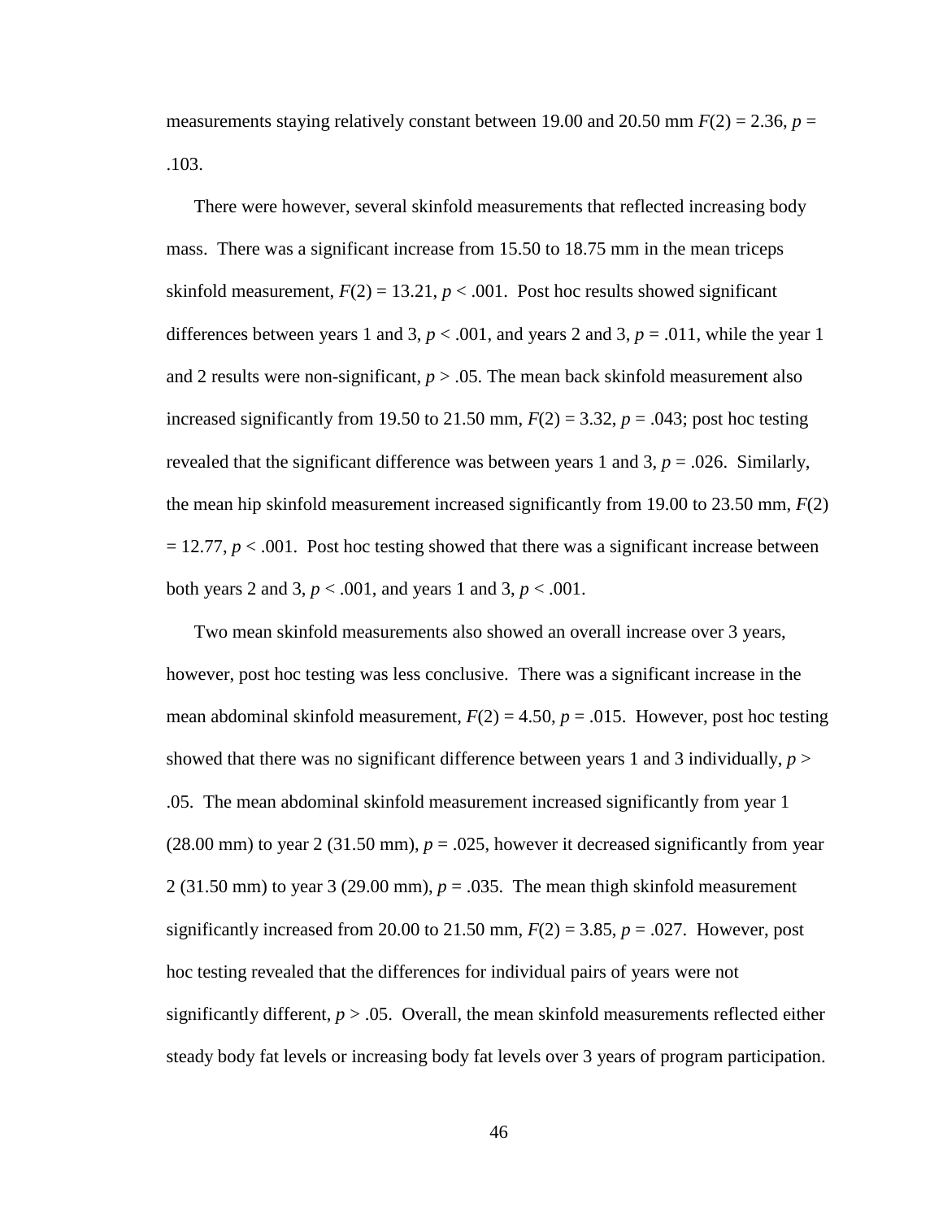measurements staying relatively constant between 19.00 and 20.50 mm $F(2) = 2.36$, $p = .103$.

There were however, several skinfold measurements that reflected increasing body mass. There was a significant increase from 15.50 to 18.75 mm in the mean triceps skinfold measurement, $F(2) = 13.21$, $p < .001$. Post hoc results showed significant differences between years 1 and 3, $p < .001$, and years 2 and 3, $p = .011$, while the year 1 and 2 results were non-significant, $p > .05$. The mean back skinfold measurement also increased significantly from 19.50 to 21.50 mm, $F(2) = 3.32$, $p = .043$; post hoc testing revealed that the significant difference was between years 1 and 3, $p = .026$. Similarly, the mean hip skinfold measurement increased significantly from 19.00 to 23.50 mm, $F(2) = 12.77$, $p < .001$. Post hoc testing showed that there was a significant increase between both years 2 and 3, $p < .001$, and years 1 and 3, $p < .001$.

Two mean skinfold measurements also showed an overall increase over 3 years, however, post hoc testing was less conclusive. There was a significant increase in the mean abdominal skinfold measurement, $F(2) = 4.50$, $p = .015$. However, post hoc testing showed that there was no significant difference between years 1 and 3 individually, $p > .05$. The mean abdominal skinfold measurement increased significantly from year 1 (28.00 mm) to year 2 (31.50 mm), $p = .025$, however it decreased significantly from year 2 (31.50 mm) to year 3 (29.00 mm), $p = .035$. The mean thigh skinfold measurement significantly increased from 20.00 to 21.50 mm, $F(2) = 3.85$, $p = .027$. However, post hoc testing revealed that the differences for individual pairs of years were not significantly different, $p > .05$. Overall, the mean skinfold measurements reflected either steady body fat levels or increasing body fat levels over 3 years of program participation.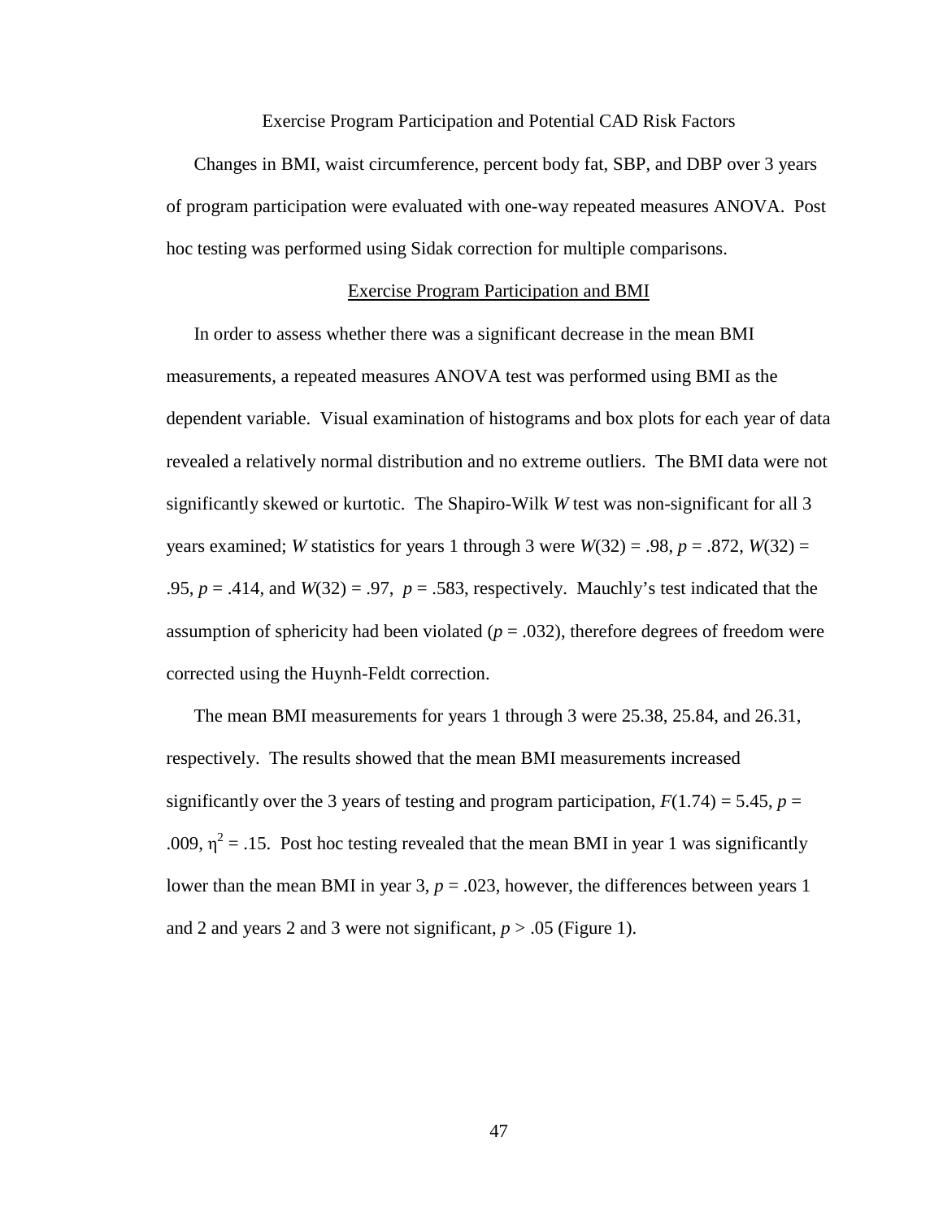## Exercise Program Participation and Potential CAD Risk Factors

Changes in BMI, waist circumference, percent body fat, SBP, and DBP over 3 years of program participation were evaluated with one-way repeated measures ANOVA. Post hoc testing was performed using Sidak correction for multiple comparisons.

### Exercise Program Participation and BMI

In order to assess whether there was a significant decrease in the mean BMI measurements, a repeated measures ANOVA test was performed using BMI as the dependent variable. Visual examination of histograms and box plots for each year of data revealed a relatively normal distribution and no extreme outliers. The BMI data were not significantly skewed or kurtotic. The Shapiro-Wilk $W$ test was non-significant for all 3 years examined; $W$ statistics for years 1 through 3 were $W(32) = .98$, $p = .872$, $W(32) = .95$, $p = .414$, and $W(32) = .97$, $p = .583$, respectively. Mauchly's test indicated that the assumption of sphericity had been violated ($p = .032$), therefore degrees of freedom were corrected using the Huynh-Feldt correction.

The mean BMI measurements for years 1 through 3 were 25.38, 25.84, and 26.31, respectively. The results showed that the mean BMI measurements increased significantly over the 3 years of testing and program participation, $F(1.74) = 5.45$, $p = .009$, $\eta^2 = .15$. Post hoc testing revealed that the mean BMI in year 1 was significantly lower than the mean BMI in year 3, $p = .023$, however, the differences between years 1 and 2 and years 2 and 3 were not significant, $p > .05$ (Figure 1).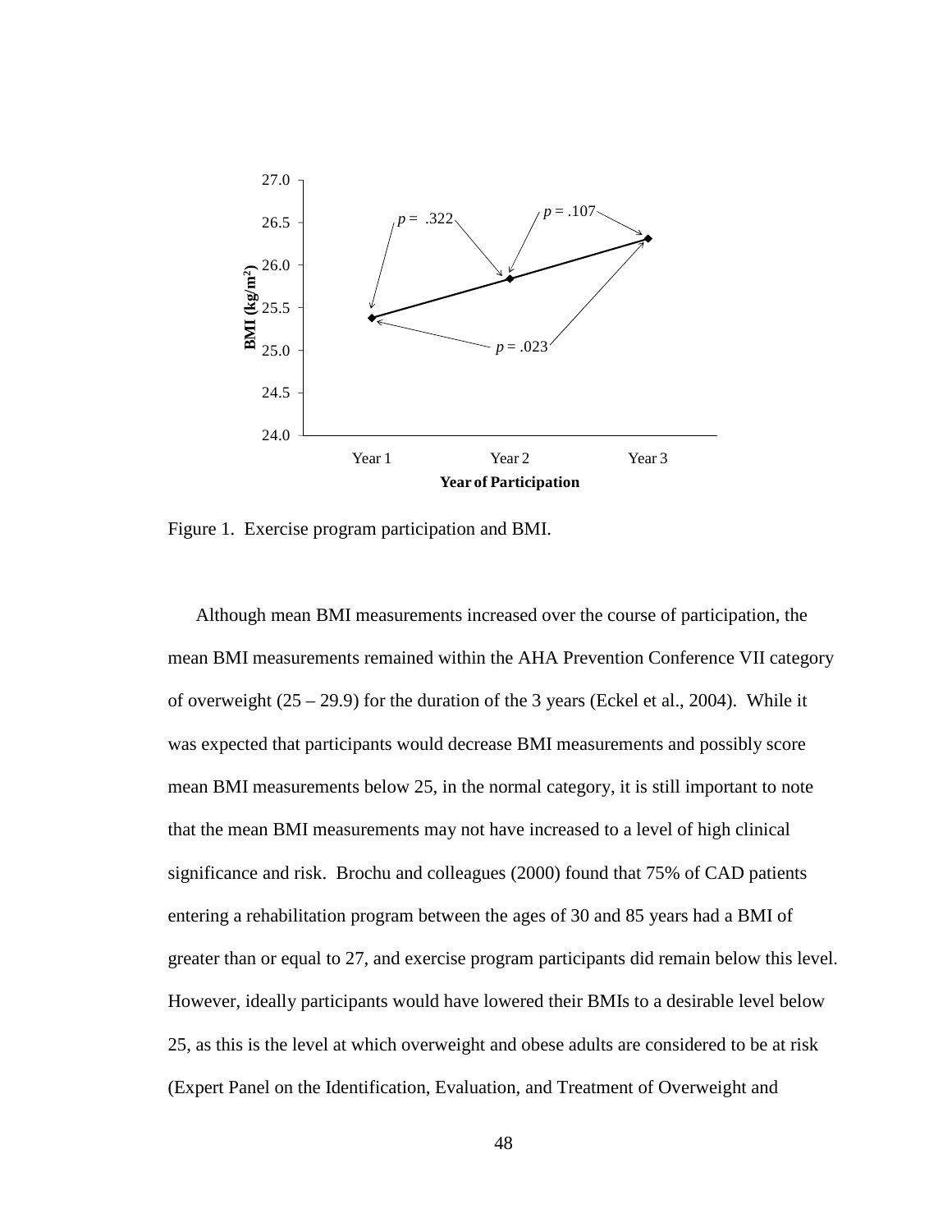Figure 1. Exercise program participation and BMI.

Although mean BMI measurements increased over the course of participation, the mean BMI measurements remained within the AHA Prevention Conference VII category of overweight (25 – 29.9) for the duration of the 3 years (Eckel et al., 2004). While it was expected that participants would decrease BMI measurements and possibly score mean BMI measurements below 25, in the normal category, it is still important to note that the mean BMI measurements may not have increased to a level of high clinical significance and risk. Brochu and colleagues (2000) found that 75% of CAD patients entering a rehabilitation program between the ages of 30 and 85 years had a BMI of greater than or equal to 27, and exercise program participants did remain below this level. However, ideally participants would have lowered their BMIs to a desirable level below 25, as this is the level at which overweight and obese adults are considered to be at risk (Expert Panel on the Identification, Evaluation, and Treatment of Overweight and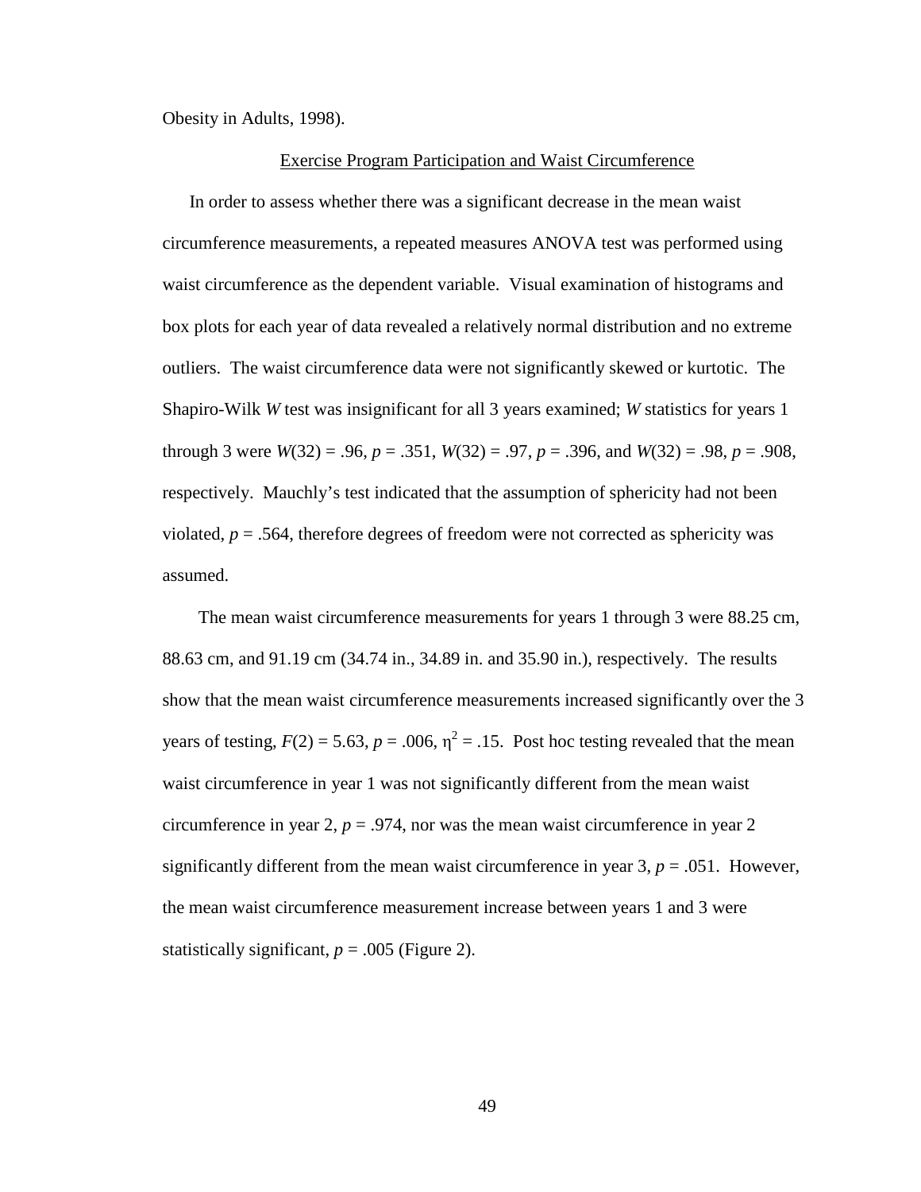Obesity in Adults, 1998).

## Exercise Program Participation and Waist Circumference

In order to assess whether there was a significant decrease in the mean waist circumference measurements, a repeated measures ANOVA test was performed using waist circumference as the dependent variable. Visual examination of histograms and box plots for each year of data revealed a relatively normal distribution and no extreme outliers. The waist circumference data were not significantly skewed or kurtotic. The Shapiro-Wilk *W* test was insignificant for all 3 years examined; *W* statistics for years 1 through 3 were $W(32) = .96$, $p = .351$, $W(32) = .97$, $p = .396$, and $W(32) = .98$, $p = .908$, respectively. Mauchly's test indicated that the assumption of sphericity had not been violated, $p = .564$, therefore degrees of freedom were not corrected as sphericity was assumed.

The mean waist circumference measurements for years 1 through 3 were 88.25 cm, 88.63 cm, and 91.19 cm (34.74 in., 34.89 in. and 35.90 in.), respectively. The results show that the mean waist circumference measurements increased significantly over the 3 years of testing, $F(2) = 5.63$, $p = .006$, $\eta^2 = .15$. Post hoc testing revealed that the mean waist circumference in year 1 was not significantly different from the mean waist circumference in year 2, $p = .974$, nor was the mean waist circumference in year 2 significantly different from the mean waist circumference in year 3, $p = .051$. However, the mean waist circumference measurement increase between years 1 and 3 were statistically significant, $p = .005$ (Figure 2).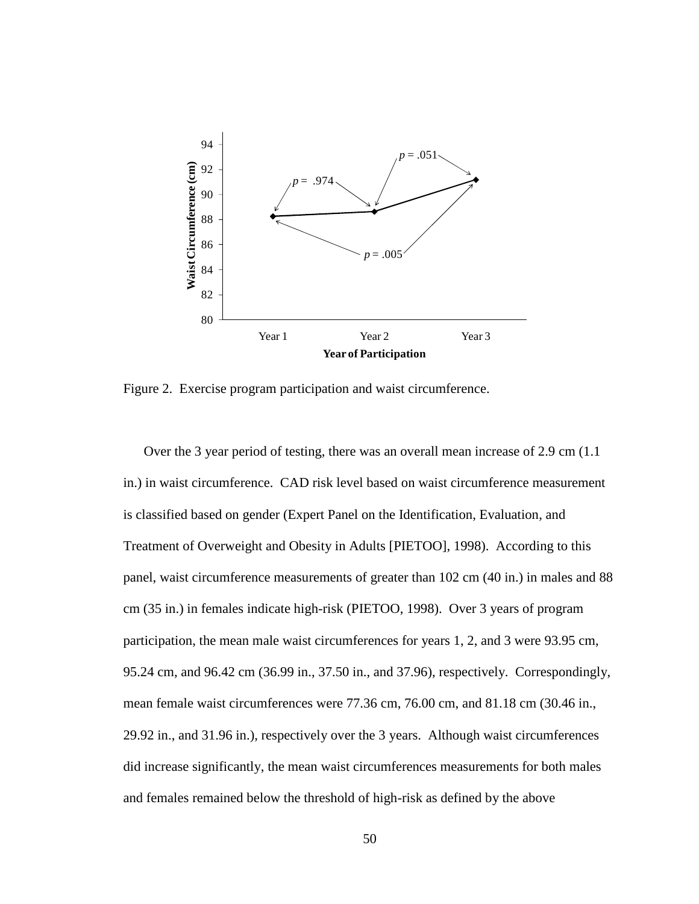Figure 2. Exercise program participation and waist circumference.

Over the 3 year period of testing, there was an overall mean increase of 2.9 cm (1.1 in.) in waist circumference. CAD risk level based on waist circumference measurement is classified based on gender (Expert Panel on the Identification, Evaluation, and Treatment of Overweight and Obesity in Adults [PIETOO], 1998). According to this panel, waist circumference measurements of greater than 102 cm (40 in.) in males and 88 cm (35 in.) in females indicate high-risk (PIETOO, 1998). Over 3 years of program participation, the mean male waist circumferences for years 1, 2, and 3 were 93.95 cm, 95.24 cm, and 96.42 cm (36.99 in., 37.50 in., and 37.96), respectively. Correspondingly, mean female waist circumferences were 77.36 cm, 76.00 cm, and 81.18 cm (30.46 in., 29.92 in., and 31.96 in.), respectively over the 3 years. Although waist circumferences did increase significantly, the mean waist circumferences measurements for both males and females remained below the threshold of high-risk as defined by the above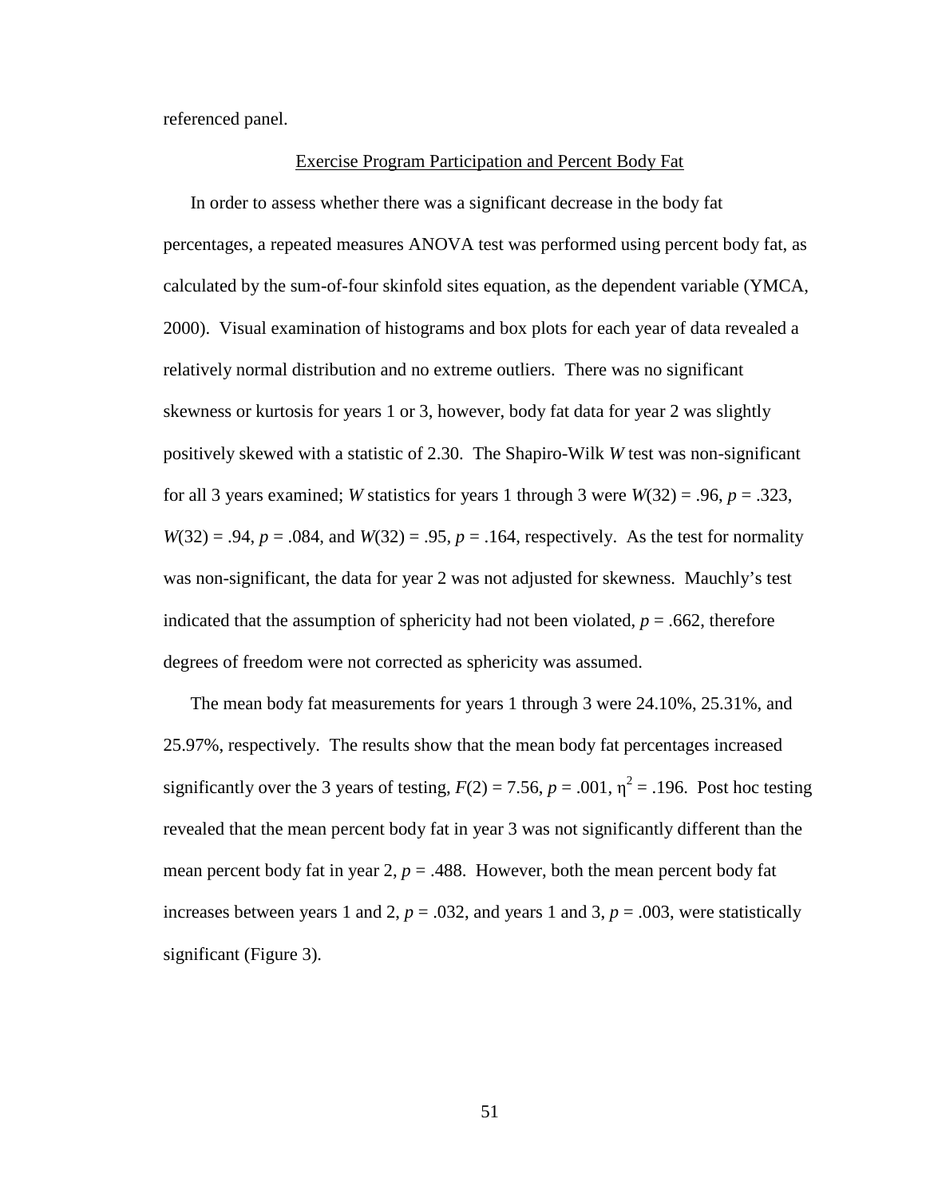referenced panel.

## Exercise Program Participation and Percent Body Fat

In order to assess whether there was a significant decrease in the body fat percentages, a repeated measures ANOVA test was performed using percent body fat, as calculated by the sum-of-four skinfold sites equation, as the dependent variable (YMCA, 2000). Visual examination of histograms and box plots for each year of data revealed a relatively normal distribution and no extreme outliers. There was no significant skewness or kurtosis for years 1 or 3, however, body fat data for year 2 was slightly positively skewed with a statistic of 2.30. The Shapiro-Wilk $W$ test was non-significant for all 3 years examined; $W$ statistics for years 1 through 3 were $W(32) = .96$, $p = .323$, $W(32) = .94$, $p = .084$, and $W(32) = .95$, $p = .164$, respectively. As the test for normality was non-significant, the data for year 2 was not adjusted for skewness. Mauchly's test indicated that the assumption of sphericity had not been violated, $p = .662$, therefore degrees of freedom were not corrected as sphericity was assumed.

The mean body fat measurements for years 1 through 3 were 24.10%, 25.31%, and 25.97%, respectively. The results show that the mean body fat percentages increased significantly over the 3 years of testing, $F(2) = 7.56$, $p = .001$, $\eta^2 = .196$. Post hoc testing revealed that the mean percent body fat in year 3 was not significantly different than the mean percent body fat in year 2, $p = .488$. However, both the mean percent body fat increases between years 1 and 2, $p = .032$, and years 1 and 3, $p = .003$, were statistically significant (Figure 3).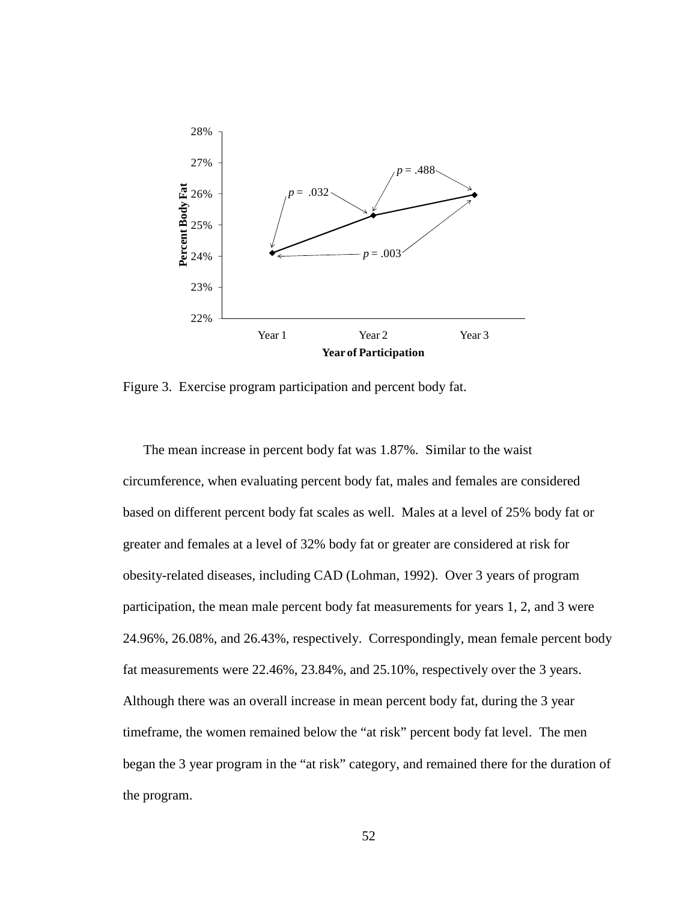Figure 3. Exercise program participation and percent body fat.

The mean increase in percent body fat was 1.87%. Similar to the waist circumference, when evaluating percent body fat, males and females are considered based on different percent body fat scales as well. Males at a level of 25% body fat or greater and females at a level of 32% body fat or greater are considered at risk for obesity-related diseases, including CAD (Lohman, 1992). Over 3 years of program participation, the mean male percent body fat measurements for years 1, 2, and 3 were 24.96%, 26.08%, and 26.43%, respectively. Correspondingly, mean female percent body fat measurements were 22.46%, 23.84%, and 25.10%, respectively over the 3 years. Although there was an overall increase in mean percent body fat, during the 3 year timeframe, the women remained below the "at risk" percent body fat level. The men began the 3 year program in the "at risk" category, and remained there for the duration of the program.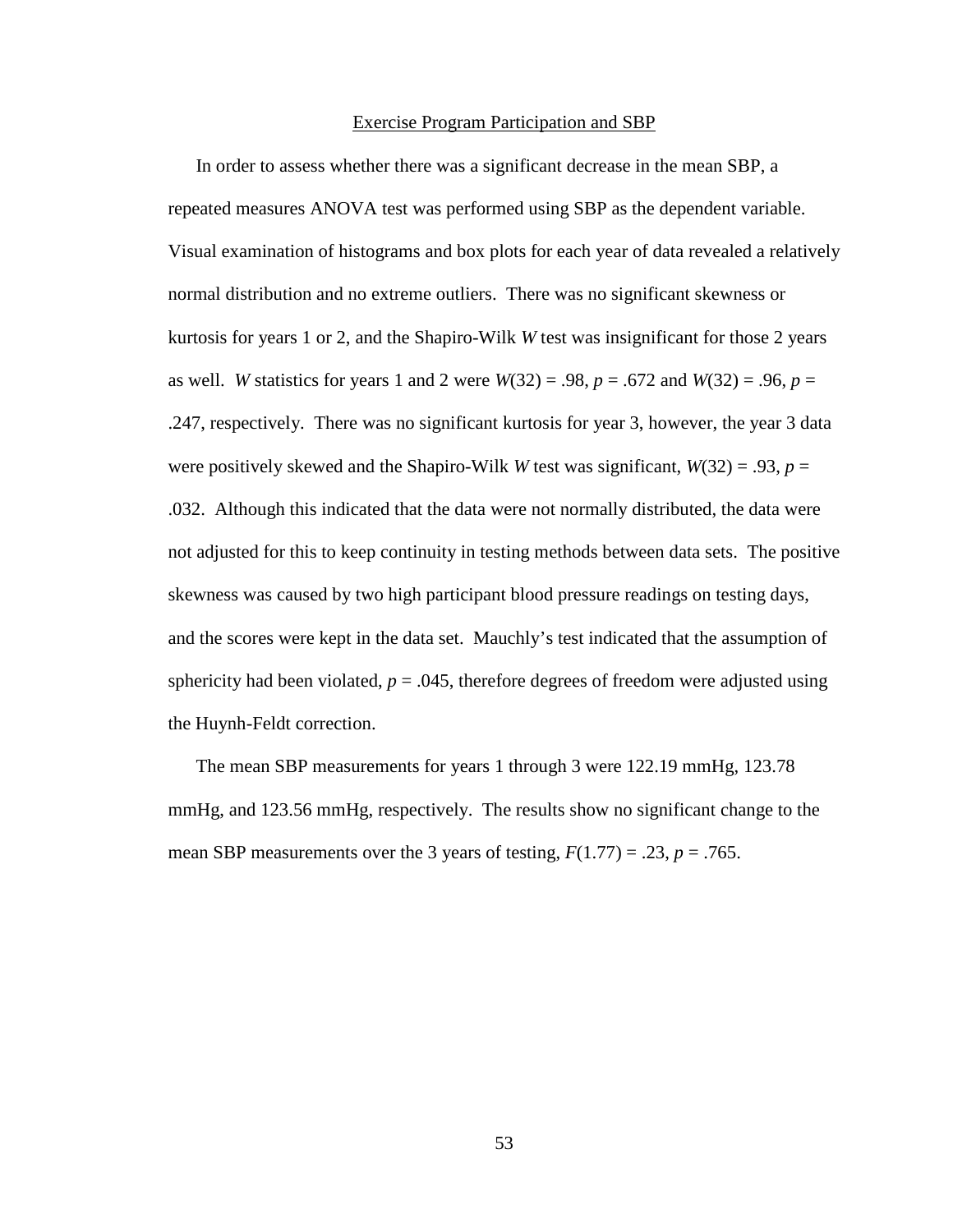## Exercise Program Participation and SBP

In order to assess whether there was a significant decrease in the mean SBP, a repeated measures ANOVA test was performed using SBP as the dependent variable. Visual examination of histograms and box plots for each year of data revealed a relatively normal distribution and no extreme outliers. There was no significant skewness or kurtosis for years 1 or 2, and the Shapiro-Wilk $W$ test was insignificant for those 2 years as well. $W$ statistics for years 1 and 2 were $W(32) = .98$, $p = .672$ and $W(32) = .96$, $p = .247$, respectively. There was no significant kurtosis for year 3, however, the year 3 data were positively skewed and the Shapiro-Wilk $W$ test was significant, $W(32) = .93$, $p = .032$. Although this indicated that the data were not normally distributed, the data were not adjusted for this to keep continuity in testing methods between data sets. The positive skewness was caused by two high participant blood pressure readings on testing days, and the scores were kept in the data set. Mauchly's test indicated that the assumption of sphericity had been violated, $p = .045$, therefore degrees of freedom were adjusted using the Huynh-Feldt correction.

The mean SBP measurements for years 1 through 3 were 122.19 mmHg, 123.78 mmHg, and 123.56 mmHg, respectively. The results show no significant change to the mean SBP measurements over the 3 years of testing, $F(1.77) = .23$, $p = .765$.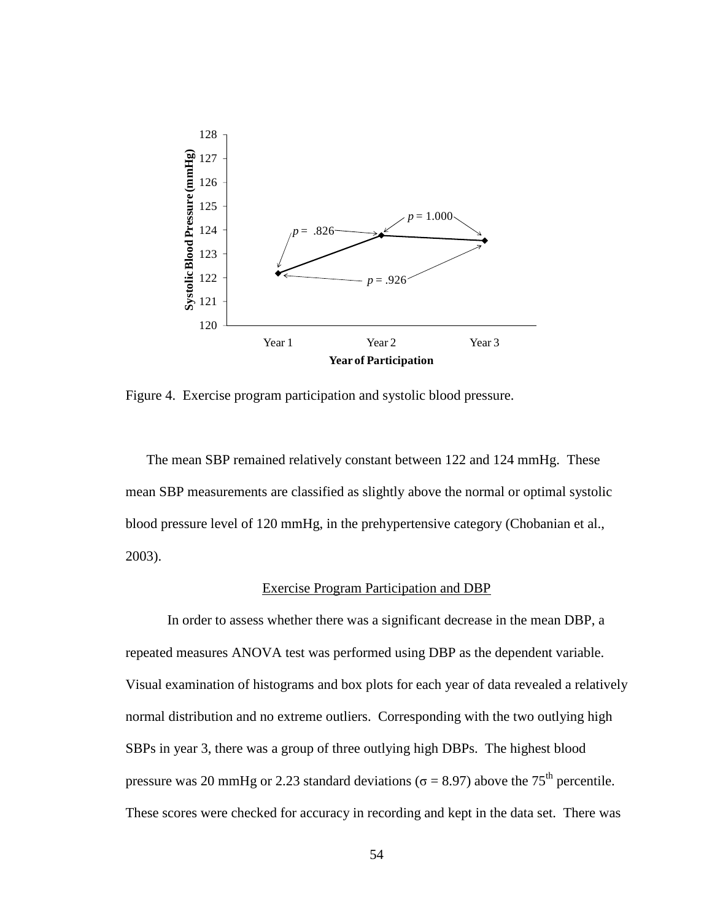Figure 4. Exercise program participation and systolic blood pressure.

The mean SBP remained relatively constant between 122 and 124 mmHg. These mean SBP measurements are classified as slightly above the normal or optimal systolic blood pressure level of 120 mmHg, in the prehypertensive category (Chobanian et al., 2003).

## Exercise Program Participation and DBP

In order to assess whether there was a significant decrease in the mean DBP, a repeated measures ANOVA test was performed using DBP as the dependent variable. Visual examination of histograms and box plots for each year of data revealed a relatively normal distribution and no extreme outliers. Corresponding with the two outlying high SBPs in year 3, there was a group of three outlying high DBPs. The highest blood pressure was 20 mmHg or 2.23 standard deviations ($\sigma = 8.97$) above the $75^{th}$ percentile. These scores were checked for accuracy in recording and kept in the data set. There was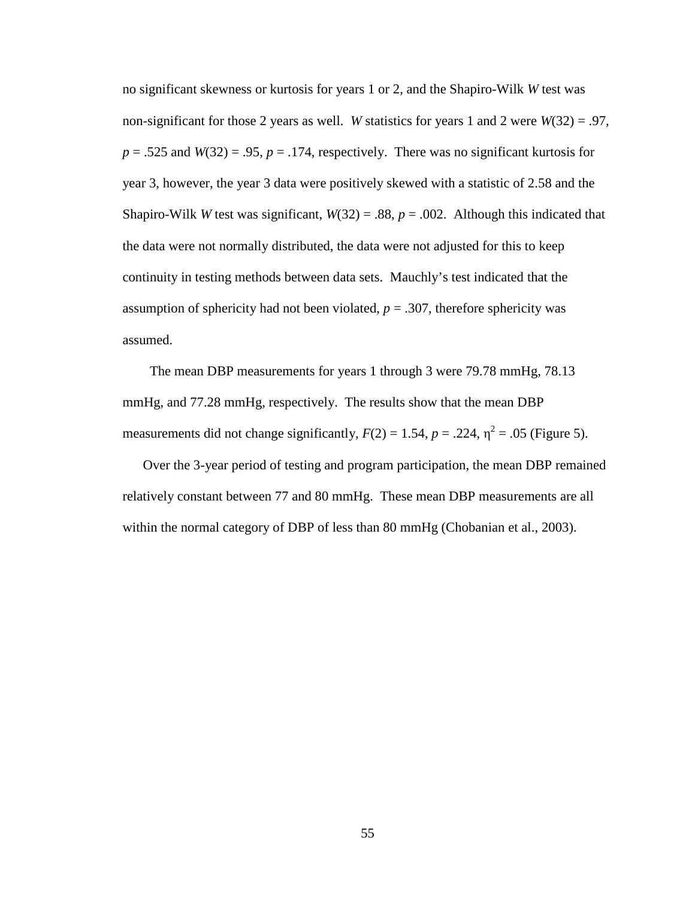no significant skewness or kurtosis for years 1 or 2, and the Shapiro-Wilk *W* test was non-significant for those 2 years as well. *W* statistics for years 1 and 2 were $W(32) = .97$, $p = .525$ and $W(32) = .95$, $p = .174$, respectively. There was no significant kurtosis for year 3, however, the year 3 data were positively skewed with a statistic of 2.58 and the Shapiro-Wilk *W* test was significant, $W(32) = .88$, $p = .002$. Although this indicated that the data were not normally distributed, the data were not adjusted for this to keep continuity in testing methods between data sets. Mauchly's test indicated that the assumption of sphericity had not been violated, $p = .307$, therefore sphericity was assumed.

The mean DBP measurements for years 1 through 3 were 79.78 mmHg, 78.13 mmHg, and 77.28 mmHg, respectively. The results show that the mean DBP measurements did not change significantly, $F(2) = 1.54$, $p = .224$, $\eta^2 = .05$ (Figure 5).

Over the 3-year period of testing and program participation, the mean DBP remained relatively constant between 77 and 80 mmHg. These mean DBP measurements are all within the normal category of DBP of less than 80 mmHg (Chobanian et al., 2003).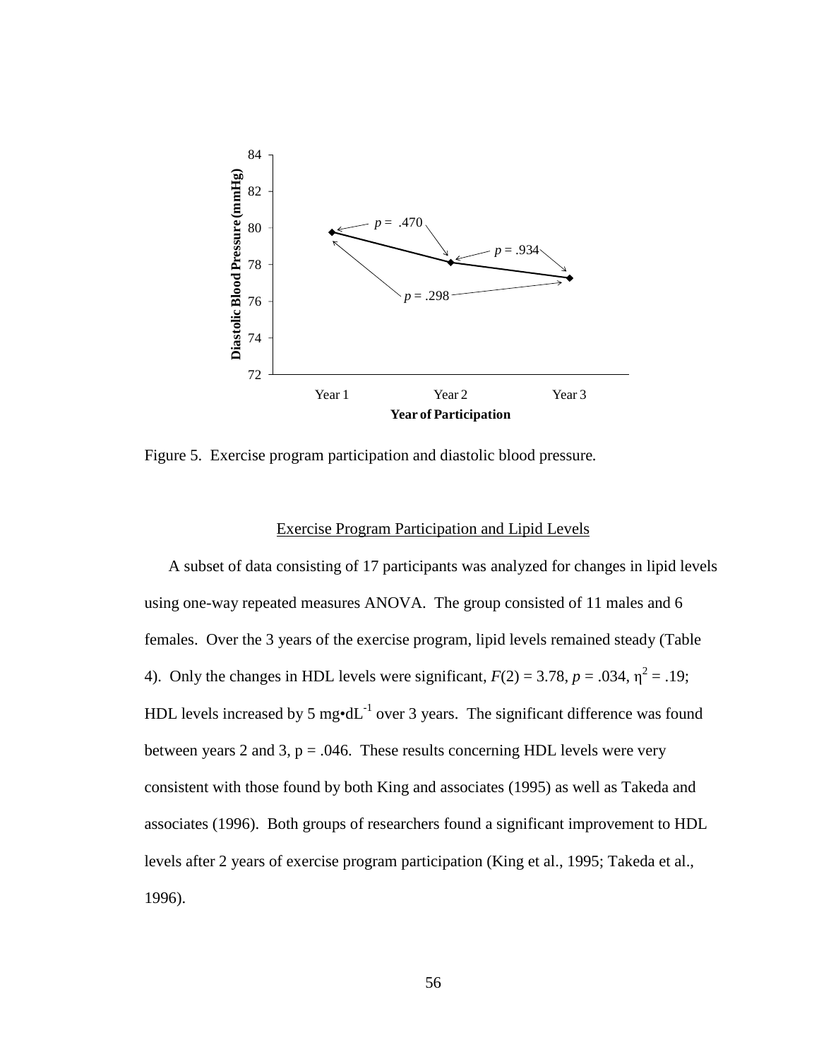Figure 5. Exercise program participation and diastolic blood pressure.

## Exercise Program Participation and Lipid Levels

A subset of data consisting of 17 participants was analyzed for changes in lipid levels using one-way repeated measures ANOVA. The group consisted of 11 males and 6 females. Over the 3 years of the exercise program, lipid levels remained steady (Table 4). Only the changes in HDL levels were significant, $F(2) = 3.78$, $p = .034$, $\eta^2 = .19$; HDL levels increased by 5 $mg \cdot dL^{-1}$ over 3 years. The significant difference was found between years 2 and 3, $p = .046$. These results concerning HDL levels were very consistent with those found by both King and associates (1995) as well as Takeda and associates (1996). Both groups of researchers found a significant improvement to HDL levels after 2 years of exercise program participation (King et al., 1995; Takeda et al., 1996).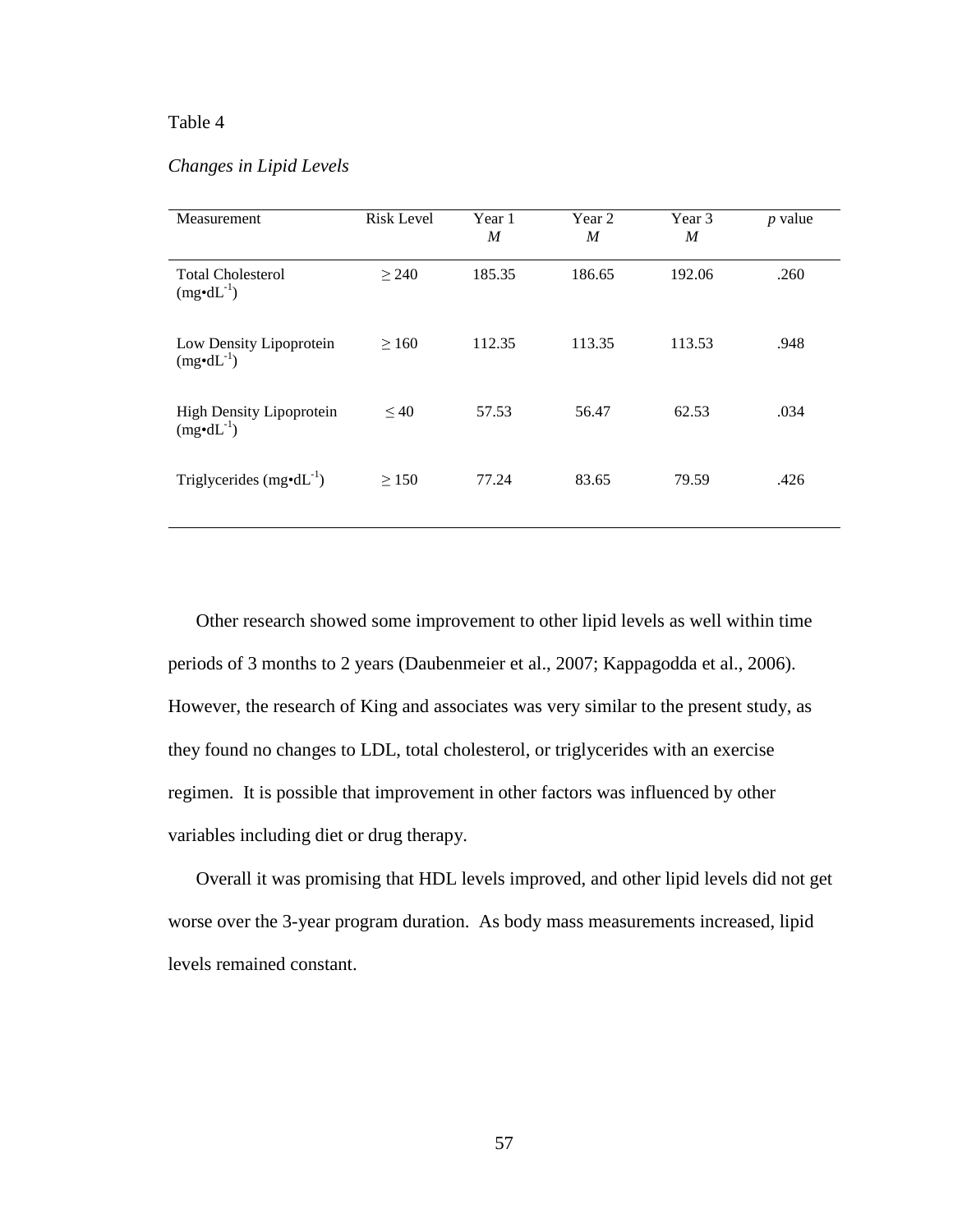Table 4

*Changes in Lipid Levels*

| Measurement | Risk Level | Year 1 *M* | Year 2 *M* | Year 3 *M* | *p* value |
|---|---|---|---|---|---|
| Total Cholesterol (mg•dL$^{-1}$) | ≥ 240 | 185.35 | 186.65 | 192.06 | .260 |
| Low Density Lipoprotein (mg•dL$^{-1}$) | ≥ 160 | 112.35 | 113.35 | 113.53 | .948 |
| High Density Lipoprotein (mg•dL$^{-1}$) | ≤ 40 | 57.53 | 56.47 | 62.53 | .034 |
| Triglycerides (mg•dL$^{-1}$) | ≥ 150 | 77.24 | 83.65 | 79.59 | .426 |

Other research showed some improvement to other lipid levels as well within time periods of 3 months to 2 years (Daubenmeier et al., 2007; Kappagodda et al., 2006). However, the research of King and associates was very similar to the present study, as they found no changes to LDL, total cholesterol, or triglycerides with an exercise regimen. It is possible that improvement in other factors was influenced by other variables including diet or drug therapy.

Overall it was promising that HDL levels improved, and other lipid levels did not get worse over the 3-year program duration. As body mass measurements increased, lipid levels remained constant.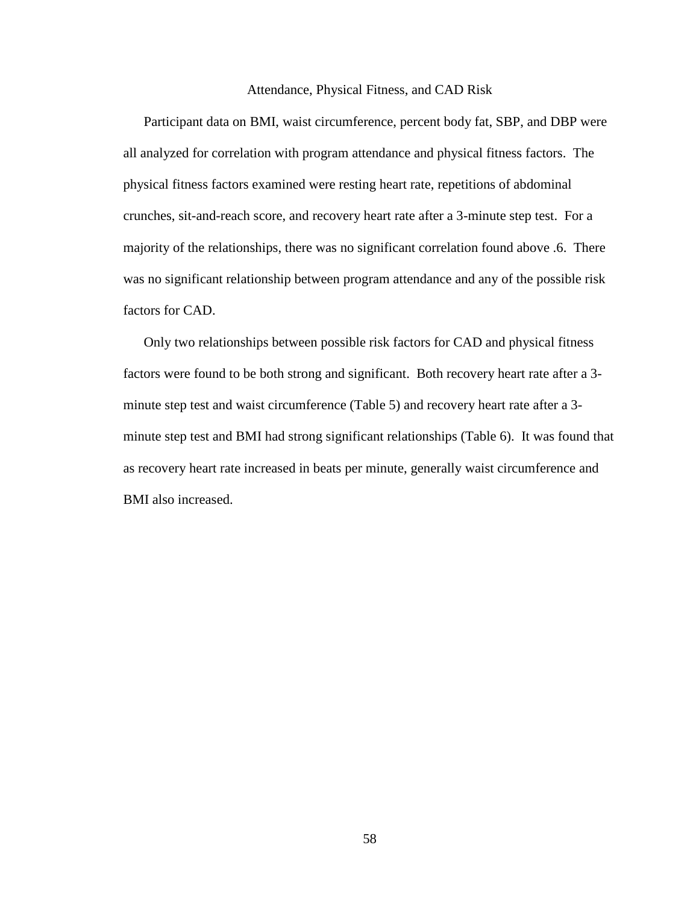## Attendance, Physical Fitness, and CAD Risk

Participant data on BMI, waist circumference, percent body fat, SBP, and DBP were all analyzed for correlation with program attendance and physical fitness factors. The physical fitness factors examined were resting heart rate, repetitions of abdominal crunches, sit-and-reach score, and recovery heart rate after a 3-minute step test. For a majority of the relationships, there was no significant correlation found above .6. There was no significant relationship between program attendance and any of the possible risk factors for CAD.

Only two relationships between possible risk factors for CAD and physical fitness factors were found to be both strong and significant. Both recovery heart rate after a 3-minute step test and waist circumference (Table 5) and recovery heart rate after a 3-minute step test and BMI had strong significant relationships (Table 6). It was found that as recovery heart rate increased in beats per minute, generally waist circumference and BMI also increased.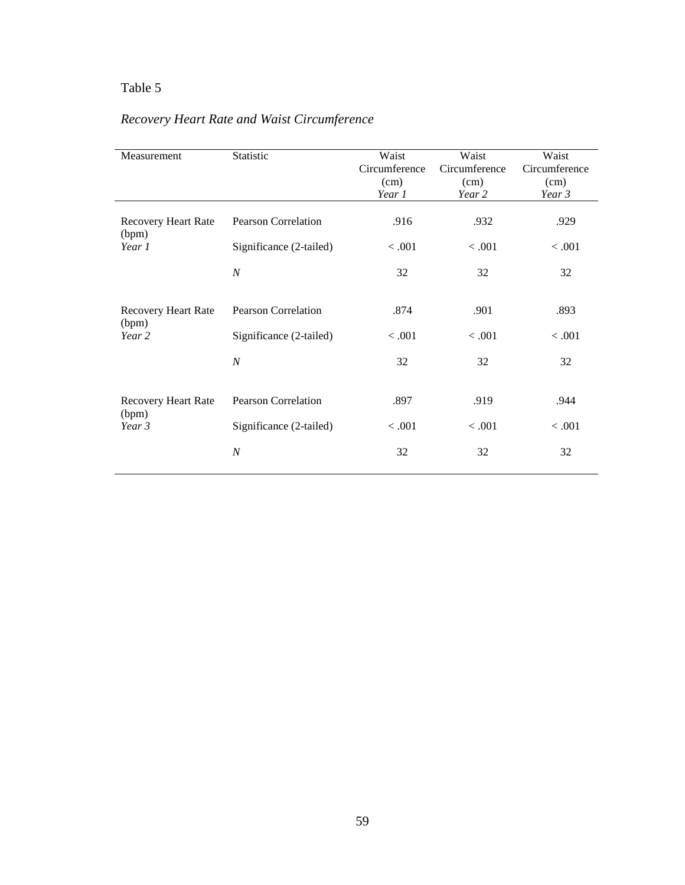Table 5

*Recovery Heart Rate and Waist Circumference*

| Measurement | Statistic | Waist Circumference (cm) *Year 1* | Waist Circumference (cm) *Year 2* | Waist Circumference (cm) *Year 3* |
|---|---|---|---|---|
| Recovery Heart Rate (bpm) *Year 1* | Pearson Correlation | .916 | .932 | .929 |
| | Significance (2-tailed) | < .001 | < .001 | < .001 |
| | *N* | 32 | 32 | 32 |
| Recovery Heart Rate (bpm) *Year 2* | Pearson Correlation | .874 | .901 | .893 |
| | Significance (2-tailed) | < .001 | < .001 | < .001 |
| | *N* | 32 | 32 | 32 |
| Recovery Heart Rate (bpm) *Year 3* | Pearson Correlation | .897 | .919 | .944 |
| | Significance (2-tailed) | < .001 | < .001 | < .001 |
| | *N* | 32 | 32 | 32 |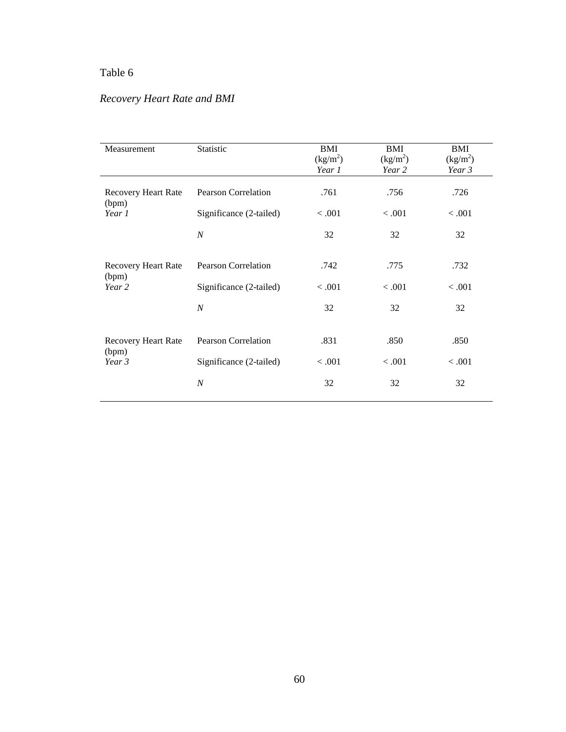Table 6

*Recovery Heart Rate and BMI*

| Measurement | Statistic | BMI ($kg/m^2$) *Year 1* | BMI ($kg/m^2$) *Year 2* | BMI ($kg/m^2$) *Year 3* |
|---|---|---|---|---|
| Recovery Heart Rate (bpm) *Year 1* | Pearson Correlation | .761 | .756 | .726 |
| | Significance (2-tailed) | < .001 | < .001 | < .001 |
| | *N* | 32 | 32 | 32 |
| Recovery Heart Rate (bpm) *Year 2* | Pearson Correlation | .742 | .775 | .732 |
| | Significance (2-tailed) | < .001 | < .001 | < .001 |
| | *N* | 32 | 32 | 32 |
| Recovery Heart Rate (bpm) *Year 3* | Pearson Correlation | .831 | .850 | .850 |
| | Significance (2-tailed) | < .001 | < .001 | < .001 |
| | *N* | 32 | 32 | 32 |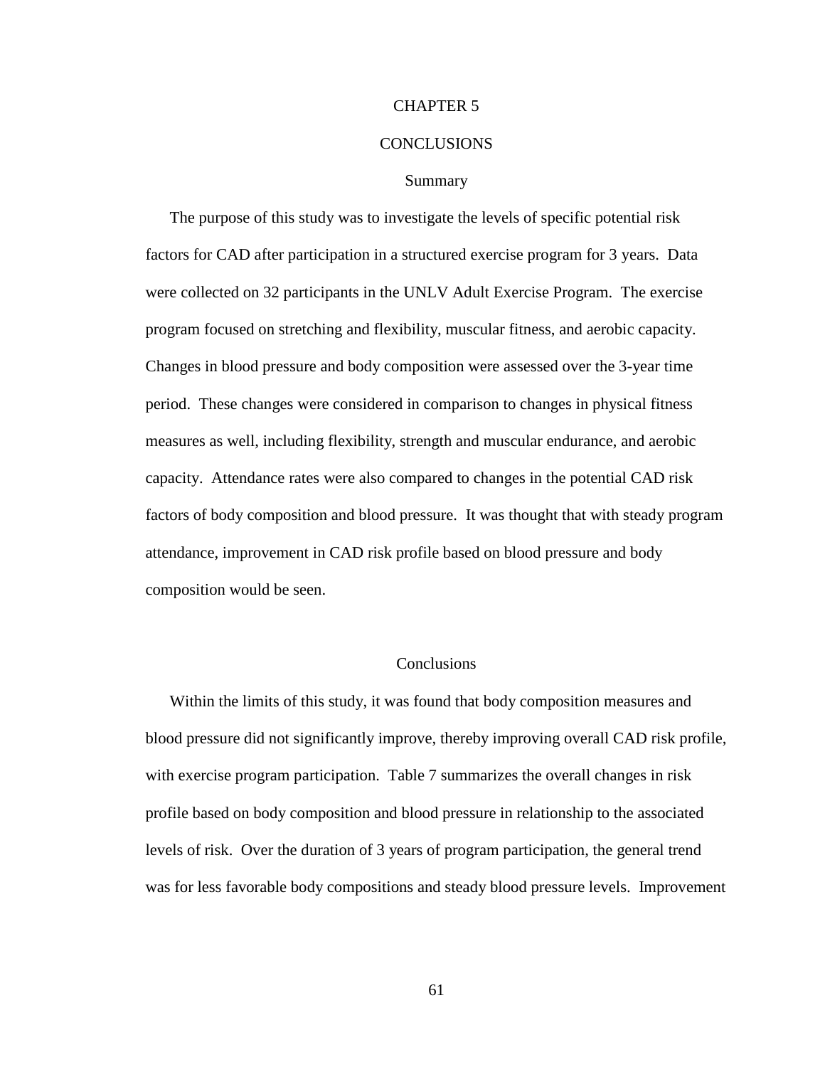# CHAPTER 5

# CONCLUSIONS

## Summary

The purpose of this study was to investigate the levels of specific potential risk factors for CAD after participation in a structured exercise program for 3 years. Data were collected on 32 participants in the UNLV Adult Exercise Program. The exercise program focused on stretching and flexibility, muscular fitness, and aerobic capacity. Changes in blood pressure and body composition were assessed over the 3-year time period. These changes were considered in comparison to changes in physical fitness measures as well, including flexibility, strength and muscular endurance, and aerobic capacity. Attendance rates were also compared to changes in the potential CAD risk factors of body composition and blood pressure. It was thought that with steady program attendance, improvement in CAD risk profile based on blood pressure and body composition would be seen.

## Conclusions

Within the limits of this study, it was found that body composition measures and blood pressure did not significantly improve, thereby improving overall CAD risk profile, with exercise program participation. Table 7 summarizes the overall changes in risk profile based on body composition and blood pressure in relationship to the associated levels of risk. Over the duration of 3 years of program participation, the general trend was for less favorable body compositions and steady blood pressure levels. Improvement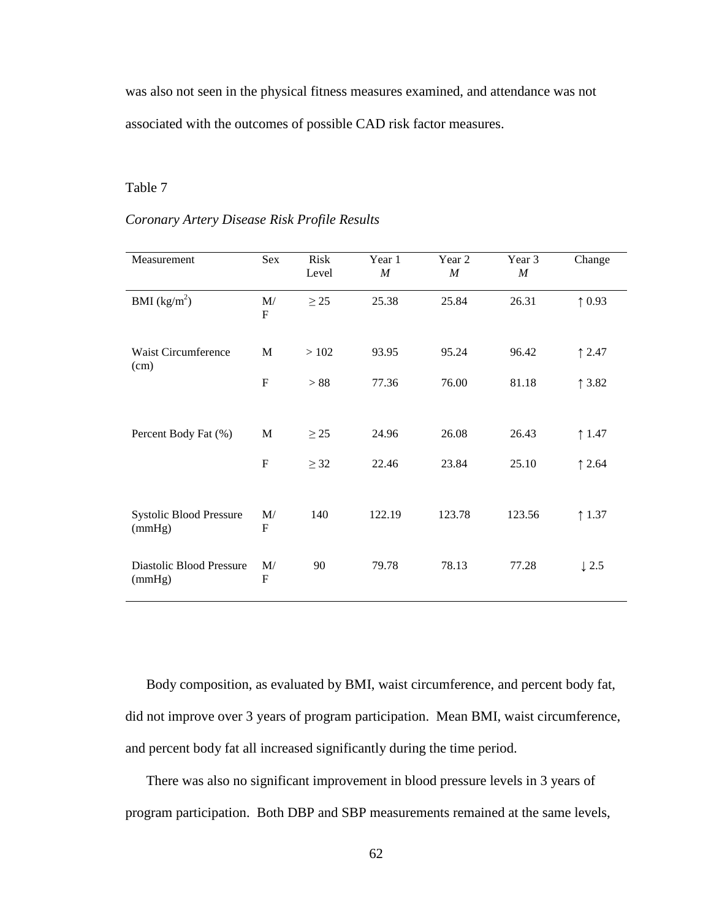was also not seen in the physical fitness measures examined, and attendance was not associated with the outcomes of possible CAD risk factor measures.

Table 7

*Coronary Artery Disease Risk Profile Results*

| Measurement | Sex | Risk Level | Year 1 *M* | Year 2 *M* | Year 3 *M* | Change |
|---|---|---|---|---|---|---|
| BMI ($kg/m^2$) | M/F | ≥ 25 | 25.38 | 25.84 | 26.31 | ↑ 0.93 |
| Waist Circumference (cm) | M | > 102 | 93.95 | 95.24 | 96.42 | ↑ 2.47 |
| | F | > 88 | 77.36 | 76.00 | 81.18 | ↑ 3.82 |
| Percent Body Fat (%) | M | ≥ 25 | 24.96 | 26.08 | 26.43 | ↑ 1.47 |
| | F | ≥ 32 | 22.46 | 23.84 | 25.10 | ↑ 2.64 |
| Systolic Blood Pressure (mmHg) | M/F | 140 | 122.19 | 123.78 | 123.56 | ↑ 1.37 |
| Diastolic Blood Pressure (mmHg) | M/F | 90 | 79.78 | 78.13 | 77.28 | ↓ 2.5 |

Body composition, as evaluated by BMI, waist circumference, and percent body fat, did not improve over 3 years of program participation. Mean BMI, waist circumference, and percent body fat all increased significantly during the time period.

There was also no significant improvement in blood pressure levels in 3 years of program participation. Both DBP and SBP measurements remained at the same levels,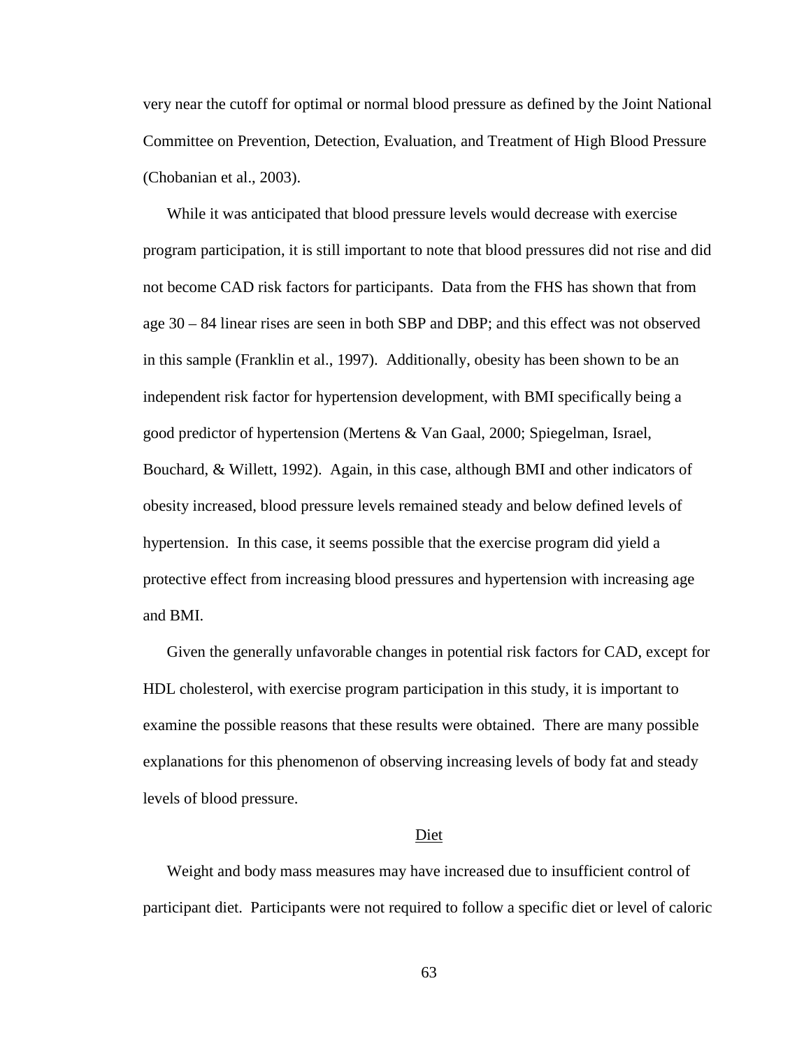very near the cutoff for optimal or normal blood pressure as defined by the Joint National Committee on Prevention, Detection, Evaluation, and Treatment of High Blood Pressure (Chobanian et al., 2003).

While it was anticipated that blood pressure levels would decrease with exercise program participation, it is still important to note that blood pressures did not rise and did not become CAD risk factors for participants. Data from the FHS has shown that from age 30 – 84 linear rises are seen in both SBP and DBP; and this effect was not observed in this sample (Franklin et al., 1997). Additionally, obesity has been shown to be an independent risk factor for hypertension development, with BMI specifically being a good predictor of hypertension (Mertens & Van Gaal, 2000; Spiegelman, Israel, Bouchard, & Willett, 1992). Again, in this case, although BMI and other indicators of obesity increased, blood pressure levels remained steady and below defined levels of hypertension. In this case, it seems possible that the exercise program did yield a protective effect from increasing blood pressures and hypertension with increasing age and BMI.

Given the generally unfavorable changes in potential risk factors for CAD, except for HDL cholesterol, with exercise program participation in this study, it is important to examine the possible reasons that these results were obtained. There are many possible explanations for this phenomenon of observing increasing levels of body fat and steady levels of blood pressure.

## Diet

Weight and body mass measures may have increased due to insufficient control of participant diet. Participants were not required to follow a specific diet or level of caloric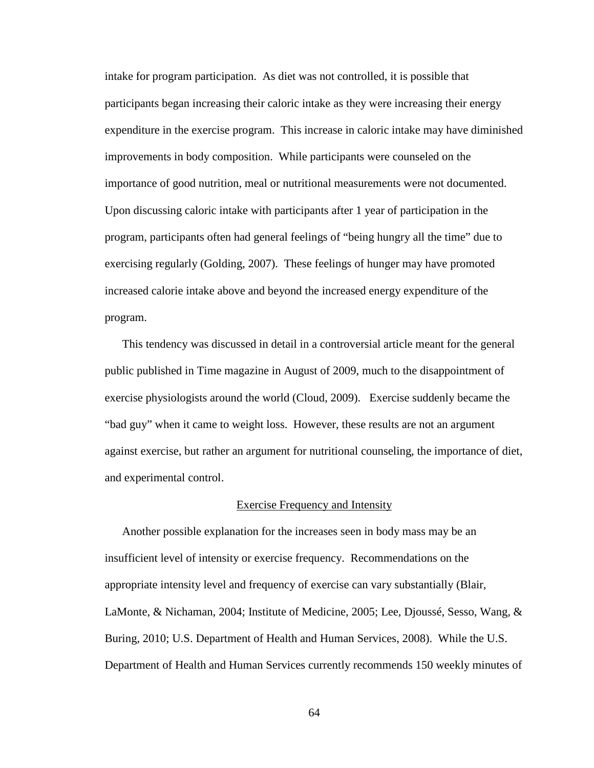intake for program participation. As diet was not controlled, it is possible that participants began increasing their caloric intake as they were increasing their energy expenditure in the exercise program. This increase in caloric intake may have diminished improvements in body composition. While participants were counseled on the importance of good nutrition, meal or nutritional measurements were not documented. Upon discussing caloric intake with participants after 1 year of participation in the program, participants often had general feelings of "being hungry all the time" due to exercising regularly (Golding, 2007). These feelings of hunger may have promoted increased calorie intake above and beyond the increased energy expenditure of the program.

This tendency was discussed in detail in a controversial article meant for the general public published in Time magazine in August of 2009, much to the disappointment of exercise physiologists around the world (Cloud, 2009). Exercise suddenly became the "bad guy" when it came to weight loss. However, these results are not an argument against exercise, but rather an argument for nutritional counseling, the importance of diet, and experimental control.

## Exercise Frequency and Intensity

Another possible explanation for the increases seen in body mass may be an insufficient level of intensity or exercise frequency. Recommendations on the appropriate intensity level and frequency of exercise can vary substantially (Blair, LaMonte, & Nichaman, 2004; Institute of Medicine, 2005; Lee, Djoussé, Sesso, Wang, & Buring, 2010; U.S. Department of Health and Human Services, 2008). While the U.S. Department of Health and Human Services currently recommends 150 weekly minutes of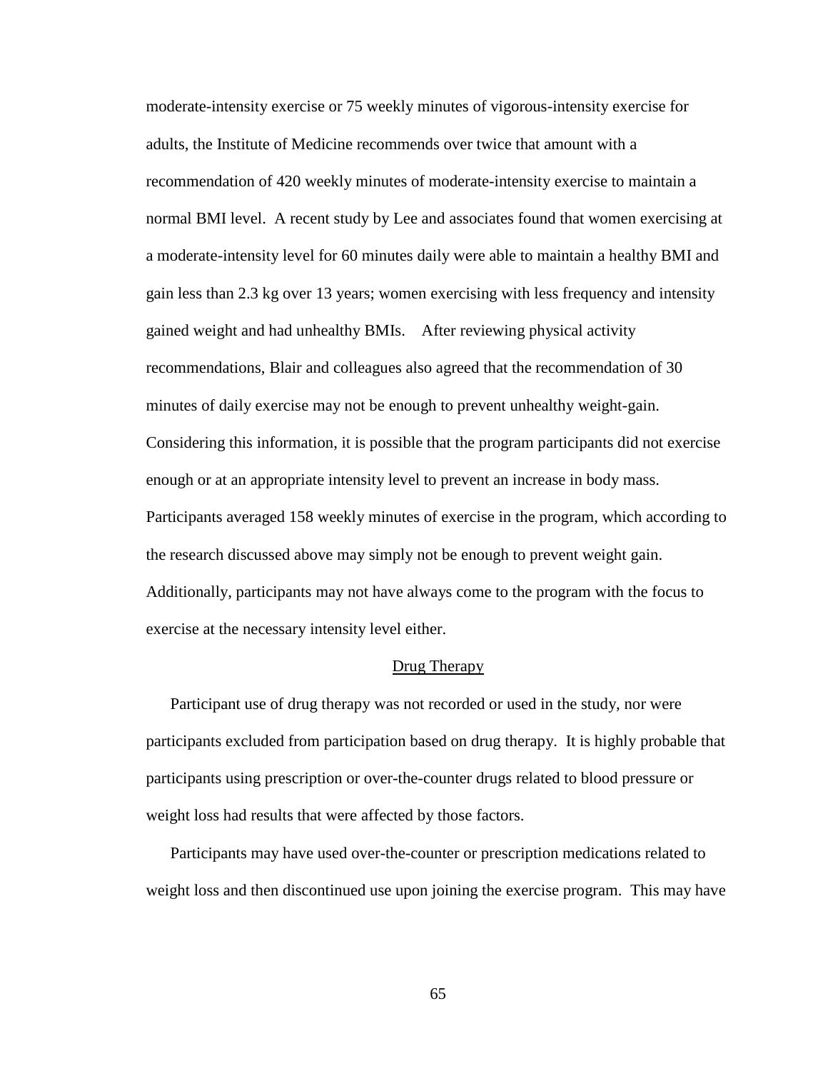moderate-intensity exercise or 75 weekly minutes of vigorous-intensity exercise for adults, the Institute of Medicine recommends over twice that amount with a recommendation of 420 weekly minutes of moderate-intensity exercise to maintain a normal BMI level. A recent study by Lee and associates found that women exercising at a moderate-intensity level for 60 minutes daily were able to maintain a healthy BMI and gain less than 2.3 kg over 13 years; women exercising with less frequency and intensity gained weight and had unhealthy BMIs. After reviewing physical activity recommendations, Blair and colleagues also agreed that the recommendation of 30 minutes of daily exercise may not be enough to prevent unhealthy weight-gain. Considering this information, it is possible that the program participants did not exercise enough or at an appropriate intensity level to prevent an increase in body mass. Participants averaged 158 weekly minutes of exercise in the program, which according to the research discussed above may simply not be enough to prevent weight gain. Additionally, participants may not have always come to the program with the focus to exercise at the necessary intensity level either.

## Drug Therapy

Participant use of drug therapy was not recorded or used in the study, nor were participants excluded from participation based on drug therapy. It is highly probable that participants using prescription or over-the-counter drugs related to blood pressure or weight loss had results that were affected by those factors.

Participants may have used over-the-counter or prescription medications related to weight loss and then discontinued use upon joining the exercise program. This may have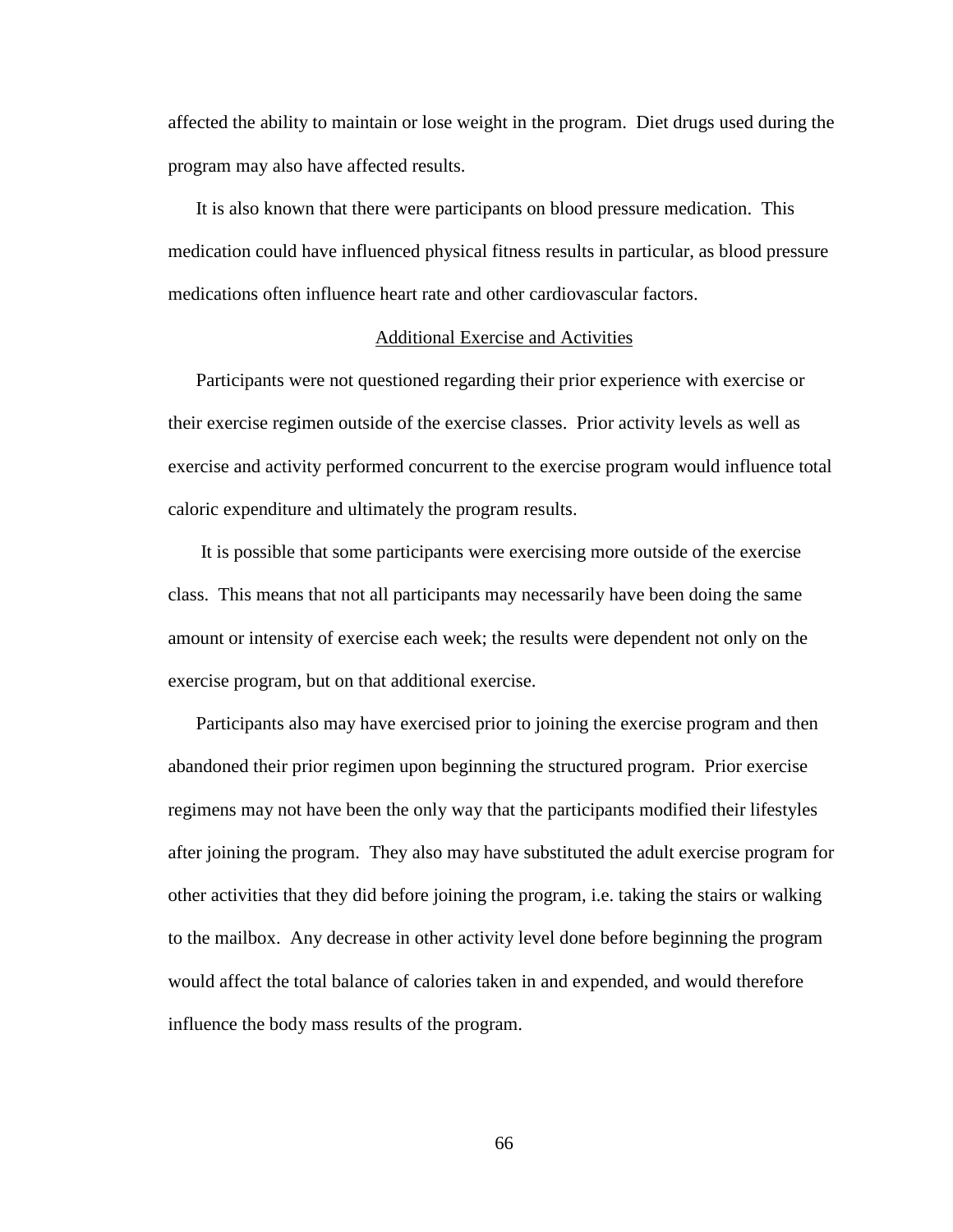affected the ability to maintain or lose weight in the program. Diet drugs used during the program may also have affected results.

It is also known that there were participants on blood pressure medication. This medication could have influenced physical fitness results in particular, as blood pressure medications often influence heart rate and other cardiovascular factors.

### Additional Exercise and Activities

Participants were not questioned regarding their prior experience with exercise or their exercise regimen outside of the exercise classes. Prior activity levels as well as exercise and activity performed concurrent to the exercise program would influence total caloric expenditure and ultimately the program results.

It is possible that some participants were exercising more outside of the exercise class. This means that not all participants may necessarily have been doing the same amount or intensity of exercise each week; the results were dependent not only on the exercise program, but on that additional exercise.

Participants also may have exercised prior to joining the exercise program and then abandoned their prior regimen upon beginning the structured program. Prior exercise regimens may not have been the only way that the participants modified their lifestyles after joining the program. They also may have substituted the adult exercise program for other activities that they did before joining the program, i.e. taking the stairs or walking to the mailbox. Any decrease in other activity level done before beginning the program would affect the total balance of calories taken in and expended, and would therefore influence the body mass results of the program.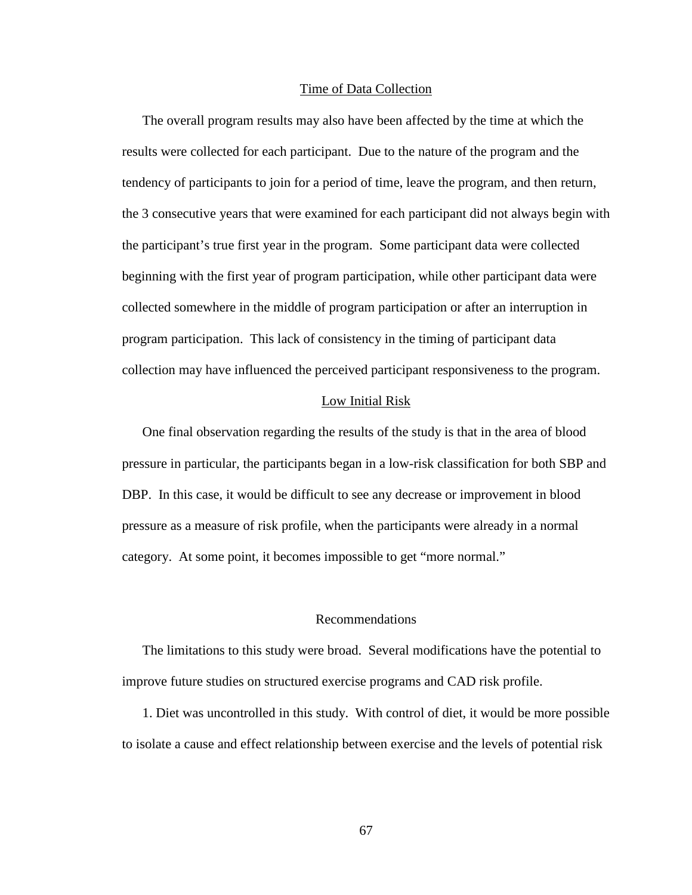### Time of Data Collection

The overall program results may also have been affected by the time at which the results were collected for each participant. Due to the nature of the program and the tendency of participants to join for a period of time, leave the program, and then return, the 3 consecutive years that were examined for each participant did not always begin with the participant's true first year in the program. Some participant data were collected beginning with the first year of program participation, while other participant data were collected somewhere in the middle of program participation or after an interruption in program participation. This lack of consistency in the timing of participant data collection may have influenced the perceived participant responsiveness to the program.

### Low Initial Risk

One final observation regarding the results of the study is that in the area of blood pressure in particular, the participants began in a low-risk classification for both SBP and DBP. In this case, it would be difficult to see any decrease or improvement in blood pressure as a measure of risk profile, when the participants were already in a normal category. At some point, it becomes impossible to get "more normal."

## Recommendations

The limitations to this study were broad. Several modifications have the potential to improve future studies on structured exercise programs and CAD risk profile.

1. Diet was uncontrolled in this study. With control of diet, it would be more possible to isolate a cause and effect relationship between exercise and the levels of potential risk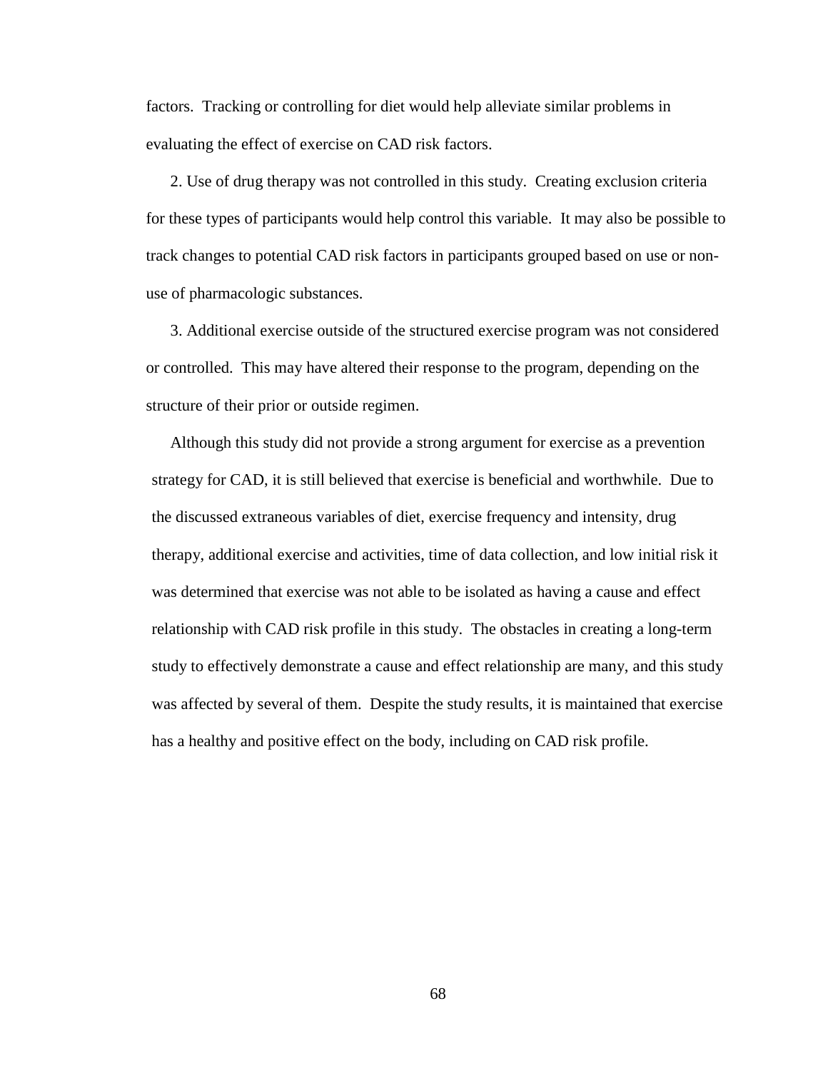factors. Tracking or controlling for diet would help alleviate similar problems in evaluating the effect of exercise on CAD risk factors.

2. Use of drug therapy was not controlled in this study. Creating exclusion criteria for these types of participants would help control this variable. It may also be possible to track changes to potential CAD risk factors in participants grouped based on use or non-use of pharmacologic substances.

3. Additional exercise outside of the structured exercise program was not considered or controlled. This may have altered their response to the program, depending on the structure of their prior or outside regimen.

Although this study did not provide a strong argument for exercise as a prevention strategy for CAD, it is still believed that exercise is beneficial and worthwhile. Due to the discussed extraneous variables of diet, exercise frequency and intensity, drug therapy, additional exercise and activities, time of data collection, and low initial risk it was determined that exercise was not able to be isolated as having a cause and effect relationship with CAD risk profile in this study. The obstacles in creating a long-term study to effectively demonstrate a cause and effect relationship are many, and this study was affected by several of them. Despite the study results, it is maintained that exercise has a healthy and positive effect on the body, including on CAD risk profile.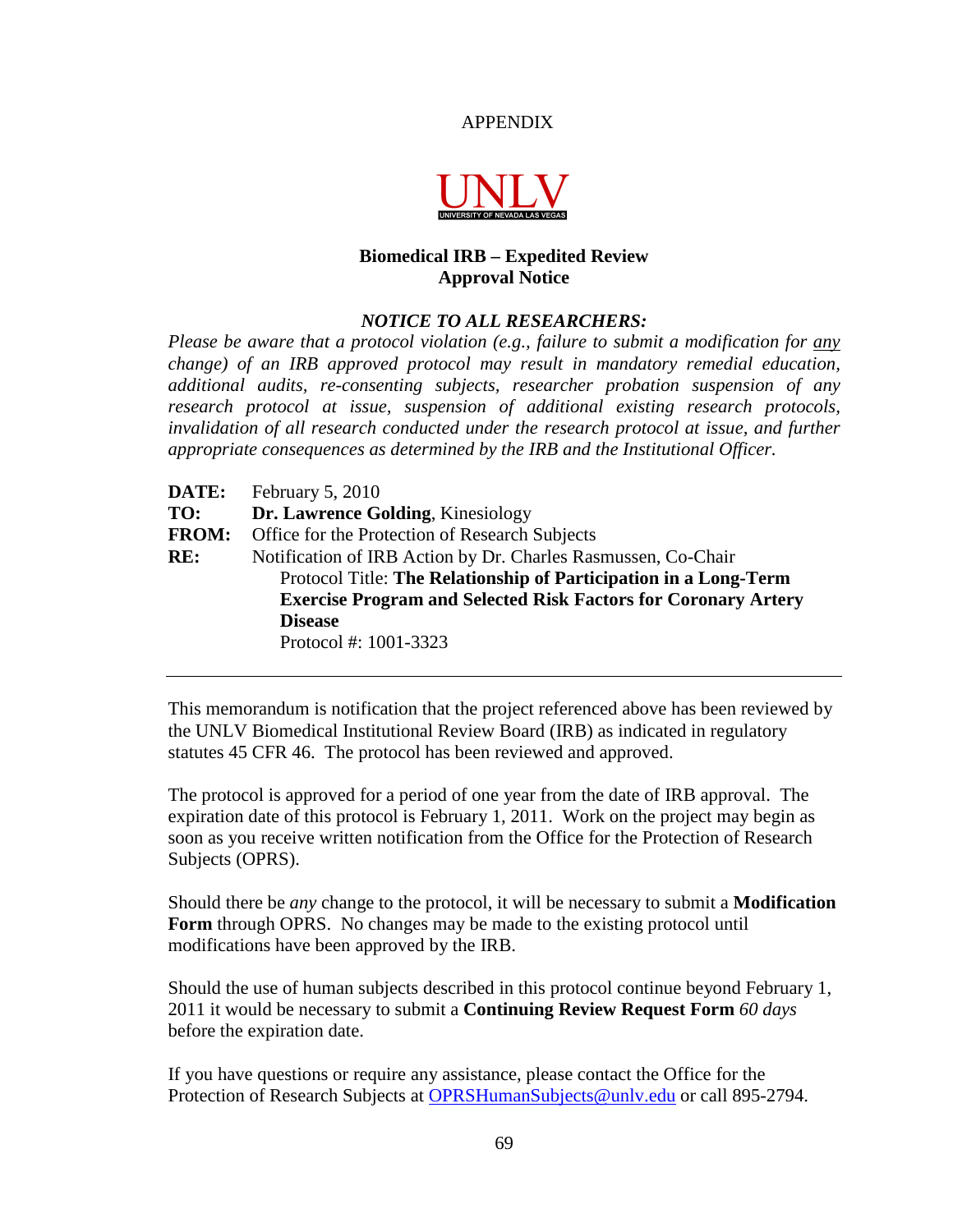APPENDIX

UNLV

UNIVERSITY OF NEVADA LAS VEGAS

**Biomedical IRB – Expedited Review**
**Approval Notice**

***NOTICE TO ALL RESEARCHERS:***

*Please be aware that a protocol violation (e.g., failure to submit a modification for* <u>*any*</u> *change) of an IRB approved protocol may result in mandatory remedial education, additional audits, re-consenting subjects, researcher probation suspension of any research protocol at issue, suspension of additional existing research protocols, invalidation of all research conducted under the research protocol at issue, and further appropriate consequences as determined by the IRB and the Institutional Officer.*

**DATE:** February 5, 2010
**TO:** **Dr. Lawrence Golding**, Kinesiology
**FROM:** Office for the Protection of Research Subjects
**RE:** Notification of IRB Action by Dr. Charles Rasmussen, Co-Chair
Protocol Title: **The Relationship of Participation in a Long-Term Exercise Program and Selected Risk Factors for Coronary Artery Disease**
Protocol #: 1001-3323

---

This memorandum is notification that the project referenced above has been reviewed by the UNLV Biomedical Institutional Review Board (IRB) as indicated in regulatory statutes 45 CFR 46. The protocol has been reviewed and approved.

The protocol is approved for a period of one year from the date of IRB approval. The expiration date of this protocol is February 1, 2011. Work on the project may begin as soon as you receive written notification from the Office for the Protection of Research Subjects (OPRS).

Should there be *any* change to the protocol, it will be necessary to submit a **Modification Form** through OPRS. No changes may be made to the existing protocol until modifications have been approved by the IRB.

Should the use of human subjects described in this protocol continue beyond February 1, 2011 it would be necessary to submit a **Continuing Review Request Form** *60 days* before the expiration date.

If you have questions or require any assistance, please contact the Office for the Protection of Research Subjects at OPRSHumanSubjects@unlv.edu or call 895-2794.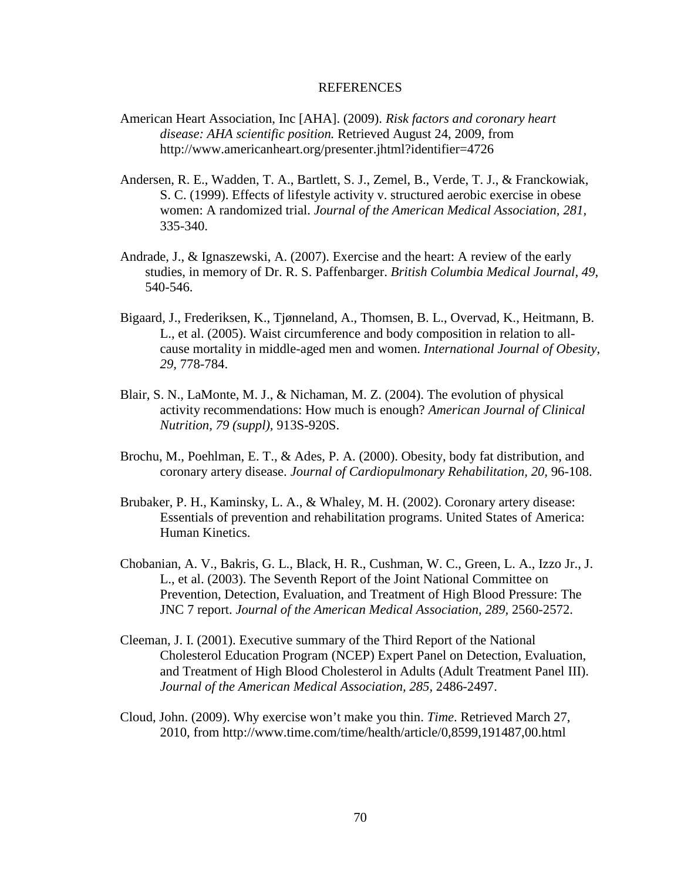# REFERENCES

American Heart Association, Inc [AHA]. (2009). *Risk factors and coronary heart disease: AHA scientific position.* Retrieved August 24, 2009, from http://www.americanheart.org/presenter.jhtml?identifier=4726

Andersen, R. E., Wadden, T. A., Bartlett, S. J., Zemel, B., Verde, T. J., & Franckowiak, S. C. (1999). Effects of lifestyle activity v. structured aerobic exercise in obese women: A randomized trial. *Journal of the American Medical Association, 281,* 335-340.

Andrade, J., & Ignaszewski, A. (2007). Exercise and the heart: A review of the early studies, in memory of Dr. R. S. Paffenbarger. *British Columbia Medical Journal, 49,* 540-546.

Bigaard, J., Frederiksen, K., Tjønneland, A., Thomsen, B. L., Overvad, K., Heitmann, B. L., et al. (2005). Waist circumference and body composition in relation to all-cause mortality in middle-aged men and women. *International Journal of Obesity, 29,* 778-784.

Blair, S. N., LaMonte, M. J., & Nichaman, M. Z. (2004). The evolution of physical activity recommendations: How much is enough? *American Journal of Clinical Nutrition, 79 (suppl),* 913S-920S.

Brochu, M., Poehlman, E. T., & Ades, P. A. (2000). Obesity, body fat distribution, and coronary artery disease. *Journal of Cardiopulmonary Rehabilitation, 20,* 96-108.

Brubaker, P. H., Kaminsky, L. A., & Whaley, M. H. (2002). Coronary artery disease: Essentials of prevention and rehabilitation programs. United States of America: Human Kinetics.

Chobanian, A. V., Bakris, G. L., Black, H. R., Cushman, W. C., Green, L. A., Izzo Jr., J. L., et al. (2003). The Seventh Report of the Joint National Committee on Prevention, Detection, Evaluation, and Treatment of High Blood Pressure: The JNC 7 report. *Journal of the American Medical Association, 289,* 2560-2572.

Cleeman, J. I. (2001). Executive summary of the Third Report of the National Cholesterol Education Program (NCEP) Expert Panel on Detection, Evaluation, and Treatment of High Blood Cholesterol in Adults (Adult Treatment Panel III). *Journal of the American Medical Association, 285,* 2486-2497.

Cloud, John. (2009). Why exercise won't make you thin. *Time*. Retrieved March 27, 2010, from http://www.time.com/time/health/article/0,8599,191487,00.html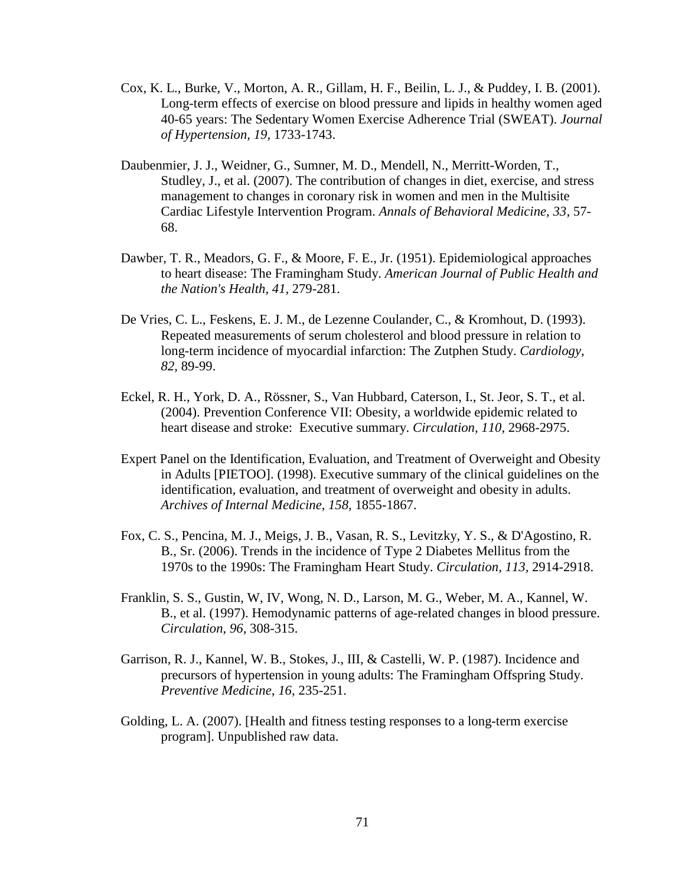Cox, K. L., Burke, V., Morton, A. R., Gillam, H. F., Beilin, L. J., & Puddey, I. B. (2001). Long-term effects of exercise on blood pressure and lipids in healthy women aged 40-65 years: The Sedentary Women Exercise Adherence Trial (SWEAT). *Journal of Hypertension, 19,* 1733-1743.

Daubenmier, J. J., Weidner, G., Sumner, M. D., Mendell, N., Merritt-Worden, T., Studley, J., et al. (2007). The contribution of changes in diet, exercise, and stress management to changes in coronary risk in women and men in the Multisite Cardiac Lifestyle Intervention Program. *Annals of Behavioral Medicine, 33,* 57-68.

Dawber, T. R., Meadors, G. F., & Moore, F. E., Jr. (1951). Epidemiological approaches to heart disease: The Framingham Study. *American Journal of Public Health and the Nation's Health, 41,* 279-281.

De Vries, C. L., Feskens, E. J. M., de Lezenne Coulander, C., & Kromhout, D. (1993). Repeated measurements of serum cholesterol and blood pressure in relation to long-term incidence of myocardial infarction: The Zutphen Study. *Cardiology, 82,* 89-99.

Eckel, R. H., York, D. A., Rössner, S., Van Hubbard, Caterson, I., St. Jeor, S. T., et al. (2004). Prevention Conference VII: Obesity, a worldwide epidemic related to heart disease and stroke: Executive summary. *Circulation, 110,* 2968-2975.

Expert Panel on the Identification, Evaluation, and Treatment of Overweight and Obesity in Adults [PIETOO]. (1998). Executive summary of the clinical guidelines on the identification, evaluation, and treatment of overweight and obesity in adults. *Archives of Internal Medicine, 158,* 1855-1867.

Fox, C. S., Pencina, M. J., Meigs, J. B., Vasan, R. S., Levitzky, Y. S., & D'Agostino, R. B., Sr. (2006). Trends in the incidence of Type 2 Diabetes Mellitus from the 1970s to the 1990s: The Framingham Heart Study. *Circulation, 113,* 2914-2918.

Franklin, S. S., Gustin, W, IV, Wong, N. D., Larson, M. G., Weber, M. A., Kannel, W. B., et al. (1997). Hemodynamic patterns of age-related changes in blood pressure. *Circulation, 96,* 308-315.

Garrison, R. J., Kannel, W. B., Stokes, J., III, & Castelli, W. P. (1987). Incidence and precursors of hypertension in young adults: The Framingham Offspring Study. *Preventive Medicine, 16,* 235-251.

Golding, L. A. (2007). [Health and fitness testing responses to a long-term exercise program]. Unpublished raw data.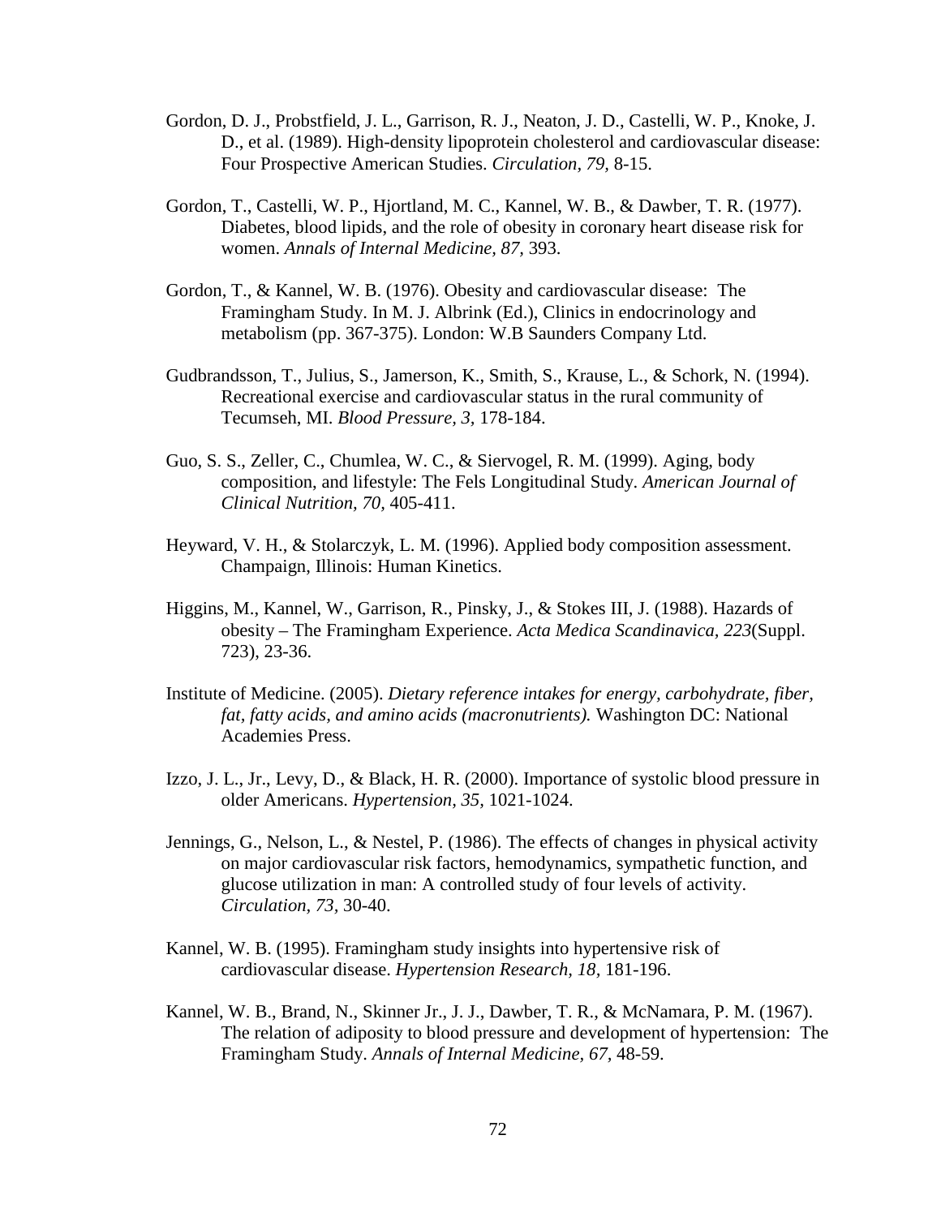Gordon, D. J., Probstfield, J. L., Garrison, R. J., Neaton, J. D., Castelli, W. P., Knoke, J. D., et al. (1989). High-density lipoprotein cholesterol and cardiovascular disease: Four Prospective American Studies. *Circulation, 79,* 8-15.

Gordon, T., Castelli, W. P., Hjortland, M. C., Kannel, W. B., & Dawber, T. R. (1977). Diabetes, blood lipids, and the role of obesity in coronary heart disease risk for women. *Annals of Internal Medicine, 87,* 393.

Gordon, T., & Kannel, W. B. (1976). Obesity and cardiovascular disease: The Framingham Study. In M. J. Albrink (Ed.), Clinics in endocrinology and metabolism (pp. 367-375). London: W.B Saunders Company Ltd.

Gudbrandsson, T., Julius, S., Jamerson, K., Smith, S., Krause, L., & Schork, N. (1994). Recreational exercise and cardiovascular status in the rural community of Tecumseh, MI. *Blood Pressure, 3,* 178-184.

Guo, S. S., Zeller, C., Chumlea, W. C., & Siervogel, R. M. (1999). Aging, body composition, and lifestyle: The Fels Longitudinal Study. *American Journal of Clinical Nutrition, 70,* 405-411.

Heyward, V. H., & Stolarczyk, L. M. (1996). Applied body composition assessment. Champaign, Illinois: Human Kinetics.

Higgins, M., Kannel, W., Garrison, R., Pinsky, J., & Stokes III, J. (1988). Hazards of obesity – The Framingham Experience. *Acta Medica Scandinavica, 223*(Suppl. 723), 23-36.

Institute of Medicine. (2005). *Dietary reference intakes for energy, carbohydrate, fiber, fat, fatty acids, and amino acids (macronutrients).* Washington DC: National Academies Press.

Izzo, J. L., Jr., Levy, D., & Black, H. R. (2000). Importance of systolic blood pressure in older Americans. *Hypertension, 35,* 1021-1024.

Jennings, G., Nelson, L., & Nestel, P. (1986). The effects of changes in physical activity on major cardiovascular risk factors, hemodynamics, sympathetic function, and glucose utilization in man: A controlled study of four levels of activity. *Circulation, 73,* 30-40.

Kannel, W. B. (1995). Framingham study insights into hypertensive risk of cardiovascular disease. *Hypertension Research, 18,* 181-196.

Kannel, W. B., Brand, N., Skinner Jr., J. J., Dawber, T. R., & McNamara, P. M. (1967). The relation of adiposity to blood pressure and development of hypertension: The Framingham Study. *Annals of Internal Medicine, 67,* 48-59.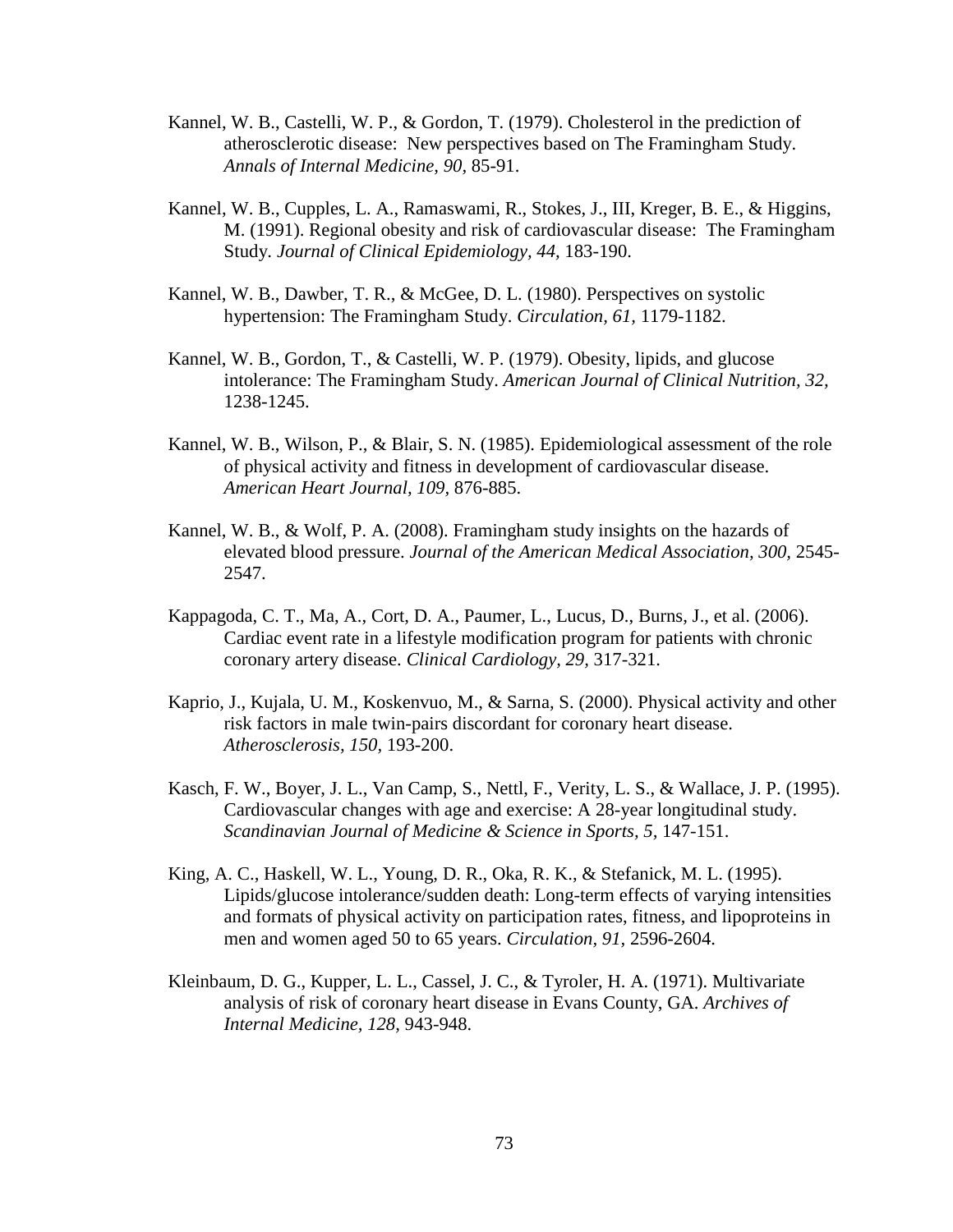Kannel, W. B., Castelli, W. P., & Gordon, T. (1979). Cholesterol in the prediction of atherosclerotic disease: New perspectives based on The Framingham Study. *Annals of Internal Medicine, 90*, 85-91.

Kannel, W. B., Cupples, L. A., Ramaswami, R., Stokes, J., III, Kreger, B. E., & Higgins, M. (1991). Regional obesity and risk of cardiovascular disease: The Framingham Study. *Journal of Clinical Epidemiology, 44,* 183-190.

Kannel, W. B., Dawber, T. R., & McGee, D. L. (1980). Perspectives on systolic hypertension: The Framingham Study. *Circulation, 61,* 1179-1182.

Kannel, W. B., Gordon, T., & Castelli, W. P. (1979). Obesity, lipids, and glucose intolerance: The Framingham Study. *American Journal of Clinical Nutrition, 32,* 1238-1245.

Kannel, W. B., Wilson, P., & Blair, S. N. (1985). Epidemiological assessment of the role of physical activity and fitness in development of cardiovascular disease. *American Heart Journal, 109,* 876-885.

Kannel, W. B., & Wolf, P. A. (2008). Framingham study insights on the hazards of elevated blood pressure. *Journal of the American Medical Association, 300*, 2545-2547.

Kappagoda, C. T., Ma, A., Cort, D. A., Paumer, L., Lucus, D., Burns, J., et al. (2006). Cardiac event rate in a lifestyle modification program for patients with chronic coronary artery disease. *Clinical Cardiology, 29,* 317-321.

Kaprio, J., Kujala, U. M., Koskenvuo, M., & Sarna, S. (2000). Physical activity and other risk factors in male twin-pairs discordant for coronary heart disease. *Atherosclerosis, 150,* 193-200.

Kasch, F. W., Boyer, J. L., Van Camp, S., Nettl, F., Verity, L. S., & Wallace, J. P. (1995). Cardiovascular changes with age and exercise: A 28-year longitudinal study. *Scandinavian Journal of Medicine & Science in Sports, 5,* 147-151.

King, A. C., Haskell, W. L., Young, D. R., Oka, R. K., & Stefanick, M. L. (1995). Lipids/glucose intolerance/sudden death: Long-term effects of varying intensities and formats of physical activity on participation rates, fitness, and lipoproteins in men and women aged 50 to 65 years. *Circulation, 91*, 2596-2604.

Kleinbaum, D. G., Kupper, L. L., Cassel, J. C., & Tyroler, H. A. (1971). Multivariate analysis of risk of coronary heart disease in Evans County, GA. *Archives of Internal Medicine, 128,* 943-948.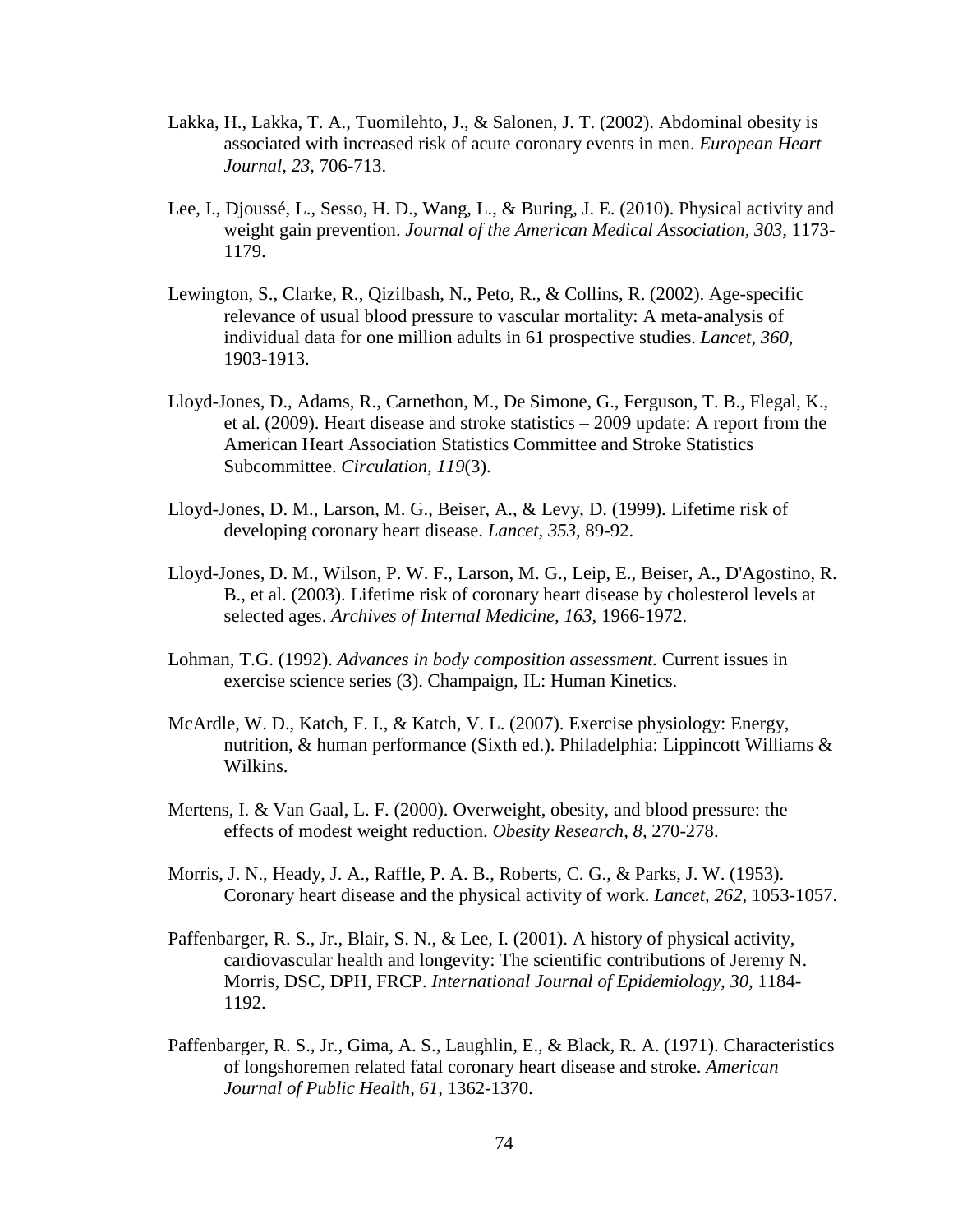Lakka, H., Lakka, T. A., Tuomilehto, J., & Salonen, J. T. (2002). Abdominal obesity is associated with increased risk of acute coronary events in men. *European Heart Journal, 23,* 706-713.

Lee, I., Djoussé, L., Sesso, H. D., Wang, L., & Buring, J. E. (2010). Physical activity and weight gain prevention. *Journal of the American Medical Association, 303,* 1173-1179.

Lewington, S., Clarke, R., Qizilbash, N., Peto, R., & Collins, R. (2002). Age-specific relevance of usual blood pressure to vascular mortality: A meta-analysis of individual data for one million adults in 61 prospective studies. *Lancet, 360,* 1903-1913.

Lloyd-Jones, D., Adams, R., Carnethon, M., De Simone, G., Ferguson, T. B., Flegal, K., et al. (2009). Heart disease and stroke statistics – 2009 update: A report from the American Heart Association Statistics Committee and Stroke Statistics Subcommittee. *Circulation, 119*(3).

Lloyd-Jones, D. M., Larson, M. G., Beiser, A., & Levy, D. (1999). Lifetime risk of developing coronary heart disease. *Lancet, 353,* 89-92.

Lloyd-Jones, D. M., Wilson, P. W. F., Larson, M. G., Leip, E., Beiser, A., D'Agostino, R. B., et al. (2003). Lifetime risk of coronary heart disease by cholesterol levels at selected ages. *Archives of Internal Medicine, 163,* 1966-1972.

Lohman, T.G. (1992). *Advances in body composition assessment.* Current issues in exercise science series (3). Champaign, IL: Human Kinetics.

McArdle, W. D., Katch, F. I., & Katch, V. L. (2007). Exercise physiology: Energy, nutrition, & human performance (Sixth ed.). Philadelphia: Lippincott Williams & Wilkins.

Mertens, I. & Van Gaal, L. F. (2000). Overweight, obesity, and blood pressure: the effects of modest weight reduction. *Obesity Research, 8,* 270-278.

Morris, J. N., Heady, J. A., Raffle, P. A. B., Roberts, C. G., & Parks, J. W. (1953). Coronary heart disease and the physical activity of work. *Lancet, 262,* 1053-1057.

Paffenbarger, R. S., Jr., Blair, S. N., & Lee, I. (2001). A history of physical activity, cardiovascular health and longevity: The scientific contributions of Jeremy N. Morris, DSC, DPH, FRCP. *International Journal of Epidemiology, 30,* 1184-1192.

Paffenbarger, R. S., Jr., Gima, A. S., Laughlin, E., & Black, R. A. (1971). Characteristics of longshoremen related fatal coronary heart disease and stroke. *American Journal of Public Health, 61,* 1362-1370.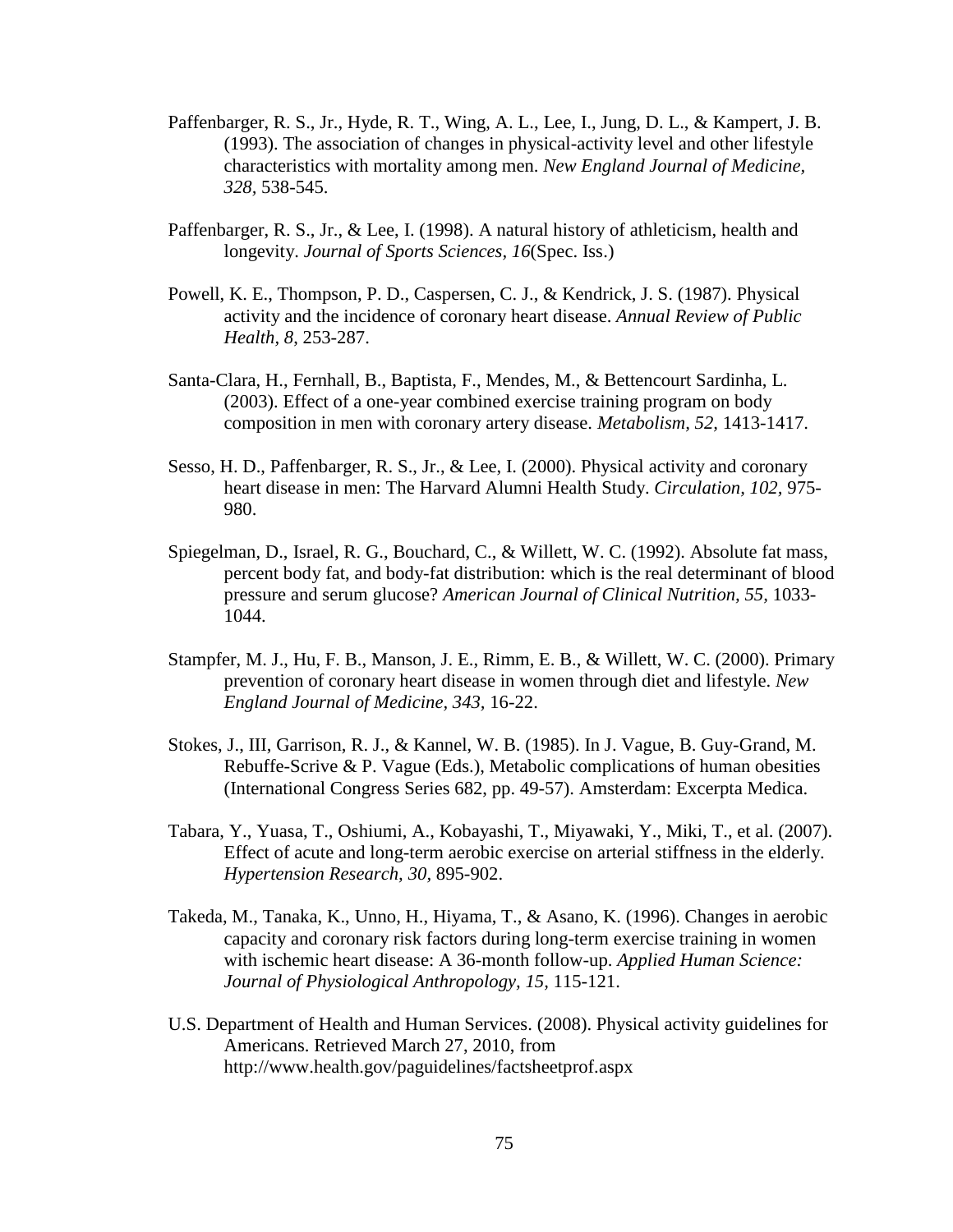Paffenbarger, R. S., Jr., Hyde, R. T., Wing, A. L., Lee, I., Jung, D. L., & Kampert, J. B. (1993). The association of changes in physical-activity level and other lifestyle characteristics with mortality among men. *New England Journal of Medicine, 328*, 538-545.

Paffenbarger, R. S., Jr., & Lee, I. (1998). A natural history of athleticism, health and longevity. *Journal of Sports Sciences, 16*(Spec. Iss.)

Powell, K. E., Thompson, P. D., Caspersen, C. J., & Kendrick, J. S. (1987). Physical activity and the incidence of coronary heart disease. *Annual Review of Public Health, 8*, 253-287.

Santa-Clara, H., Fernhall, B., Baptista, F., Mendes, M., & Bettencourt Sardinha, L. (2003). Effect of a one-year combined exercise training program on body composition in men with coronary artery disease. *Metabolism, 52,* 1413-1417.

Sesso, H. D., Paffenbarger, R. S., Jr., & Lee, I. (2000). Physical activity and coronary heart disease in men: The Harvard Alumni Health Study. *Circulation, 102,* 975-980.

Spiegelman, D., Israel, R. G., Bouchard, C., & Willett, W. C. (1992). Absolute fat mass, percent body fat, and body-fat distribution: which is the real determinant of blood pressure and serum glucose? *American Journal of Clinical Nutrition, 55,* 1033-1044.

Stampfer, M. J., Hu, F. B., Manson, J. E., Rimm, E. B., & Willett, W. C. (2000). Primary prevention of coronary heart disease in women through diet and lifestyle. *New England Journal of Medicine, 343*, 16-22.

Stokes, J., III, Garrison, R. J., & Kannel, W. B. (1985). In J. Vague, B. Guy-Grand, M. Rebuffe-Scrive & P. Vague (Eds.), Metabolic complications of human obesities (International Congress Series 682, pp. 49-57). Amsterdam: Excerpta Medica.

Tabara, Y., Yuasa, T., Oshiumi, A., Kobayashi, T., Miyawaki, Y., Miki, T., et al. (2007). Effect of acute and long-term aerobic exercise on arterial stiffness in the elderly. *Hypertension Research, 30,* 895-902.

Takeda, M., Tanaka, K., Unno, H., Hiyama, T., & Asano, K. (1996). Changes in aerobic capacity and coronary risk factors during long-term exercise training in women with ischemic heart disease: A 36-month follow-up. *Applied Human Science: Journal of Physiological Anthropology, 15*, 115-121.

U.S. Department of Health and Human Services. (2008). Physical activity guidelines for Americans. Retrieved March 27, 2010, from http://www.health.gov/paguidelines/factsheetprof.aspx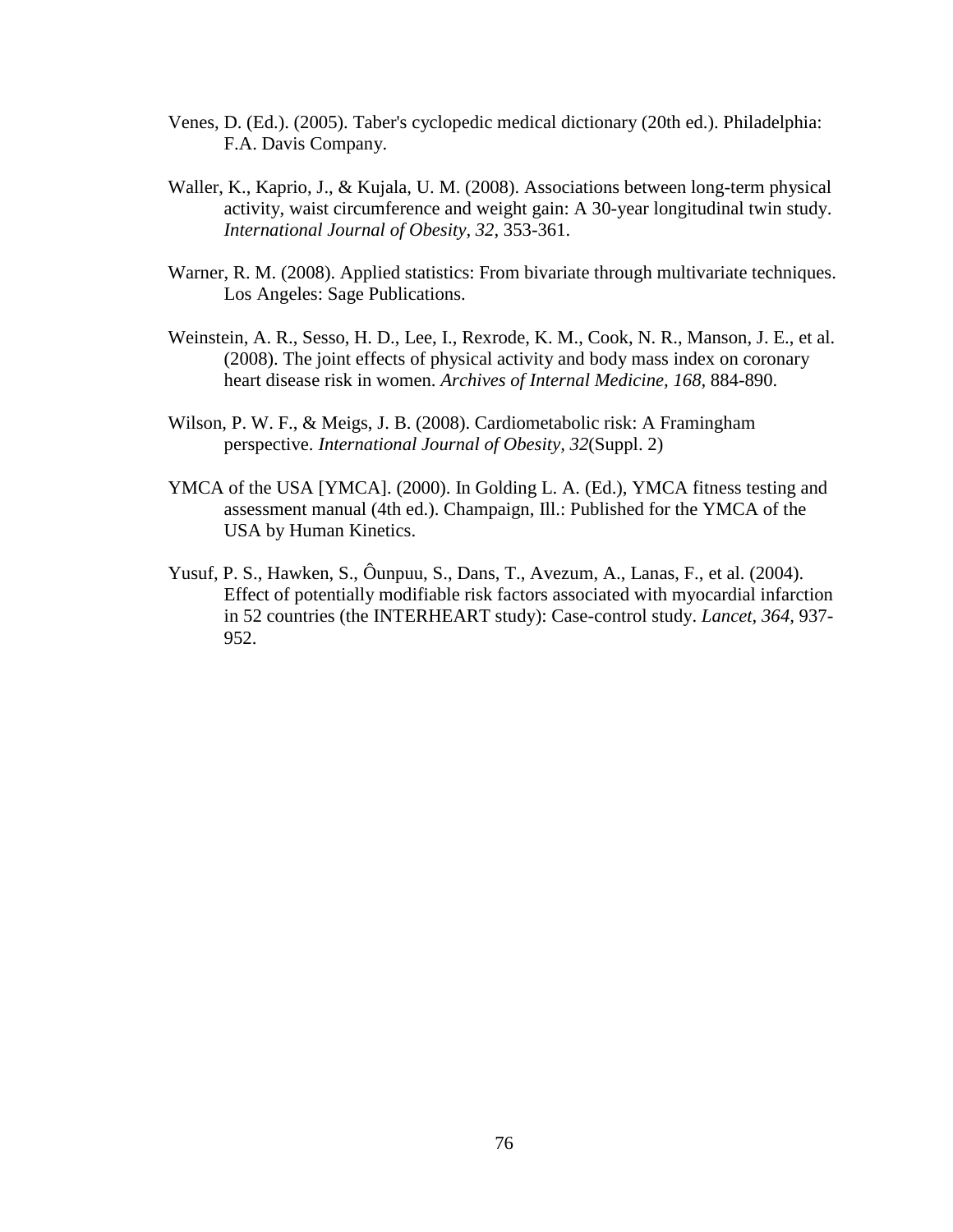Venes, D. (Ed.). (2005). Taber's cyclopedic medical dictionary (20th ed.). Philadelphia: F.A. Davis Company.

Waller, K., Kaprio, J., & Kujala, U. M. (2008). Associations between long-term physical activity, waist circumference and weight gain: A 30-year longitudinal twin study. *International Journal of Obesity, 32*, 353-361.

Warner, R. M. (2008). Applied statistics: From bivariate through multivariate techniques. Los Angeles: Sage Publications.

Weinstein, A. R., Sesso, H. D., Lee, I., Rexrode, K. M., Cook, N. R., Manson, J. E., et al. (2008). The joint effects of physical activity and body mass index on coronary heart disease risk in women. *Archives of Internal Medicine, 168*, 884-890.

Wilson, P. W. F., & Meigs, J. B. (2008). Cardiometabolic risk: A Framingham perspective. *International Journal of Obesity, 32*(Suppl. 2)

YMCA of the USA [YMCA]. (2000). In Golding L. A. (Ed.), YMCA fitness testing and assessment manual (4th ed.). Champaign, Ill.: Published for the YMCA of the USA by Human Kinetics.

Yusuf, P. S., Hawken, S., Ôunpuu, S., Dans, T., Avezum, A., Lanas, F., et al. (2004). Effect of potentially modifiable risk factors associated with myocardial infarction in 52 countries (the INTERHEART study): Case-control study. *Lancet, 364*, 937-952.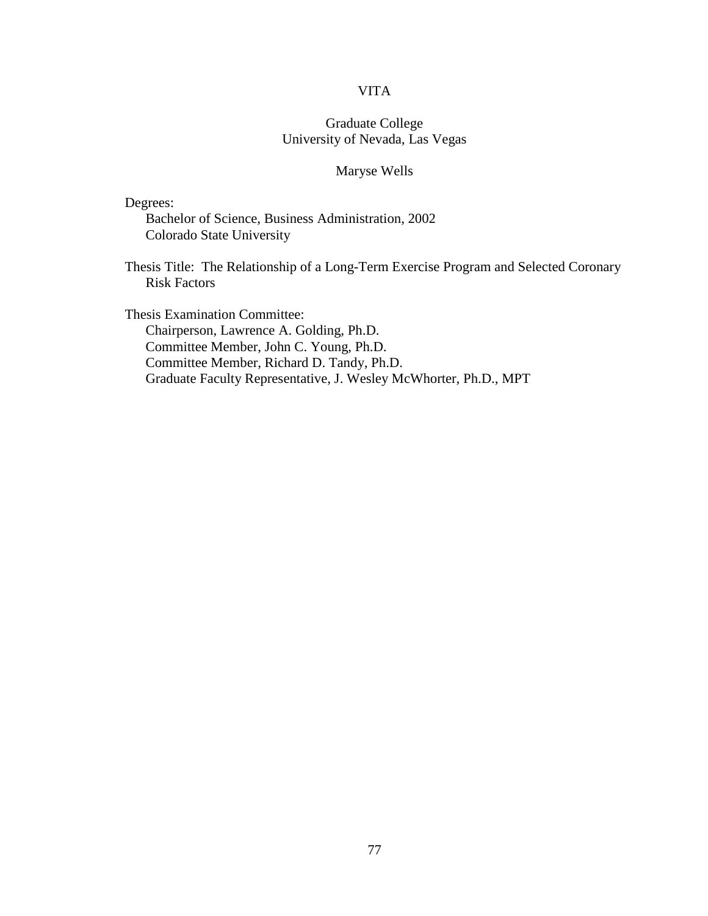# VITA

Graduate College
University of Nevada, Las Vegas

Maryse Wells

Degrees:
Bachelor of Science, Business Administration, 2002
Colorado State University

Thesis Title: The Relationship of a Long-Term Exercise Program and Selected Coronary Risk Factors

Thesis Examination Committee:
Chairperson, Lawrence A. Golding, Ph.D.
Committee Member, John C. Young, Ph.D.
Committee Member, Richard D. Tandy, Ph.D.
Graduate Faculty Representative, J. Wesley McWhorter, Ph.D., MPT